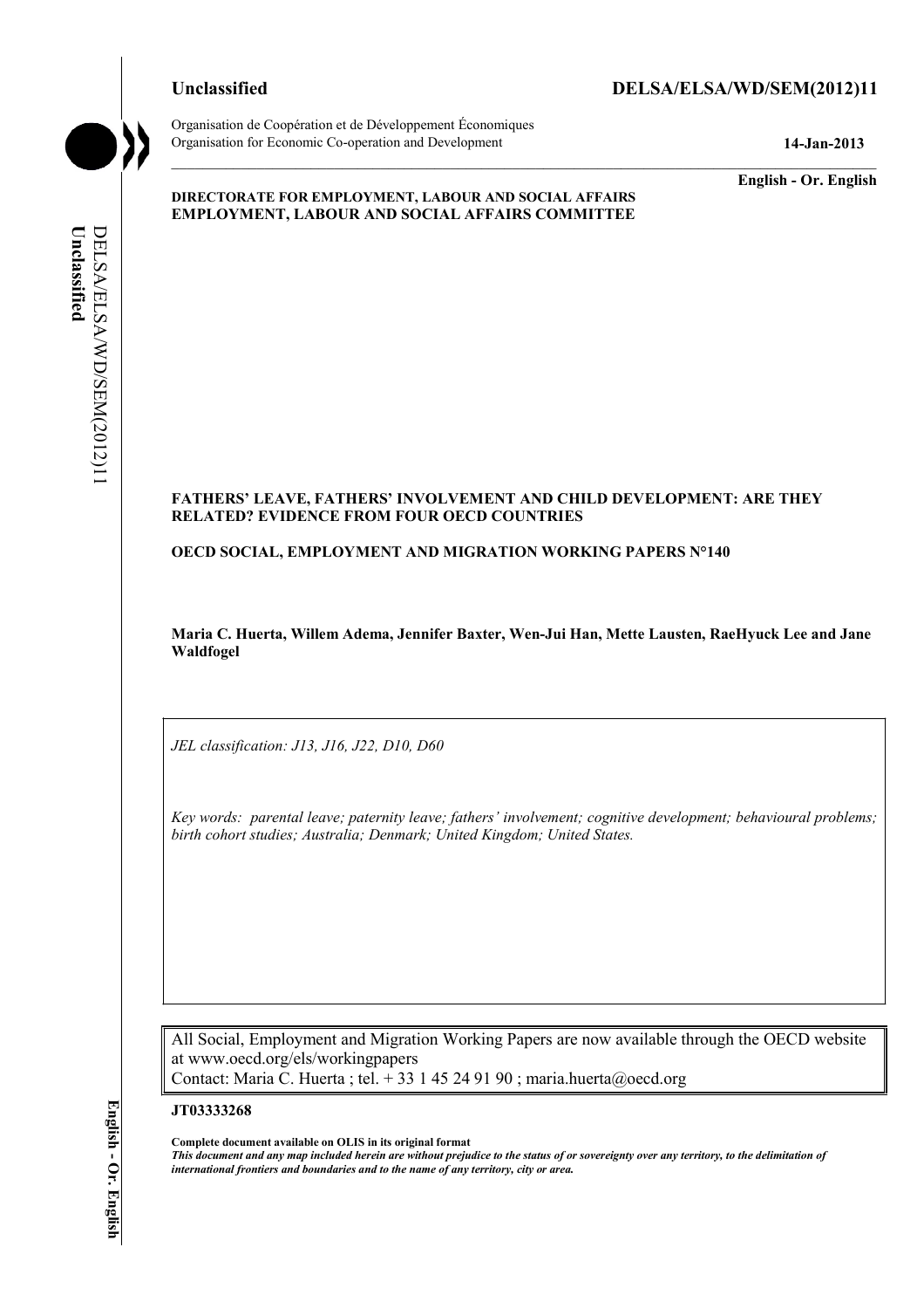Unclassified DELSA/ELSA/WD/SEM(2012)11

Organisation de Coopération et de Développement Économiques
Organisation for Economic Co-operation and Development

14-Jan-2013

English - Or. English

**DIRECTORATE FOR EMPLOYMENT, LABOUR AND SOCIAL AFFAIRS**
**EMPLOYMENT, LABOUR AND SOCIAL AFFAIRS COMMITTEE**

# FATHERS' LEAVE, FATHERS' INVOLVEMENT AND CHILD DEVELOPMENT: ARE THEY RELATED? EVIDENCE FROM FOUR OECD COUNTRIES

**OECD SOCIAL, EMPLOYMENT AND MIGRATION WORKING PAPERS N°140**

**Maria C. Huerta, Willem Adema, Jennifer Baxter, Wen-Jui Han, Mette Lausten, RaeHyuck Lee and Jane Waldfogel**

*JEL classification: J13, J16, J22, D10, D60*

*Key words: parental leave; paternity leave; fathers' involvement; cognitive development; behavioural problems; birth cohort studies; Australia; Denmark; United Kingdom; United States.*

All Social, Employment and Migration Working Papers are now available through the OECD website at www.oecd.org/els/workingpapers
Contact: Maria C. Huerta ; tel. + 33 1 45 24 91 90 ; maria.huerta@oecd.org

**JT03333268**

**Complete document available on OLIS in its original format**
***This document and any map included herein are without prejudice to the status of or sovereignty over any territory, to the delimitation of international frontiers and boundaries and to the name of any territory, city or area.***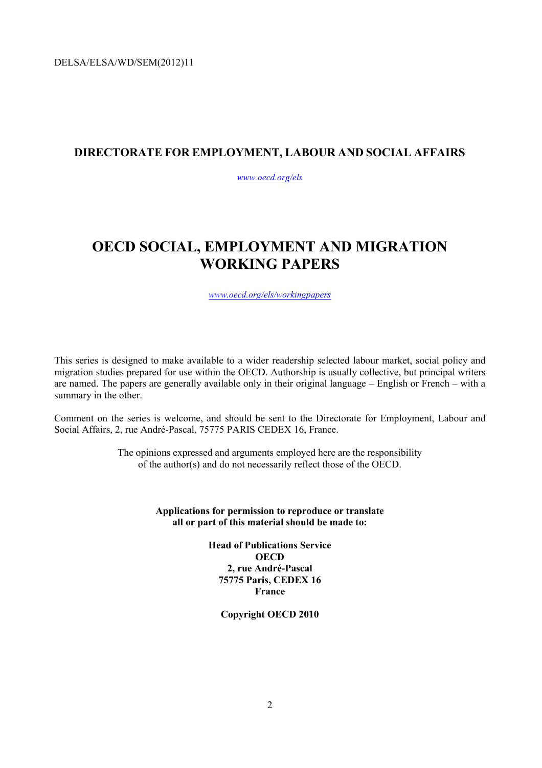DELSA/ELSA/WD/SEM(2012)11

## DIRECTORATE FOR EMPLOYMENT, LABOUR AND SOCIAL AFFAIRS

*www.oecd.org/els*

# OECD SOCIAL, EMPLOYMENT AND MIGRATION WORKING PAPERS

*www.oecd.org/els/workingpapers*

This series is designed to make available to a wider readership selected labour market, social policy and migration studies prepared for use within the OECD. Authorship is usually collective, but principal writers are named. The papers are generally available only in their original language – English or French – with a summary in the other.

Comment on the series is welcome, and should be sent to the Directorate for Employment, Labour and Social Affairs, 2, rue André-Pascal, 75775 PARIS CEDEX 16, France.

The opinions expressed and arguments employed here are the responsibility of the author(s) and do not necessarily reflect those of the OECD.

**Applications for permission to reproduce or translate all or part of this material should be made to:**

**Head of Publications Service**
**OECD**
**2, rue André-Pascal**
**75775 Paris, CEDEX 16**
**France**

**Copyright OECD 2010**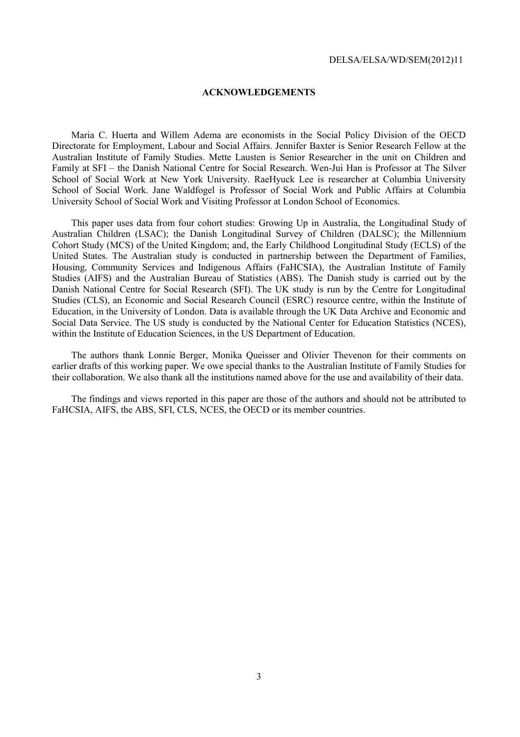## ACKNOWLEDGEMENTS

Maria C. Huerta and Willem Adema are economists in the Social Policy Division of the OECD Directorate for Employment, Labour and Social Affairs. Jennifer Baxter is Senior Research Fellow at the Australian Institute of Family Studies. Mette Lausten is Senior Researcher in the unit on Children and Family at SFI – the Danish National Centre for Social Research. Wen-Jui Han is Professor at The Silver School of Social Work at New York University. RaeHyuck Lee is researcher at Columbia University School of Social Work. Jane Waldfogel is Professor of Social Work and Public Affairs at Columbia University School of Social Work and Visiting Professor at London School of Economics.

This paper uses data from four cohort studies: Growing Up in Australia, the Longitudinal Study of Australian Children (LSAC); the Danish Longitudinal Survey of Children (DALSC); the Millennium Cohort Study (MCS) of the United Kingdom; and, the Early Childhood Longitudinal Study (ECLS) of the United States. The Australian study is conducted in partnership between the Department of Families, Housing, Community Services and Indigenous Affairs (FaHCSIA), the Australian Institute of Family Studies (AIFS) and the Australian Bureau of Statistics (ABS). The Danish study is carried out by the Danish National Centre for Social Research (SFI). The UK study is run by the Centre for Longitudinal Studies (CLS), an Economic and Social Research Council (ESRC) resource centre, within the Institute of Education, in the University of London. Data is available through the UK Data Archive and Economic and Social Data Service. The US study is conducted by the National Center for Education Statistics (NCES), within the Institute of Education Sciences, in the US Department of Education.

The authors thank Lonnie Berger, Monika Queisser and Olivier Thevenon for their comments on earlier drafts of this working paper. We owe special thanks to the Australian Institute of Family Studies for their collaboration. We also thank all the institutions named above for the use and availability of their data.

The findings and views reported in this paper are those of the authors and should not be attributed to FaHCSIA, AIFS, the ABS, SFI, CLS, NCES, the OECD or its member countries.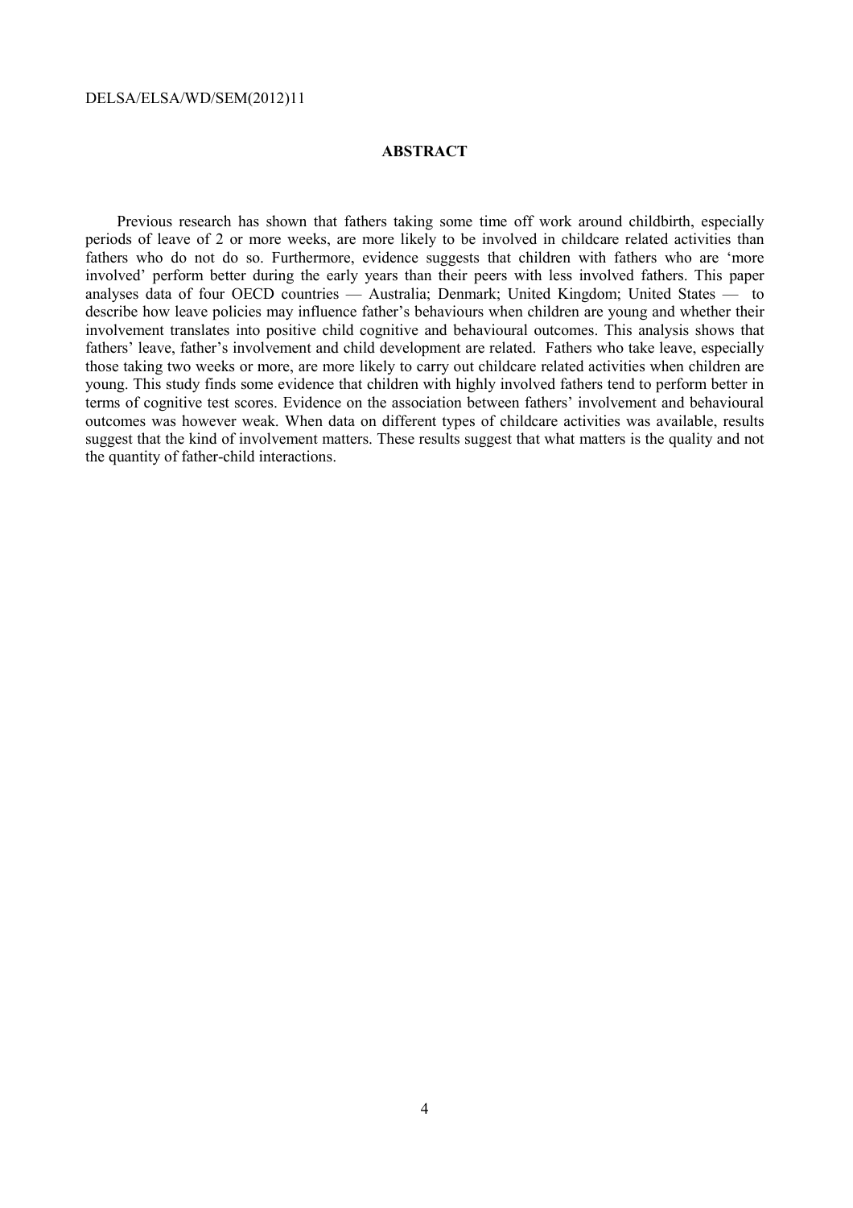## ABSTRACT

Previous research has shown that fathers taking some time off work around childbirth, especially periods of leave of 2 or more weeks, are more likely to be involved in childcare related activities than fathers who do not do so. Furthermore, evidence suggests that children with fathers who are 'more involved' perform better during the early years than their peers with less involved fathers. This paper analyses data of four OECD countries — Australia; Denmark; United Kingdom; United States — to describe how leave policies may influence father's behaviours when children are young and whether their involvement translates into positive child cognitive and behavioural outcomes. This analysis shows that fathers' leave, father's involvement and child development are related. Fathers who take leave, especially those taking two weeks or more, are more likely to carry out childcare related activities when children are young. This study finds some evidence that children with highly involved fathers tend to perform better in terms of cognitive test scores. Evidence on the association between fathers' involvement and behavioural outcomes was however weak. When data on different types of childcare activities was available, results suggest that the kind of involvement matters. These results suggest that what matters is the quality and not the quantity of father-child interactions.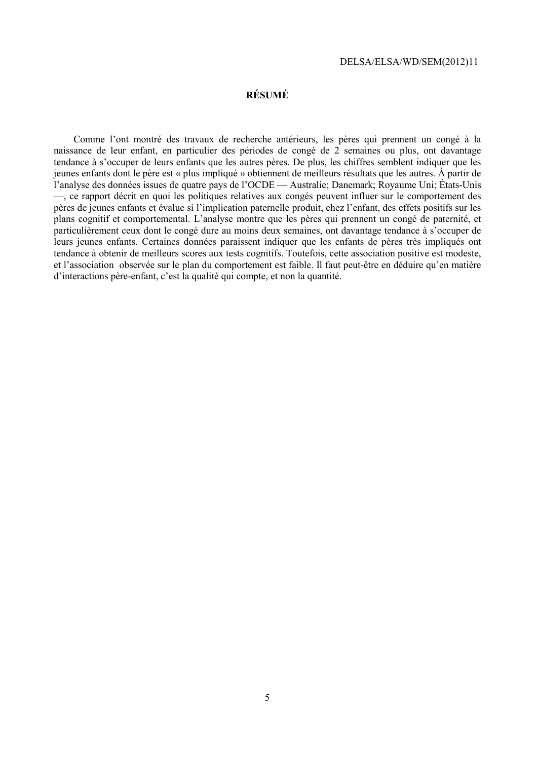# RÉSUMÉ

Comme l'ont montré des travaux de recherche antérieurs, les pères qui prennent un congé à la naissance de leur enfant, en particulier des périodes de congé de 2 semaines ou plus, ont davantage tendance à s'occuper de leurs enfants que les autres pères. De plus, les chiffres semblent indiquer que les jeunes enfants dont le père est « plus impliqué » obtiennent de meilleurs résultats que les autres. À partir de l'analyse des données issues de quatre pays de l'OCDE — Australie; Danemark; Royaume Uni; États-Unis —, ce rapport décrit en quoi les politiques relatives aux congés peuvent influer sur le comportement des pères de jeunes enfants et évalue si l'implication paternelle produit, chez l'enfant, des effets positifs sur les plans cognitif et comportemental. L'analyse montre que les pères qui prennent un congé de paternité, et particulièrement ceux dont le congé dure au moins deux semaines, ont davantage tendance à s'occuper de leurs jeunes enfants. Certaines données paraissent indiquer que les enfants de pères très impliqués ont tendance à obtenir de meilleurs scores aux tests cognitifs. Toutefois, cette association positive est modeste, et l'association observée sur le plan du comportement est faible. Il faut peut-être en déduire qu'en matière d'interactions père-enfant, c'est la qualité qui compte, et non la quantité.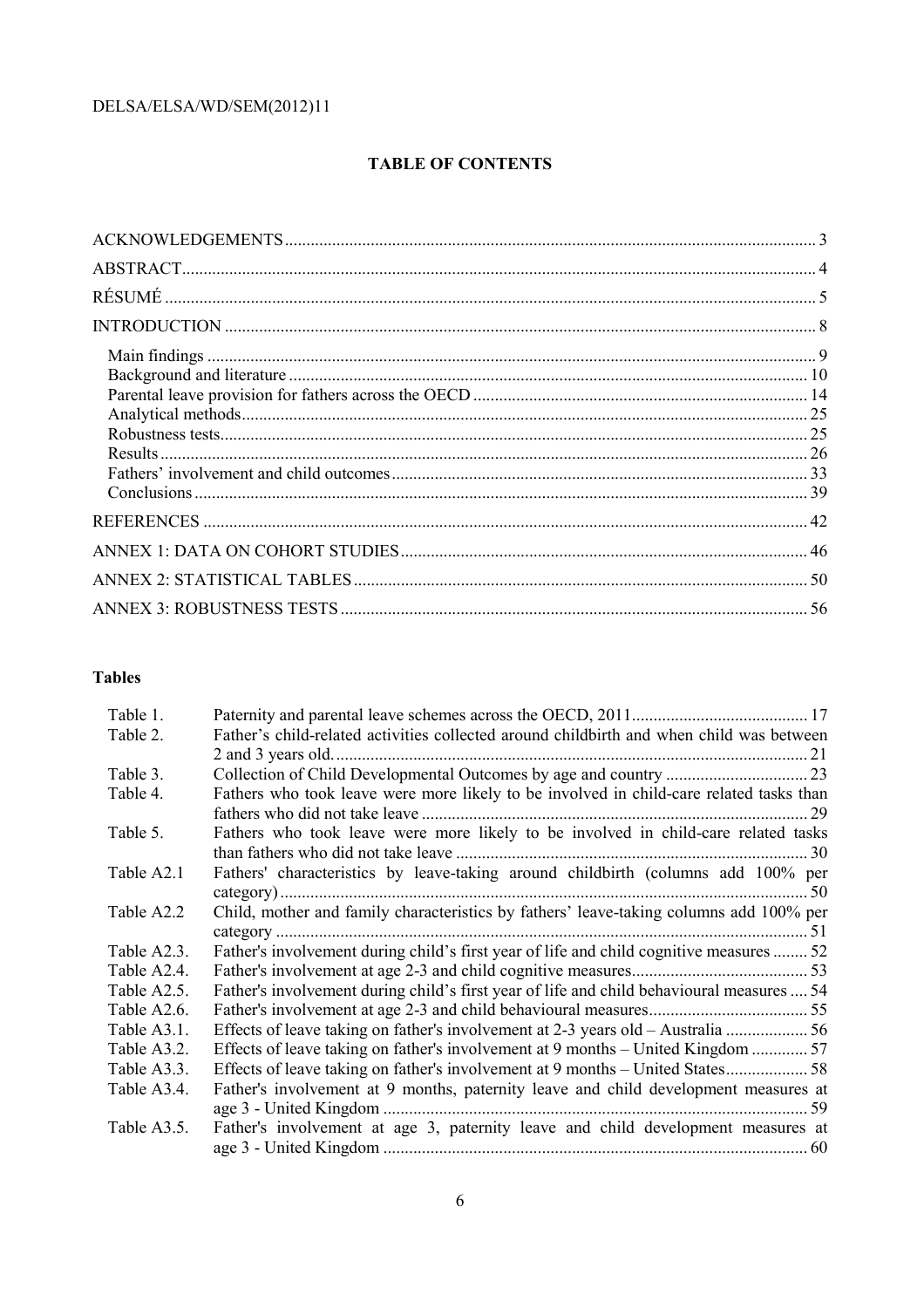## TABLE OF CONTENTS

ACKNOWLEDGEMENTS ..... 3
ABSTRACT ..... 4
RÉSUMÉ ..... 5
INTRODUCTION ..... 8
- Main findings ..... 9
- Background and literature ..... 10
- Parental leave provision for fathers across the OECD ..... 14
- Analytical methods ..... 25
- Robustness tests ..... 25
- Results ..... 26
- Fathers' involvement and child outcomes ..... 33
- Conclusions ..... 39

REFERENCES ..... 42
ANNEX 1: DATA ON COHORT STUDIES ..... 46
ANNEX 2: STATISTICAL TABLES ..... 50
ANNEX 3: ROBUSTNESS TESTS ..... 56

### Tables

| | | |
|---|---|---|
| Table 1. | Paternity and parental leave schemes across the OECD, 2011 | 17 |
| Table 2. | Father's child-related activities collected around childbirth and when child was between 2 and 3 years old. | 21 |
| Table 3. | Collection of Child Developmental Outcomes by age and country | 23 |
| Table 4. | Fathers who took leave were more likely to be involved in child-care related tasks than fathers who did not take leave | 29 |
| Table 5. | Fathers who took leave were more likely to be involved in child-care related tasks than fathers who did not take leave | 30 |
| Table A2.1 | Fathers' characteristics by leave-taking around childbirth (columns add 100% per category) | 50 |
| Table A2.2 | Child, mother and family characteristics by fathers' leave-taking columns add 100% per category | 51 |
| Table A2.3. | Father's involvement during child's first year of life and child cognitive measures | 52 |
| Table A2.4. | Father's involvement at age 2-3 and child cognitive measures | 53 |
| Table A2.5. | Father's involvement during child's first year of life and child behavioural measures | 54 |
| Table A2.6. | Father's involvement at age 2-3 and child behavioural measures | 55 |
| Table A3.1. | Effects of leave taking on father's involvement at 2-3 years old – Australia | 56 |
| Table A3.2. | Effects of leave taking on father's involvement at 9 months – United Kingdom | 57 |
| Table A3.3. | Effects of leave taking on father's involvement at 9 months – United States | 58 |
| Table A3.4. | Father's involvement at 9 months, paternity leave and child development measures at age 3 - United Kingdom | 59 |
| Table A3.5. | Father's involvement at age 3, paternity leave and child development measures at age 3 - United Kingdom | 60 |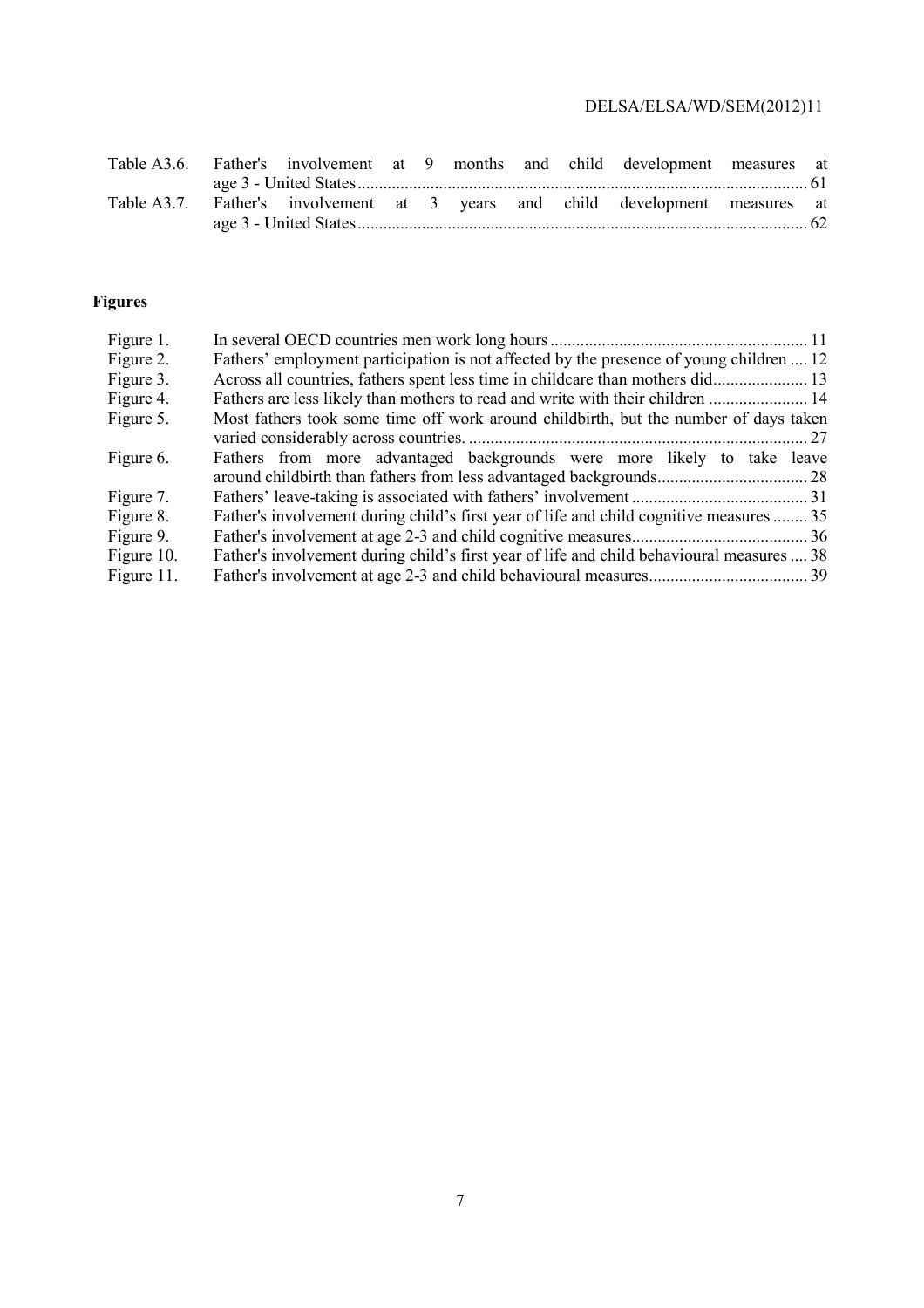Table A3.6. Father's involvement at 9 months and child development measures at age 3 - United States ........ 61
Table A3.7. Father's involvement at 3 years and child development measures at age 3 - United States ........ 62

## Figures

Figure 1. In several OECD countries men work long hours ........ 11
Figure 2. Fathers' employment participation is not affected by the presence of young children .... 12
Figure 3. Across all countries, fathers spent less time in childcare than mothers did ........ 13
Figure 4. Fathers are less likely than mothers to read and write with their children ........ 14
Figure 5. Most fathers took some time off work around childbirth, but the number of days taken varied considerably across countries. ........ 27
Figure 6. Fathers from more advantaged backgrounds were more likely to take leave around childbirth than fathers from less advantaged backgrounds ........ 28
Figure 7. Fathers' leave-taking is associated with fathers' involvement ........ 31
Figure 8. Father's involvement during child's first year of life and child cognitive measures ........ 35
Figure 9. Father's involvement at age 2-3 and child cognitive measures ........ 36
Figure 10. Father's involvement during child's first year of life and child behavioural measures .... 38
Figure 11. Father's involvement at age 2-3 and child behavioural measures ........ 39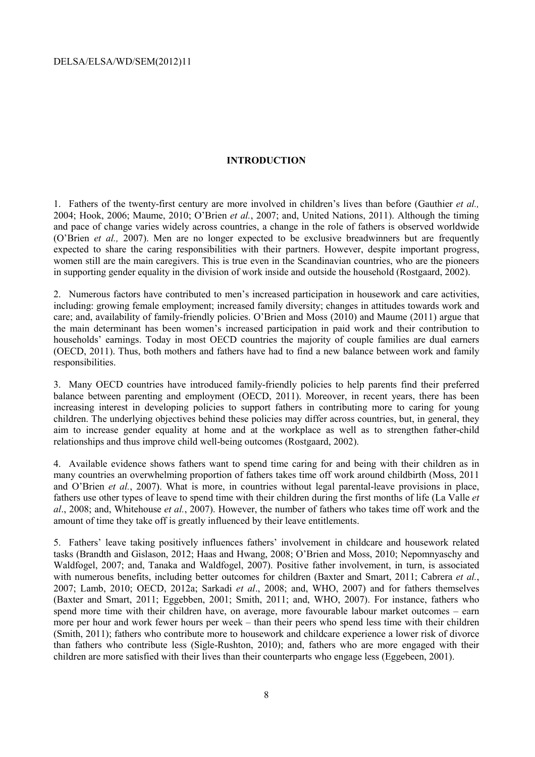# INTRODUCTION

1. Fathers of the twenty-first century are more involved in children's lives than before (Gauthier *et al.,* 2004; Hook, 2006; Maume, 2010; O'Brien *et al.*, 2007; and, United Nations, 2011). Although the timing and pace of change varies widely across countries, a change in the role of fathers is observed worldwide (O'Brien *et al.,* 2007). Men are no longer expected to be exclusive breadwinners but are frequently expected to share the caring responsibilities with their partners. However, despite important progress, women still are the main caregivers. This is true even in the Scandinavian countries, who are the pioneers in supporting gender equality in the division of work inside and outside the household (Rostgaard, 2002).

2. Numerous factors have contributed to men's increased participation in housework and care activities, including: growing female employment; increased family diversity; changes in attitudes towards work and care; and, availability of family-friendly policies. O'Brien and Moss (2010) and Maume (2011) argue that the main determinant has been women's increased participation in paid work and their contribution to households' earnings. Today in most OECD countries the majority of couple families are dual earners (OECD, 2011). Thus, both mothers and fathers have had to find a new balance between work and family responsibilities.

3. Many OECD countries have introduced family-friendly policies to help parents find their preferred balance between parenting and employment (OECD, 2011). Moreover, in recent years, there has been increasing interest in developing policies to support fathers in contributing more to caring for young children. The underlying objectives behind these policies may differ across countries, but, in general, they aim to increase gender equality at home and at the workplace as well as to strengthen father-child relationships and thus improve child well-being outcomes (Rostgaard, 2002).

4. Available evidence shows fathers want to spend time caring for and being with their children as in many countries an overwhelming proportion of fathers takes time off work around childbirth (Moss, 2011 and O'Brien *et al.*, 2007). What is more, in countries without legal parental-leave provisions in place, fathers use other types of leave to spend time with their children during the first months of life (La Valle *et al*., 2008; and, Whitehouse *et al.*, 2007). However, the number of fathers who takes time off work and the amount of time they take off is greatly influenced by their leave entitlements.

5. Fathers' leave taking positively influences fathers' involvement in childcare and housework related tasks (Brandth and Gislason, 2012; Haas and Hwang, 2008; O'Brien and Moss, 2010; Nepomnyaschy and Waldfogel, 2007; and, Tanaka and Waldfogel, 2007). Positive father involvement, in turn, is associated with numerous benefits, including better outcomes for children (Baxter and Smart, 2011; Cabrera *et al.*, 2007; Lamb, 2010; OECD, 2012a; Sarkadi *et al*., 2008; and, WHO, 2007) and for fathers themselves (Baxter and Smart, 2011; Eggebben, 2001; Smith, 2011; and, WHO, 2007). For instance, fathers who spend more time with their children have, on average, more favourable labour market outcomes – earn more per hour and work fewer hours per week – than their peers who spend less time with their children (Smith, 2011); fathers who contribute more to housework and childcare experience a lower risk of divorce than fathers who contribute less (Sigle-Rushton, 2010); and, fathers who are more engaged with their children are more satisfied with their lives than their counterparts who engage less (Eggebeen, 2001).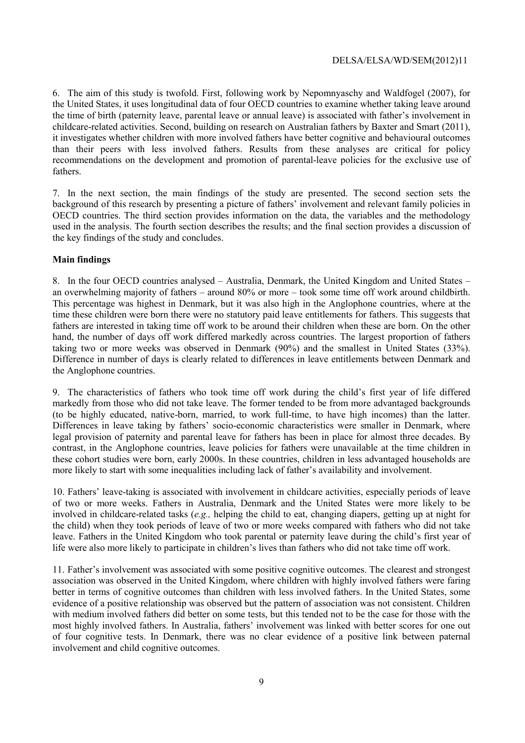6. The aim of this study is twofold. First, following work by Nepomnyaschy and Waldfogel (2007), for the United States, it uses longitudinal data of four OECD countries to examine whether taking leave around the time of birth (paternity leave, parental leave or annual leave) is associated with father's involvement in childcare-related activities. Second, building on research on Australian fathers by Baxter and Smart (2011), it investigates whether children with more involved fathers have better cognitive and behavioural outcomes than their peers with less involved fathers. Results from these analyses are critical for policy recommendations on the development and promotion of parental-leave policies for the exclusive use of fathers.

7. In the next section, the main findings of the study are presented. The second section sets the background of this research by presenting a picture of fathers' involvement and relevant family policies in OECD countries. The third section provides information on the data, the variables and the methodology used in the analysis. The fourth section describes the results; and the final section provides a discussion of the key findings of the study and concludes.

**Main findings**

8. In the four OECD countries analysed – Australia, Denmark, the United Kingdom and United States – an overwhelming majority of fathers – around 80% or more – took some time off work around childbirth. This percentage was highest in Denmark, but it was also high in the Anglophone countries, where at the time these children were born there were no statutory paid leave entitlements for fathers. This suggests that fathers are interested in taking time off work to be around their children when these are born. On the other hand, the number of days off work differed markedly across countries. The largest proportion of fathers taking two or more weeks was observed in Denmark (90%) and the smallest in United States (33%). Difference in number of days is clearly related to differences in leave entitlements between Denmark and the Anglophone countries.

9. The characteristics of fathers who took time off work during the child's first year of life differed markedly from those who did not take leave. The former tended to be from more advantaged backgrounds (to be highly educated, native-born, married, to work full-time, to have high incomes) than the latter. Differences in leave taking by fathers' socio-economic characteristics were smaller in Denmark, where legal provision of paternity and parental leave for fathers has been in place for almost three decades. By contrast, in the Anglophone countries, leave policies for fathers were unavailable at the time children in these cohort studies were born, early 2000s. In these countries, children in less advantaged households are more likely to start with some inequalities including lack of father's availability and involvement.

10. Fathers' leave-taking is associated with involvement in childcare activities, especially periods of leave of two or more weeks. Fathers in Australia, Denmark and the United States were more likely to be involved in childcare-related tasks (*e.g.,* helping the child to eat, changing diapers, getting up at night for the child) when they took periods of leave of two or more weeks compared with fathers who did not take leave. Fathers in the United Kingdom who took parental or paternity leave during the child's first year of life were also more likely to participate in children's lives than fathers who did not take time off work.

11. Father's involvement was associated with some positive cognitive outcomes. The clearest and strongest association was observed in the United Kingdom, where children with highly involved fathers were faring better in terms of cognitive outcomes than children with less involved fathers. In the United States, some evidence of a positive relationship was observed but the pattern of association was not consistent. Children with medium involved fathers did better on some tests, but this tended not to be the case for those with the most highly involved fathers. In Australia, fathers' involvement was linked with better scores for one out of four cognitive tests. In Denmark, there was no clear evidence of a positive link between paternal involvement and child cognitive outcomes.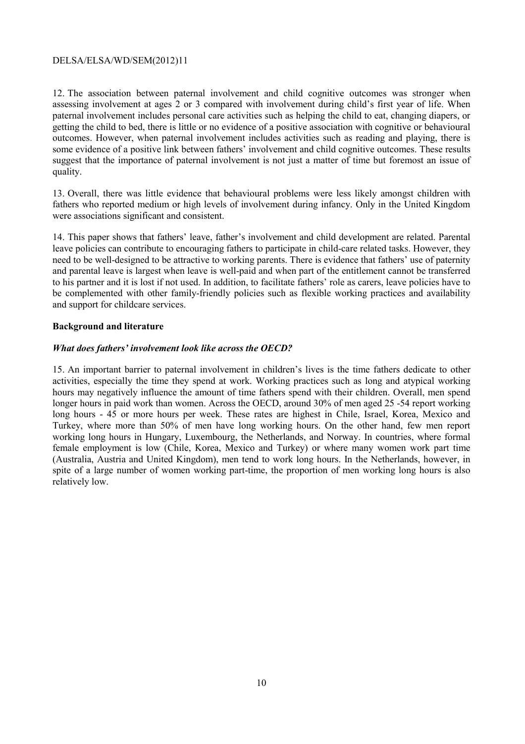12. The association between paternal involvement and child cognitive outcomes was stronger when assessing involvement at ages 2 or 3 compared with involvement during child's first year of life. When paternal involvement includes personal care activities such as helping the child to eat, changing diapers, or getting the child to bed, there is little or no evidence of a positive association with cognitive or behavioural outcomes. However, when paternal involvement includes activities such as reading and playing, there is some evidence of a positive link between fathers' involvement and child cognitive outcomes. These results suggest that the importance of paternal involvement is not just a matter of time but foremost an issue of quality.

13. Overall, there was little evidence that behavioural problems were less likely amongst children with fathers who reported medium or high levels of involvement during infancy. Only in the United Kingdom were associations significant and consistent.

14. This paper shows that fathers' leave, father's involvement and child development are related. Parental leave policies can contribute to encouraging fathers to participate in child-care related tasks. However, they need to be well-designed to be attractive to working parents. There is evidence that fathers' use of paternity and parental leave is largest when leave is well-paid and when part of the entitlement cannot be transferred to his partner and it is lost if not used. In addition, to facilitate fathers' role as carers, leave policies have to be complemented with other family-friendly policies such as flexible working practices and availability and support for childcare services.

## Background and literature

### *What does fathers' involvement look like across the OECD?*

15. An important barrier to paternal involvement in children's lives is the time fathers dedicate to other activities, especially the time they spend at work. Working practices such as long and atypical working hours may negatively influence the amount of time fathers spend with their children. Overall, men spend longer hours in paid work than women. Across the OECD, around 30% of men aged 25 -54 report working long hours - 45 or more hours per week. These rates are highest in Chile, Israel, Korea, Mexico and Turkey, where more than 50% of men have long working hours. On the other hand, few men report working long hours in Hungary, Luxembourg, the Netherlands, and Norway. In countries, where formal female employment is low (Chile, Korea, Mexico and Turkey) or where many women work part time (Australia, Austria and United Kingdom), men tend to work long hours. In the Netherlands, however, in spite of a large number of women working part-time, the proportion of men working long hours is also relatively low.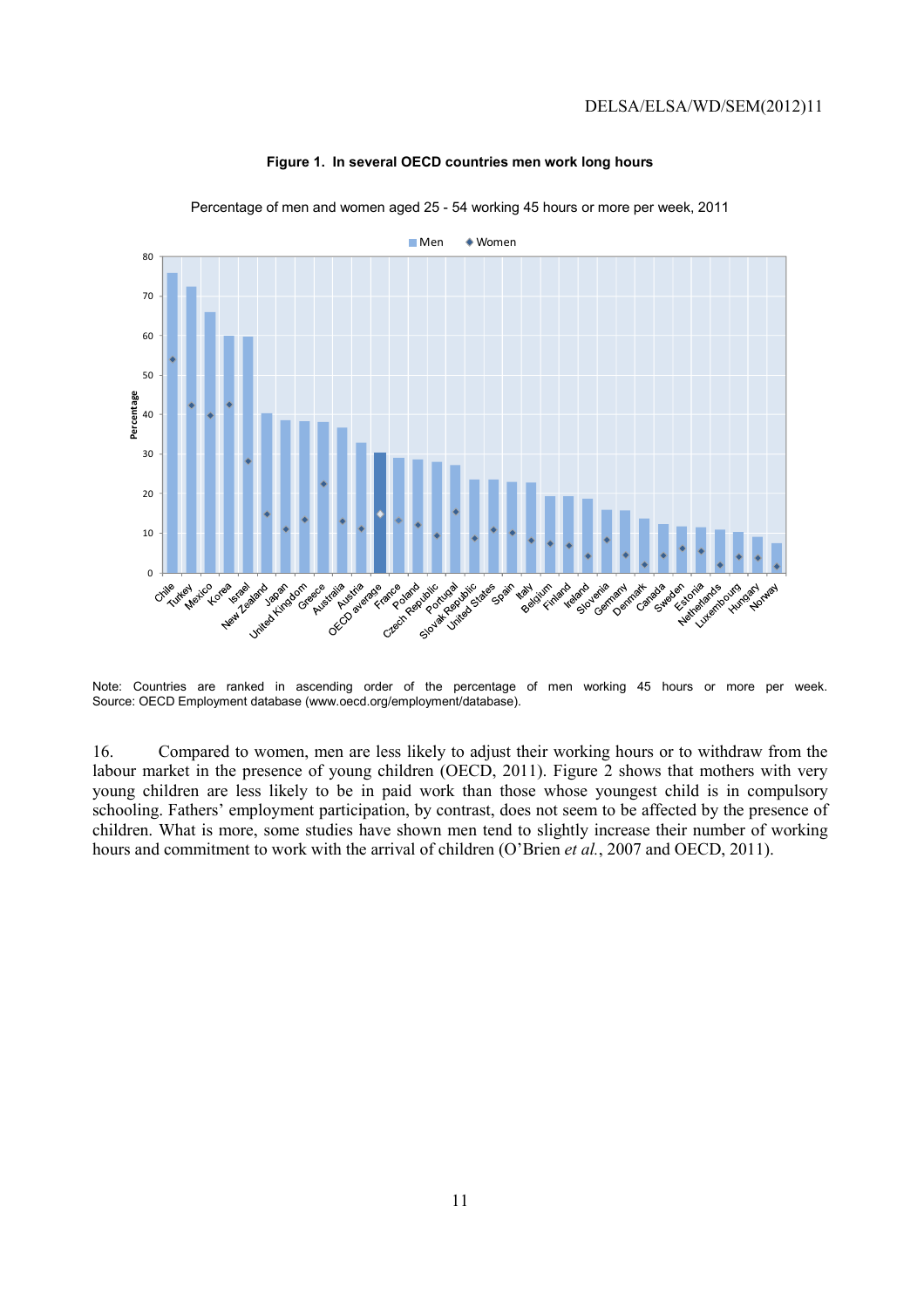**Figure 1. In several OECD countries men work long hours**

Percentage of men and women aged 25 - 54 working 45 hours or more per week, 2011

Note: Countries are ranked in ascending order of the percentage of men working 45 hours or more per week. Source: OECD Employment database (www.oecd.org/employment/database).

16. Compared to women, men are less likely to adjust their working hours or to withdraw from the labour market in the presence of young children (OECD, 2011). Figure 2 shows that mothers with very young children are less likely to be in paid work than those whose youngest child is in compulsory schooling. Fathers' employment participation, by contrast, does not seem to be affected by the presence of children. What is more, some studies have shown men tend to slightly increase their number of working hours and commitment to work with the arrival of children (O'Brien *et al.*, 2007 and OECD, 2011).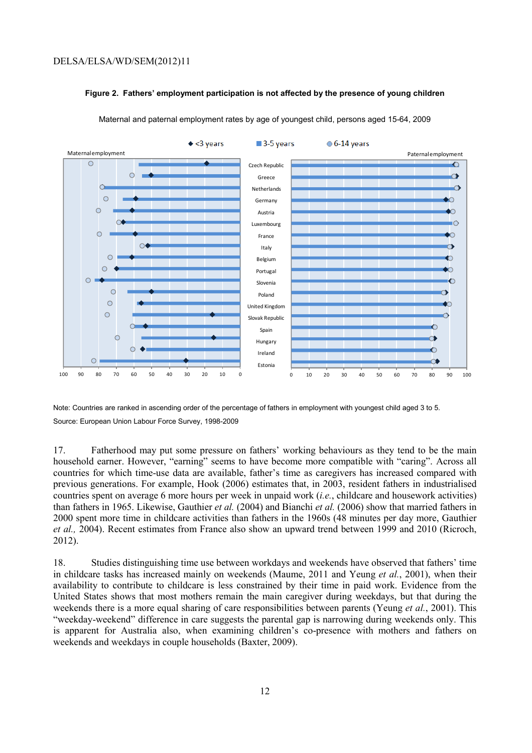**Figure 2. Fathers' employment participation is not affected by the presence of young children**

Maternal and paternal employment rates by age of youngest child, persons aged 15-64, 2009

Note: Countries are ranked in ascending order of the percentage of fathers in employment with youngest child aged 3 to 5.

Source: European Union Labour Force Survey, 1998-2009

17. Fatherhood may put some pressure on fathers' working behaviours as they tend to be the main household earner. However, "earning" seems to have become more compatible with "caring". Across all countries for which time-use data are available, father's time as caregivers has increased compared with previous generations. For example, Hook (2006) estimates that, in 2003, resident fathers in industrialised countries spent on average 6 more hours per week in unpaid work (*i.e.*, childcare and housework activities) than fathers in 1965. Likewise, Gauthier *et al.* (2004) and Bianchi *et al.* (2006) show that married fathers in 2000 spent more time in childcare activities than fathers in the 1960s (48 minutes per day more, Gauthier *et al.,* 2004). Recent estimates from France also show an upward trend between 1999 and 2010 (Ricroch, 2012).

18. Studies distinguishing time use between workdays and weekends have observed that fathers' time in childcare tasks has increased mainly on weekends (Maume, 2011 and Yeung *et al.*, 2001), when their availability to contribute to childcare is less constrained by their time in paid work. Evidence from the United States shows that most mothers remain the main caregiver during weekdays, but that during the weekends there is a more equal sharing of care responsibilities between parents (Yeung *et al.*, 2001). This "weekday-weekend" difference in care suggests the parental gap is narrowing during weekends only. This is apparent for Australia also, when examining children's co-presence with mothers and fathers on weekends and weekdays in couple households (Baxter, 2009).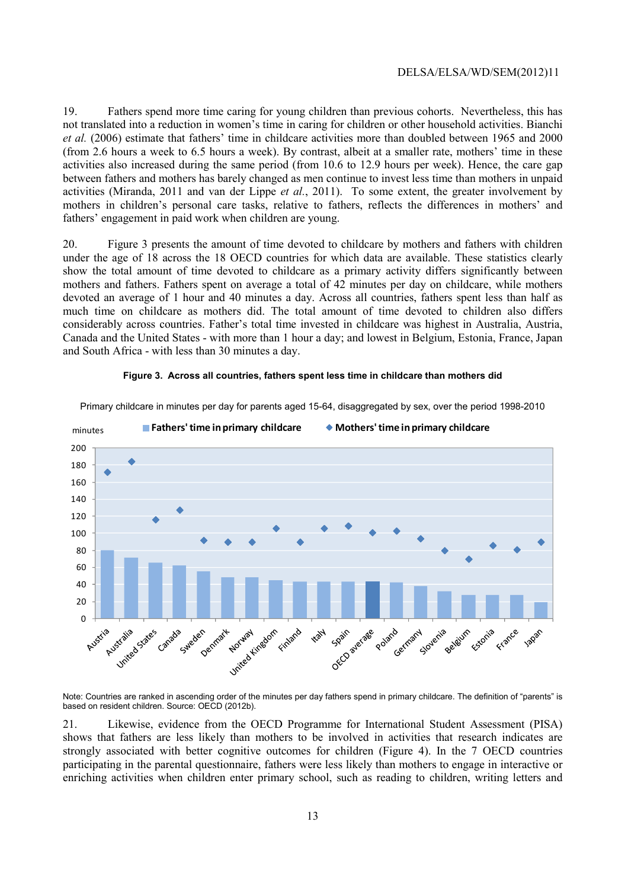19. Fathers spend more time caring for young children than previous cohorts. Nevertheless, this has not translated into a reduction in women's time in caring for children or other household activities. Bianchi *et al.* (2006) estimate that fathers' time in childcare activities more than doubled between 1965 and 2000 (from 2.6 hours a week to 6.5 hours a week). By contrast, albeit at a smaller rate, mothers' time in these activities also increased during the same period (from 10.6 to 12.9 hours per week). Hence, the care gap between fathers and mothers has barely changed as men continue to invest less time than mothers in unpaid activities (Miranda, 2011 and van der Lippe *et al.*, 2011). To some extent, the greater involvement by mothers in children's personal care tasks, relative to fathers, reflects the differences in mothers' and fathers' engagement in paid work when children are young.

20. Figure 3 presents the amount of time devoted to childcare by mothers and fathers with children under the age of 18 across the 18 OECD countries for which data are available. These statistics clearly show the total amount of time devoted to childcare as a primary activity differs significantly between mothers and fathers. Fathers spent on average a total of 42 minutes per day on childcare, while mothers devoted an average of 1 hour and 40 minutes a day. Across all countries, fathers spent less than half as much time on childcare as mothers did. The total amount of time devoted to children also differs considerably across countries. Father's total time invested in childcare was highest in Australia, Austria, Canada and the United States - with more than 1 hour a day; and lowest in Belgium, Estonia, France, Japan and South Africa - with less than 30 minutes a day.

**Figure 3. Across all countries, fathers spent less time in childcare than mothers did**

Primary childcare in minutes per day for parents aged 15-64, disaggregated by sex, over the period 1998-2010

Note: Countries are ranked in ascending order of the minutes per day fathers spend in primary childcare. The definition of "parents" is based on resident children. Source: OECD (2012b).

21. Likewise, evidence from the OECD Programme for International Student Assessment (PISA) shows that fathers are less likely than mothers to be involved in activities that research indicates are strongly associated with better cognitive outcomes for children (Figure 4). In the 7 OECD countries participating in the parental questionnaire, fathers were less likely than mothers to engage in interactive or enriching activities when children enter primary school, such as reading to children, writing letters and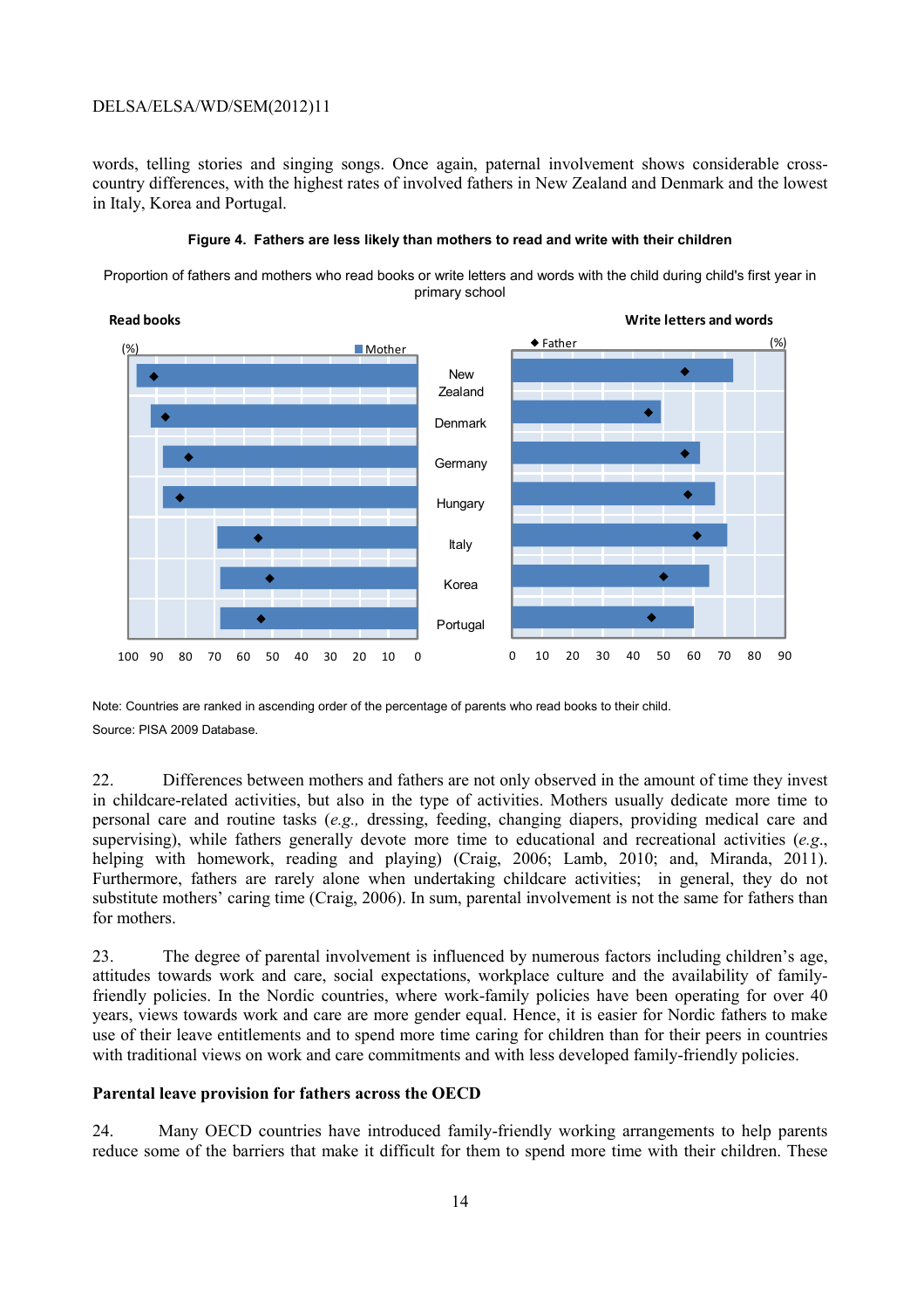words, telling stories and singing songs. Once again, paternal involvement shows considerable cross-country differences, with the highest rates of involved fathers in New Zealand and Denmark and the lowest in Italy, Korea and Portugal.

**Figure 4. Fathers are less likely than mothers to read and write with their children**

Proportion of fathers and mothers who read books or write letters and words with the child during child's first year in primary school

Note: Countries are ranked in ascending order of the percentage of parents who read books to their child.

Source: PISA 2009 Database.

22. Differences between mothers and fathers are not only observed in the amount of time they invest in childcare-related activities, but also in the type of activities. Mothers usually dedicate more time to personal care and routine tasks (*e.g.,* dressing, feeding, changing diapers, providing medical care and supervising), while fathers generally devote more time to educational and recreational activities (*e.g.*, helping with homework, reading and playing) (Craig, 2006; Lamb, 2010; and, Miranda, 2011). Furthermore, fathers are rarely alone when undertaking childcare activities; in general, they do not substitute mothers' caring time (Craig, 2006). In sum, parental involvement is not the same for fathers than for mothers.

23. The degree of parental involvement is influenced by numerous factors including children's age, attitudes towards work and care, social expectations, workplace culture and the availability of family-friendly policies. In the Nordic countries, where work-family policies have been operating for over 40 years, views towards work and care are more gender equal. Hence, it is easier for Nordic fathers to make use of their leave entitlements and to spend more time caring for children than for their peers in countries with traditional views on work and care commitments and with less developed family-friendly policies.

### Parental leave provision for fathers across the OECD

24. Many OECD countries have introduced family-friendly working arrangements to help parents reduce some of the barriers that make it difficult for them to spend more time with their children. These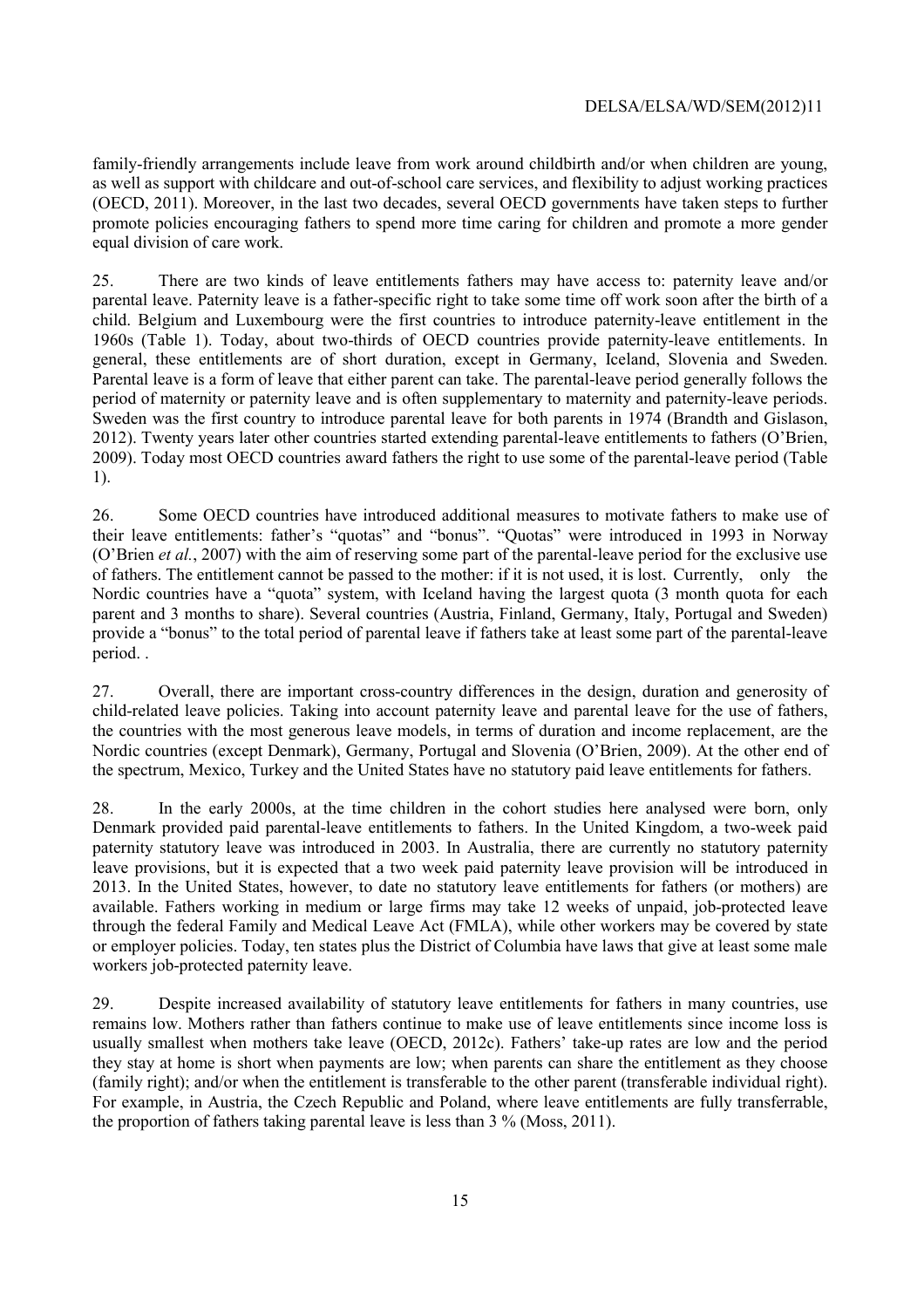family-friendly arrangements include leave from work around childbirth and/or when children are young, as well as support with childcare and out-of-school care services, and flexibility to adjust working practices (OECD, 2011). Moreover, in the last two decades, several OECD governments have taken steps to further promote policies encouraging fathers to spend more time caring for children and promote a more gender equal division of care work.

25. There are two kinds of leave entitlements fathers may have access to: paternity leave and/or parental leave. Paternity leave is a father-specific right to take some time off work soon after the birth of a child. Belgium and Luxembourg were the first countries to introduce paternity-leave entitlement in the 1960s (Table 1). Today, about two-thirds of OECD countries provide paternity-leave entitlements. In general, these entitlements are of short duration, except in Germany, Iceland, Slovenia and Sweden. Parental leave is a form of leave that either parent can take. The parental-leave period generally follows the period of maternity or paternity leave and is often supplementary to maternity and paternity-leave periods. Sweden was the first country to introduce parental leave for both parents in 1974 (Brandth and Gislason, 2012). Twenty years later other countries started extending parental-leave entitlements to fathers (O'Brien, 2009). Today most OECD countries award fathers the right to use some of the parental-leave period (Table 1).

26. Some OECD countries have introduced additional measures to motivate fathers to make use of their leave entitlements: father's "quotas" and "bonus". "Quotas" were introduced in 1993 in Norway (O'Brien *et al.*, 2007) with the aim of reserving some part of the parental-leave period for the exclusive use of fathers. The entitlement cannot be passed to the mother: if it is not used, it is lost. Currently, only the Nordic countries have a "quota" system, with Iceland having the largest quota (3 month quota for each parent and 3 months to share). Several countries (Austria, Finland, Germany, Italy, Portugal and Sweden) provide a "bonus" to the total period of parental leave if fathers take at least some part of the parental-leave period. .

27. Overall, there are important cross-country differences in the design, duration and generosity of child-related leave policies. Taking into account paternity leave and parental leave for the use of fathers, the countries with the most generous leave models, in terms of duration and income replacement, are the Nordic countries (except Denmark), Germany, Portugal and Slovenia (O'Brien, 2009). At the other end of the spectrum, Mexico, Turkey and the United States have no statutory paid leave entitlements for fathers.

28. In the early 2000s, at the time children in the cohort studies here analysed were born, only Denmark provided paid parental-leave entitlements to fathers. In the United Kingdom, a two-week paid paternity statutory leave was introduced in 2003. In Australia, there are currently no statutory paternity leave provisions, but it is expected that a two week paid paternity leave provision will be introduced in 2013. In the United States, however, to date no statutory leave entitlements for fathers (or mothers) are available. Fathers working in medium or large firms may take 12 weeks of unpaid, job-protected leave through the federal Family and Medical Leave Act (FMLA), while other workers may be covered by state or employer policies. Today, ten states plus the District of Columbia have laws that give at least some male workers job-protected paternity leave.

29. Despite increased availability of statutory leave entitlements for fathers in many countries, use remains low. Mothers rather than fathers continue to make use of leave entitlements since income loss is usually smallest when mothers take leave (OECD, 2012c). Fathers' take-up rates are low and the period they stay at home is short when payments are low; when parents can share the entitlement as they choose (family right); and/or when the entitlement is transferable to the other parent (transferable individual right). For example, in Austria, the Czech Republic and Poland, where leave entitlements are fully transferrable, the proportion of fathers taking parental leave is less than 3 % (Moss, 2011).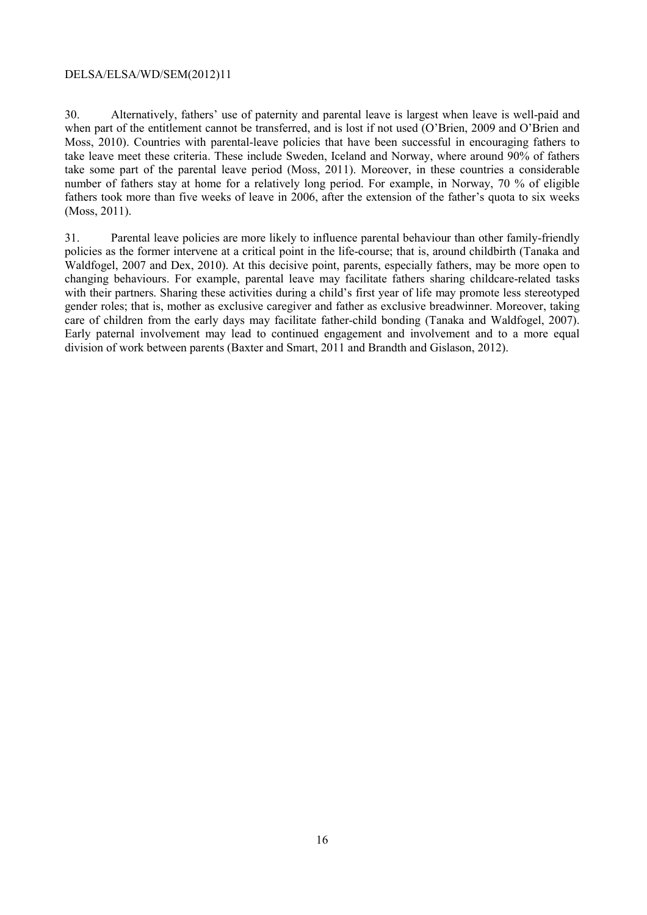30. Alternatively, fathers' use of paternity and parental leave is largest when leave is well-paid and when part of the entitlement cannot be transferred, and is lost if not used (O'Brien, 2009 and O'Brien and Moss, 2010). Countries with parental-leave policies that have been successful in encouraging fathers to take leave meet these criteria. These include Sweden, Iceland and Norway, where around 90% of fathers take some part of the parental leave period (Moss, 2011). Moreover, in these countries a considerable number of fathers stay at home for a relatively long period. For example, in Norway, 70 % of eligible fathers took more than five weeks of leave in 2006, after the extension of the father's quota to six weeks (Moss, 2011).

31. Parental leave policies are more likely to influence parental behaviour than other family-friendly policies as the former intervene at a critical point in the life-course; that is, around childbirth (Tanaka and Waldfogel, 2007 and Dex, 2010). At this decisive point, parents, especially fathers, may be more open to changing behaviours. For example, parental leave may facilitate fathers sharing childcare-related tasks with their partners. Sharing these activities during a child's first year of life may promote less stereotyped gender roles; that is, mother as exclusive caregiver and father as exclusive breadwinner. Moreover, taking care of children from the early days may facilitate father-child bonding (Tanaka and Waldfogel, 2007). Early paternal involvement may lead to continued engagement and involvement and to a more equal division of work between parents (Baxter and Smart, 2011 and Brandth and Gislason, 2012).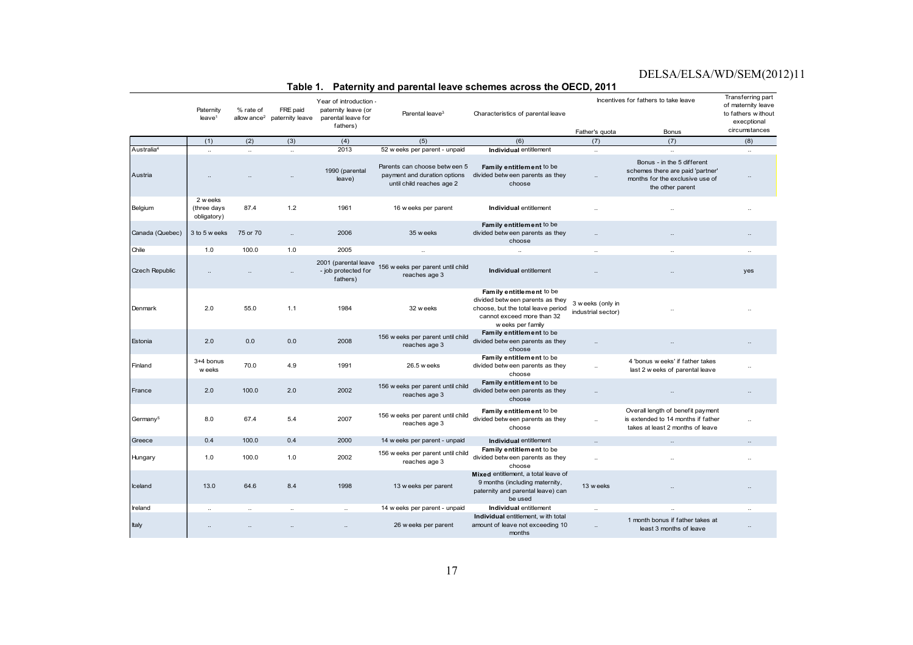## Table 1. Paternity and parental leave schemes across the OECD, 2011

| | Paternity leave[1] | % rate of allowance[2] | FRE paid paternity leave | Year of introduction - paternity leave (or parental leave for fathers) | Parental leave[3] | Characteristics of parental leave | Incentives for fathers to take leave | | Transferring part of maternity leave to fathers without execptional circumstances |
|---|---|---|---|---|---|---|---|---|---|
| | | | | | | | Father's quota | Bonus | |
| | (1) | (2) | (3) | (4) | (5) | (6) | (7) | (7) | (8) |
| Australia[4] | .. | .. | .. | 2013 | 52 weeks per parent - unpaid | **Individual** entitlement | .. | .. | .. |
| Austria | .. | .. | .. | 1990 (parental leave) | Parents can choose between 5 payment and duration options until child reaches age 2 | **Family entitlement** to be divided between parents as they choose | .. | Bonus - in the 5 different schemes there are paid 'partner' months for the exclusive use of the other parent | .. |
| Belgium | 2 weeks (three days obligatory) | 87.4 | 1.2 | 1961 | 16 weeks per parent | **Individual** entitlement | .. | .. | .. |
| Canada (Quebec) | 3 to 5 weeks | 75 or 70 | .. | 2006 | 35 weeks | **Family entitlement** to be divided between parents as they choose | .. | .. | .. |
| Chile | 1.0 | 100.0 | 1.0 | 2005 | .. | .. | .. | .. | .. |
| Czech Republic | .. | .. | .. | 2001 (parental leave - job protected for fathers) | 156 weeks per parent until child reaches age 3 | **Individual** entitlement | .. | .. | yes |
| Denmark | 2.0 | 55.0 | 1.1 | 1984 | 32 weeks | **Family entitlement** to be divided between parents as they choose, but the total leave period cannot exceed more than 32 weeks per family | 3 weeks (only in industrial sector) | .. | .. |
| Estonia | 2.0 | 0.0 | 0.0 | 2008 | 156 weeks per parent until child reaches age 3 | **Family entitlement** to be divided between parents as they choose | .. | .. | .. |
| Finland | 3+4 bonus weeks | 70.0 | 4.9 | 1991 | 26.5 weeks | **Family entitlement** to be divided between parents as they choose | .. | 4 'bonus weeks' if father takes last 2 weeks of parental leave | .. |
| France | 2.0 | 100.0 | 2.0 | 2002 | 156 weeks per parent until child reaches age 3 | **Family entitlement** to be divided between parents as they choose | .. | .. | .. |
| Germany[5] | 8.0 | 67.4 | 5.4 | 2007 | 156 weeks per parent until child reaches age 3 | **Family entitlement** to be divided between parents as they choose | .. | Overall length of benefit payment is extended to 14 months if father takes at least 2 months of leave | .. |
| Greece | 0.4 | 100.0 | 0.4 | 2000 | 14 weeks per parent - unpaid | **Individual** entitlement | .. | .. | .. |
| Hungary | 1.0 | 100.0 | 1.0 | 2002 | 156 weeks per parent until child reaches age 3 | **Family entitlement** to be divided between parents as they choose | .. | .. | .. |
| Iceland | 13.0 | 64.6 | 8.4 | 1998 | 13 weeks per parent | **Mixed** entitlement, a total leave of 9 months (including maternity, paternity and parental leave) can be used | 13 weeks | .. | .. |
| Ireland | .. | .. | .. | .. | 14 weeks per parent - unpaid | **Individual** entitlement | .. | .. | .. |
| Italy | .. | .. | .. | .. | 26 weeks per parent | **Individual** entitlement, with total amount of leave not exceeding 10 months | .. | 1 month bonus if father takes at least 3 months of leave | .. |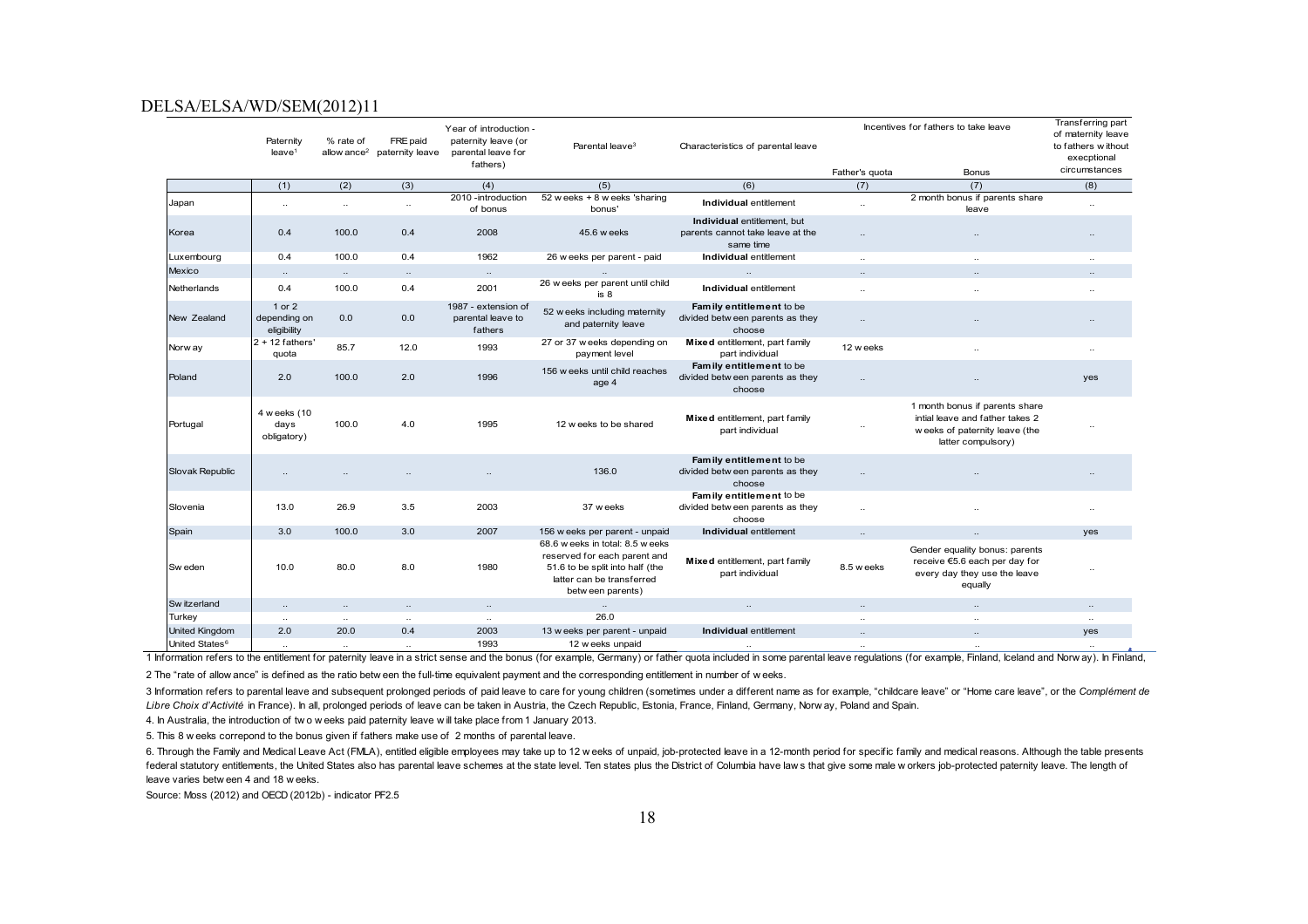| | Paternity leave[1] | % rate of allowance[2] | FRE paid paternity leave | Year of introduction - paternity leave (or parental leave for fathers) | Parental leave[3] | Characteristics of parental leave | Incentives for fathers to take leave | | Transferring part of maternity leave to fathers without execptional circumstances |
|---|---|---|---|---|---|---|---|---|---|
| | | | | | | | Father's quota | Bonus | |
| | (1) | (2) | (3) | (4) | (5) | (6) | (7) | (7) | (8) |
| Japan | .. | .. | .. | 2010 -introduction of bonus | 52 weeks + 8 weeks 'sharing bonus' | **Individual** entitlement | .. | 2 month bonus if parents share leave | .. |
| Korea | 0.4 | 100.0 | 0.4 | 2008 | 45.6 weeks | **Individual** entitlement, but parents cannot take leave at the same time | .. | .. | .. |
| Luxembourg | 0.4 | 100.0 | 0.4 | 1962 | 26 weeks per parent - paid | **Individual** entitlement | .. | .. | .. |
| Mexico | .. | .. | .. | .. | .. | .. | .. | .. | .. |
| Netherlands | 0.4 | 100.0 | 0.4 | 2001 | 26 weeks per parent until child is 8 | **Individual** entitlement | .. | .. | .. |
| New Zealand | 1 or 2 depending on eligibility | 0.0 | 0.0 | 1987 - extension of parental leave to fathers | 52 weeks including maternity and paternity leave | **Family entitlement** to be divided between parents as they choose | .. | .. | .. |
| Norway | 2 + 12 fathers' quota | 85.7 | 12.0 | 1993 | 27 or 37 weeks depending on payment level | **Mixed** entitlement, part family part individual | 12 weeks | .. | .. |
| Poland | 2.0 | 100.0 | 2.0 | 1996 | 156 weeks until child reaches age 4 | **Family entitlement** to be divided between parents as they choose | .. | .. | yes |
| Portugal | 4 weeks (10 days obligatory) | 100.0 | 4.0 | 1995 | 12 weeks to be shared | **Mixed** entitlement, part family part individual | .. | 1 month bonus if parents share intial leave and father takes 2 weeks of paternity leave (the latter compulsory) | .. |
| Slovak Republic | .. | .. | .. | .. | 136.0 | **Family entitlement** to be divided between parents as they choose | .. | .. | .. |
| Slovenia | 13.0 | 26.9 | 3.5 | 2003 | 37 weeks | **Family entitlement** to be divided between parents as they choose | .. | .. | .. |
| Spain | 3.0 | 100.0 | 3.0 | 2007 | 156 weeks per parent - unpaid | **Individual** entitlement | .. | .. | yes |
| Sweden | 10.0 | 80.0 | 8.0 | 1980 | 68.6 weeks in total: 8.5 weeks reserved for each parent and 51.6 to be split into half (the latter can be transferred between parents) | **Mixed** entitlement, part family part individual | 8.5 weeks | Gender equality bonus: parents receive €5.6 each per day for every day they use the leave equally | .. |
| Switzerland | .. | .. | .. | .. | .. | .. | .. | .. | .. |
| Turkey | .. | .. | .. | .. | 26.0 | | .. | .. | .. |
| United Kingdom | 2.0 | 20.0 | 0.4 | 2003 | 13 weeks per parent - unpaid | **Individual** entitlement | .. | .. | yes |
| United States[6] | .. | .. | .. | 1993 | 12 weeks unpaid | .. | .. | .. | .. |

1 Information refers to the entitlement for paternity leave in a strict sense and the bonus (for example, Germany) or father quota included in some parental leave regulations (for example, Finland, Iceland and Norway). In Finland,

2 The "rate of allowance" is defined as the ratio between the full-time equivalent payment and the corresponding entitlement in number of weeks.

3 Information refers to parental leave and subsequent prolonged periods of paid leave to care for young children (sometimes under a different name as for example, "childcare leave" or "Home care leave", or the *Complément de Libre Choix d'Activité* in France). In all, prolonged periods of leave can be taken in Austria, the Czech Republic, Estonia, France, Finland, Germany, Norway, Poland and Spain.

4. In Australia, the introduction of two weeks paid paternity leave will take place from 1 January 2013.

5. This 8 weeks correpond to the bonus given if fathers make use of 2 months of parental leave.

6. Through the Family and Medical Leave Act (FMLA), entitled eligible employees may take up to 12 weeks of unpaid, job-protected leave in a 12-month period for specific family and medical reasons. Although the table presents federal statutory entitlements, the United States also has parental leave schemes at the state level. Ten states plus the District of Columbia have laws that give some male workers job-protected paternity leave. The length of leave varies between 4 and 18 weeks.

Source: Moss (2012) and OECD (2012b) - indicator PF2.5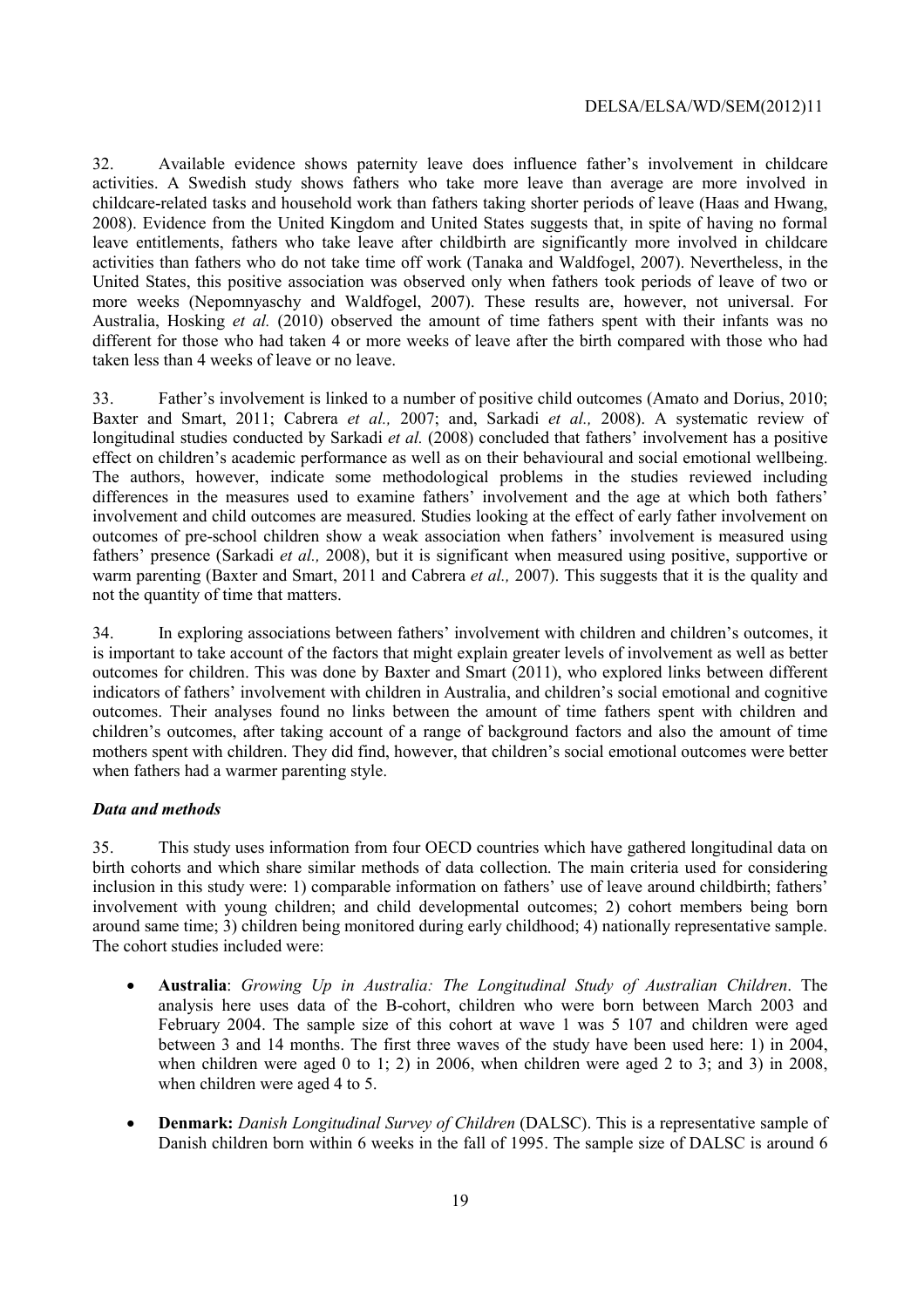32. Available evidence shows paternity leave does influence father's involvement in childcare activities. A Swedish study shows fathers who take more leave than average are more involved in childcare-related tasks and household work than fathers taking shorter periods of leave (Haas and Hwang, 2008). Evidence from the United Kingdom and United States suggests that, in spite of having no formal leave entitlements, fathers who take leave after childbirth are significantly more involved in childcare activities than fathers who do not take time off work (Tanaka and Waldfogel, 2007). Nevertheless, in the United States, this positive association was observed only when fathers took periods of leave of two or more weeks (Nepomnyaschy and Waldfogel, 2007). These results are, however, not universal. For Australia, Hosking *et al.* (2010) observed the amount of time fathers spent with their infants was no different for those who had taken 4 or more weeks of leave after the birth compared with those who had taken less than 4 weeks of leave or no leave.

33. Father's involvement is linked to a number of positive child outcomes (Amato and Dorius, 2010; Baxter and Smart, 2011; Cabrera *et al.,* 2007; and, Sarkadi *et al.,* 2008). A systematic review of longitudinal studies conducted by Sarkadi *et al.* (2008) concluded that fathers' involvement has a positive effect on children's academic performance as well as on their behavioural and social emotional wellbeing. The authors, however, indicate some methodological problems in the studies reviewed including differences in the measures used to examine fathers' involvement and the age at which both fathers' involvement and child outcomes are measured. Studies looking at the effect of early father involvement on outcomes of pre-school children show a weak association when fathers' involvement is measured using fathers' presence (Sarkadi *et al.,* 2008), but it is significant when measured using positive, supportive or warm parenting (Baxter and Smart, 2011 and Cabrera *et al.,* 2007). This suggests that it is the quality and not the quantity of time that matters.

34. In exploring associations between fathers' involvement with children and children's outcomes, it is important to take account of the factors that might explain greater levels of involvement as well as better outcomes for children. This was done by Baxter and Smart (2011), who explored links between different indicators of fathers' involvement with children in Australia, and children's social emotional and cognitive outcomes. Their analyses found no links between the amount of time fathers spent with children and children's outcomes, after taking account of a range of background factors and also the amount of time mothers spent with children. They did find, however, that children's social emotional outcomes were better when fathers had a warmer parenting style.

***Data and methods***

35. This study uses information from four OECD countries which have gathered longitudinal data on birth cohorts and which share similar methods of data collection. The main criteria used for considering inclusion in this study were: 1) comparable information on fathers' use of leave around childbirth; fathers' involvement with young children; and child developmental outcomes; 2) cohort members being born around same time; 3) children being monitored during early childhood; 4) nationally representative sample. The cohort studies included were:

- **Australia**: *Growing Up in Australia: The Longitudinal Study of Australian Children*. The analysis here uses data of the B-cohort, children who were born between March 2003 and February 2004. The sample size of this cohort at wave 1 was 5 107 and children were aged between 3 and 14 months. The first three waves of the study have been used here: 1) in 2004, when children were aged 0 to 1; 2) in 2006, when children were aged 2 to 3; and 3) in 2008, when children were aged 4 to 5.

- **Denmark:** *Danish Longitudinal Survey of Children* (DALSC). This is a representative sample of Danish children born within 6 weeks in the fall of 1995. The sample size of DALSC is around 6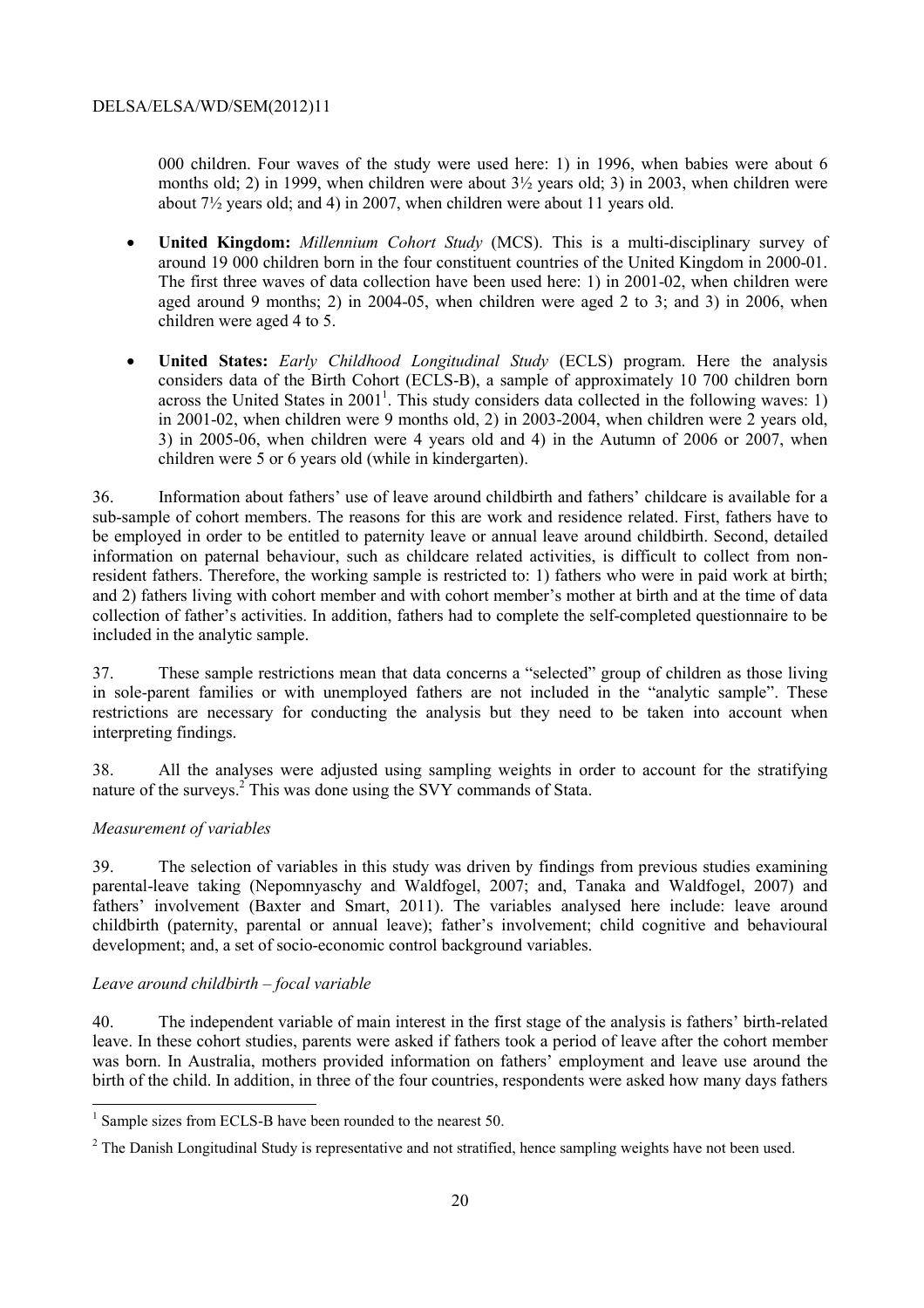000 children. Four waves of the study were used here: 1) in 1996, when babies were about 6 months old; 2) in 1999, when children were about 3½ years old; 3) in 2003, when children were about 7½ years old; and 4) in 2007, when children were about 11 years old.

- **United Kingdom:** *Millennium Cohort Study* (MCS). This is a multi-disciplinary survey of around 19 000 children born in the four constituent countries of the United Kingdom in 2000-01. The first three waves of data collection have been used here: 1) in 2001-02, when children were aged around 9 months; 2) in 2004-05, when children were aged 2 to 3; and 3) in 2006, when children were aged 4 to 5.

- **United States:** *Early Childhood Longitudinal Study* (ECLS) program. Here the analysis considers data of the Birth Cohort (ECLS-B), a sample of approximately 10 700 children born across the United States in 2001[1]. This study considers data collected in the following waves: 1) in 2001-02, when children were 9 months old, 2) in 2003-2004, when children were 2 years old, 3) in 2005-06, when children were 4 years old and 4) in the Autumn of 2006 or 2007, when children were 5 or 6 years old (while in kindergarten).

36. Information about fathers' use of leave around childbirth and fathers' childcare is available for a sub-sample of cohort members. The reasons for this are work and residence related. First, fathers have to be employed in order to be entitled to paternity leave or annual leave around childbirth. Second, detailed information on paternal behaviour, such as childcare related activities, is difficult to collect from non-resident fathers. Therefore, the working sample is restricted to: 1) fathers who were in paid work at birth; and 2) fathers living with cohort member and with cohort member's mother at birth and at the time of data collection of father's activities. In addition, fathers had to complete the self-completed questionnaire to be included in the analytic sample.

37. These sample restrictions mean that data concerns a "selected" group of children as those living in sole-parent families or with unemployed fathers are not included in the "analytic sample". These restrictions are necessary for conducting the analysis but they need to be taken into account when interpreting findings.

38. All the analyses were adjusted using sampling weights in order to account for the stratifying nature of the surveys.[2] This was done using the SVY commands of Stata.

*Measurement of variables*

39. The selection of variables in this study was driven by findings from previous studies examining parental-leave taking (Nepomnyaschy and Waldfogel, 2007; and, Tanaka and Waldfogel, 2007) and fathers' involvement (Baxter and Smart, 2011). The variables analysed here include: leave around childbirth (paternity, parental or annual leave); father's involvement; child cognitive and behavioural development; and, a set of socio-economic control background variables.

*Leave around childbirth – focal variable*

40. The independent variable of main interest in the first stage of the analysis is fathers' birth-related leave. In these cohort studies, parents were asked if fathers took a period of leave after the cohort member was born. In Australia, mothers provided information on fathers' employment and leave use around the birth of the child. In addition, in three of the four countries, respondents were asked how many days fathers

---

[1] Sample sizes from ECLS-B have been rounded to the nearest 50.

[2] The Danish Longitudinal Study is representative and not stratified, hence sampling weights have not been used.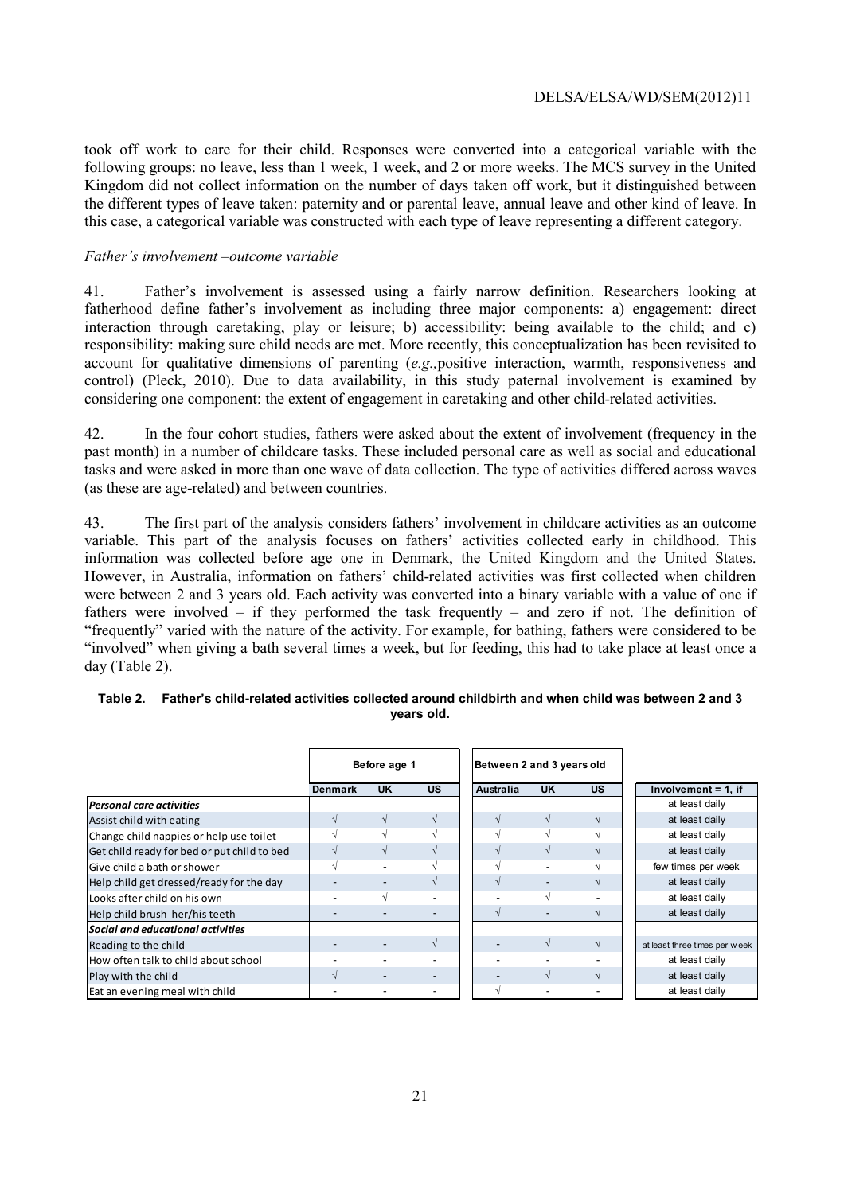took off work to care for their child. Responses were converted into a categorical variable with the following groups: no leave, less than 1 week, 1 week, and 2 or more weeks. The MCS survey in the United Kingdom did not collect information on the number of days taken off work, but it distinguished between the different types of leave taken: paternity and or parental leave, annual leave and other kind of leave. In this case, a categorical variable was constructed with each type of leave representing a different category.

*Father's involvement –outcome variable*

41. Father's involvement is assessed using a fairly narrow definition. Researchers looking at fatherhood define father's involvement as including three major components: a) engagement: direct interaction through caretaking, play or leisure; b) accessibility: being available to the child; and c) responsibility: making sure child needs are met. More recently, this conceptualization has been revisited to account for qualitative dimensions of parenting (*e.g.,* positive interaction, warmth, responsiveness and control) (Pleck, 2010). Due to data availability, in this study paternal involvement is examined by considering one component: the extent of engagement in caretaking and other child-related activities.

42. In the four cohort studies, fathers were asked about the extent of involvement (frequency in the past month) in a number of childcare tasks. These included personal care as well as social and educational tasks and were asked in more than one wave of data collection. The type of activities differed across waves (as these are age-related) and between countries.

43. The first part of the analysis considers fathers' involvement in childcare activities as an outcome variable. This part of the analysis focuses on fathers' activities collected early in childhood. This information was collected before age one in Denmark, the United Kingdom and the United States. However, in Australia, information on fathers' child-related activities was first collected when children were between 2 and 3 years old. Each activity was converted into a binary variable with a value of one if fathers were involved – if they performed the task frequently – and zero if not. The definition of "frequently" varied with the nature of the activity. For example, for bathing, fathers were considered to be "involved" when giving a bath several times a week, but for feeding, this had to take place at least once a day (Table 2).

**Table 2. Father's child-related activities collected around childbirth and when child was between 2 and 3 years old.**

| | Before age 1 | | | Between 2 and 3 years old | | | |
|---|---|---|---|---|---|---|---|
| | **Denmark** | **UK** | **US** | **Australia** | **UK** | **US** | **Involvement = 1, if** |
| ***Personal care activities*** | | | | | | | at least daily |
| Assist child with eating | √ | √ | √ | √ | √ | √ | at least daily |
| Change child nappies or help use toilet | √ | √ | √ | √ | √ | √ | at least daily |
| Get child ready for bed or put child to bed | √ | √ | √ | √ | √ | √ | at least daily |
| Give child a bath or shower | √ | - | √ | √ | - | √ | few times per week |
| Help child get dressed/ready for the day | - | - | √ | √ | - | √ | at least daily |
| Looks after child on his own | - | √ | - | - | √ | - | at least daily |
| Help child brush her/his teeth | - | - | - | √ | - | √ | at least daily |
| ***Social and educational activities*** | | | | | | | |
| Reading to the child | - | - | √ | - | √ | √ | at least three times per week |
| How often talk to child about school | - | - | - | - | - | - | at least daily |
| Play with the child | √ | - | - | - | √ | √ | at least daily |
| Eat an evening meal with child | - | - | - | √ | - | - | at least daily |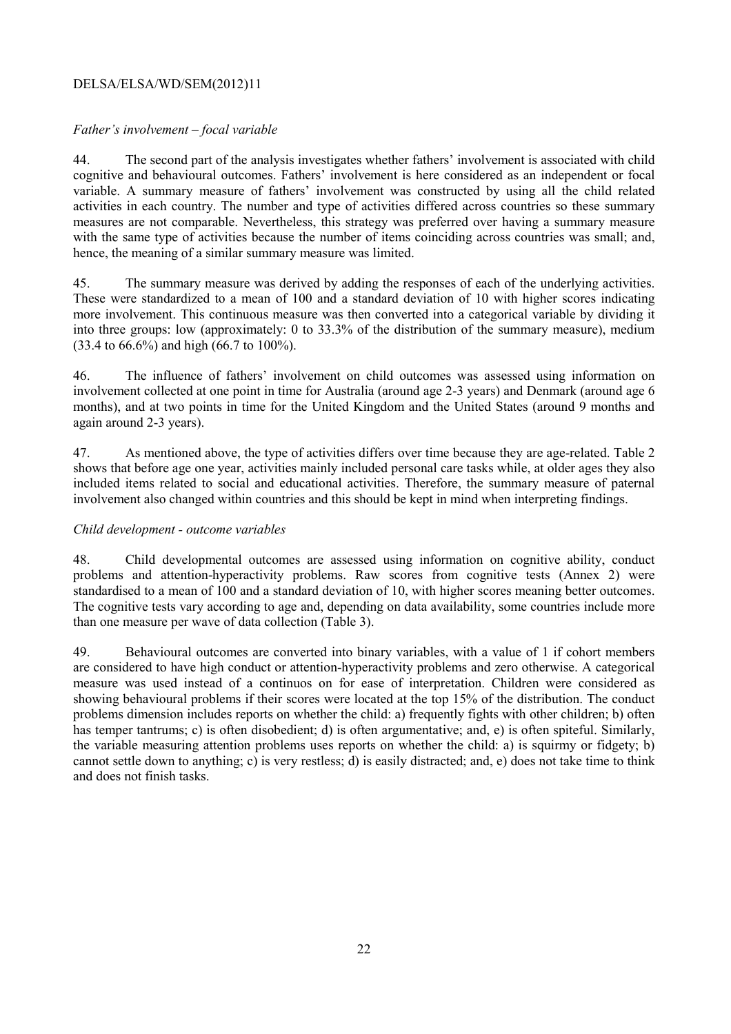*Father's involvement – focal variable*

44. The second part of the analysis investigates whether fathers' involvement is associated with child cognitive and behavioural outcomes. Fathers' involvement is here considered as an independent or focal variable. A summary measure of fathers' involvement was constructed by using all the child related activities in each country. The number and type of activities differed across countries so these summary measures are not comparable. Nevertheless, this strategy was preferred over having a summary measure with the same type of activities because the number of items coinciding across countries was small; and, hence, the meaning of a similar summary measure was limited.

45. The summary measure was derived by adding the responses of each of the underlying activities. These were standardized to a mean of 100 and a standard deviation of 10 with higher scores indicating more involvement. This continuous measure was then converted into a categorical variable by dividing it into three groups: low (approximately: 0 to 33.3% of the distribution of the summary measure), medium (33.4 to 66.6%) and high (66.7 to 100%).

46. The influence of fathers' involvement on child outcomes was assessed using information on involvement collected at one point in time for Australia (around age 2-3 years) and Denmark (around age 6 months), and at two points in time for the United Kingdom and the United States (around 9 months and again around 2-3 years).

47. As mentioned above, the type of activities differs over time because they are age-related. Table 2 shows that before age one year, activities mainly included personal care tasks while, at older ages they also included items related to social and educational activities. Therefore, the summary measure of paternal involvement also changed within countries and this should be kept in mind when interpreting findings.

*Child development - outcome variables*

48. Child developmental outcomes are assessed using information on cognitive ability, conduct problems and attention-hyperactivity problems. Raw scores from cognitive tests (Annex 2) were standardised to a mean of 100 and a standard deviation of 10, with higher scores meaning better outcomes. The cognitive tests vary according to age and, depending on data availability, some countries include more than one measure per wave of data collection (Table 3).

49. Behavioural outcomes are converted into binary variables, with a value of 1 if cohort members are considered to have high conduct or attention-hyperactivity problems and zero otherwise. A categorical measure was used instead of a continuos on for ease of interpretation. Children were considered as showing behavioural problems if their scores were located at the top 15% of the distribution. The conduct problems dimension includes reports on whether the child: a) frequently fights with other children; b) often has temper tantrums; c) is often disobedient; d) is often argumentative; and, e) is often spiteful. Similarly, the variable measuring attention problems uses reports on whether the child: a) is squirmy or fidgety; b) cannot settle down to anything; c) is very restless; d) is easily distracted; and, e) does not take time to think and does not finish tasks.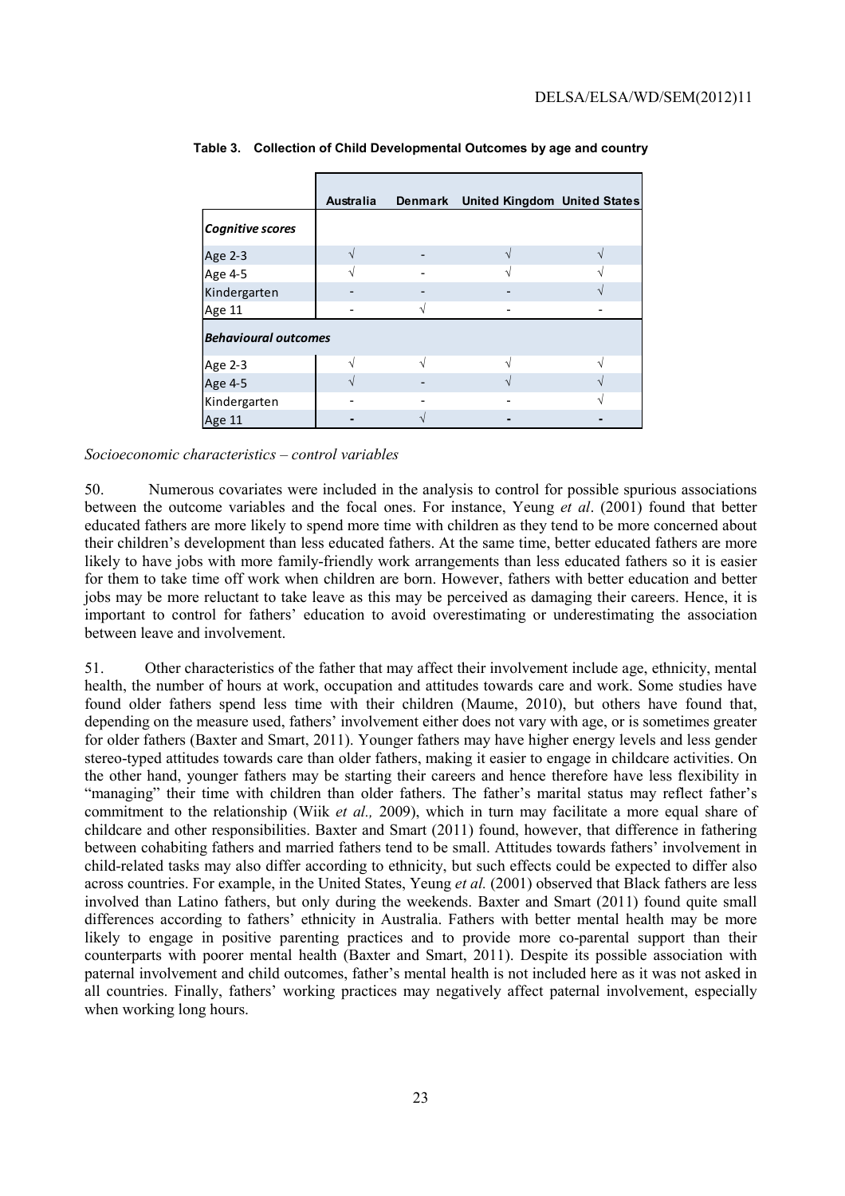**Table 3. Collection of Child Developmental Outcomes by age and country**

| | Australia | Denmark | United Kingdom | United States |
|---|---|---|---|---|
| ***Cognitive scores*** | | | | |
| Age 2-3 | √ | - | √ | √ |
| Age 4-5 | √ | - | √ | √ |
| Kindergarten | - | - | - | √ |
| Age 11 | - | √ | - | - |
| ***Behavioural outcomes*** | | | | |
| Age 2-3 | √ | √ | √ | √ |
| Age 4-5 | √ | - | √ | √ |
| Kindergarten | - | - | - | √ |
| Age 11 | - | √ | - | - |

*Socioeconomic characteristics – control variables*

50. Numerous covariates were included in the analysis to control for possible spurious associations between the outcome variables and the focal ones. For instance, Yeung *et al*. (2001) found that better educated fathers are more likely to spend more time with children as they tend to be more concerned about their children's development than less educated fathers. At the same time, better educated fathers are more likely to have jobs with more family-friendly work arrangements than less educated fathers so it is easier for them to take time off work when children are born. However, fathers with better education and better jobs may be more reluctant to take leave as this may be perceived as damaging their careers. Hence, it is important to control for fathers' education to avoid overestimating or underestimating the association between leave and involvement.

51. Other characteristics of the father that may affect their involvement include age, ethnicity, mental health, the number of hours at work, occupation and attitudes towards care and work. Some studies have found older fathers spend less time with their children (Maume, 2010), but others have found that, depending on the measure used, fathers' involvement either does not vary with age, or is sometimes greater for older fathers (Baxter and Smart, 2011). Younger fathers may have higher energy levels and less gender stereo-typed attitudes towards care than older fathers, making it easier to engage in childcare activities. On the other hand, younger fathers may be starting their careers and hence therefore have less flexibility in "managing" their time with children than older fathers. The father's marital status may reflect father's commitment to the relationship (Wiik *et al.,* 2009), which in turn may facilitate a more equal share of childcare and other responsibilities. Baxter and Smart (2011) found, however, that difference in fathering between cohabiting fathers and married fathers tend to be small. Attitudes towards fathers' involvement in child-related tasks may also differ according to ethnicity, but such effects could be expected to differ also across countries. For example, in the United States, Yeung *et al.* (2001) observed that Black fathers are less involved than Latino fathers, but only during the weekends. Baxter and Smart (2011) found quite small differences according to fathers' ethnicity in Australia. Fathers with better mental health may be more likely to engage in positive parenting practices and to provide more co-parental support than their counterparts with poorer mental health (Baxter and Smart, 2011). Despite its possible association with paternal involvement and child outcomes, father's mental health is not included here as it was not asked in all countries. Finally, fathers' working practices may negatively affect paternal involvement, especially when working long hours.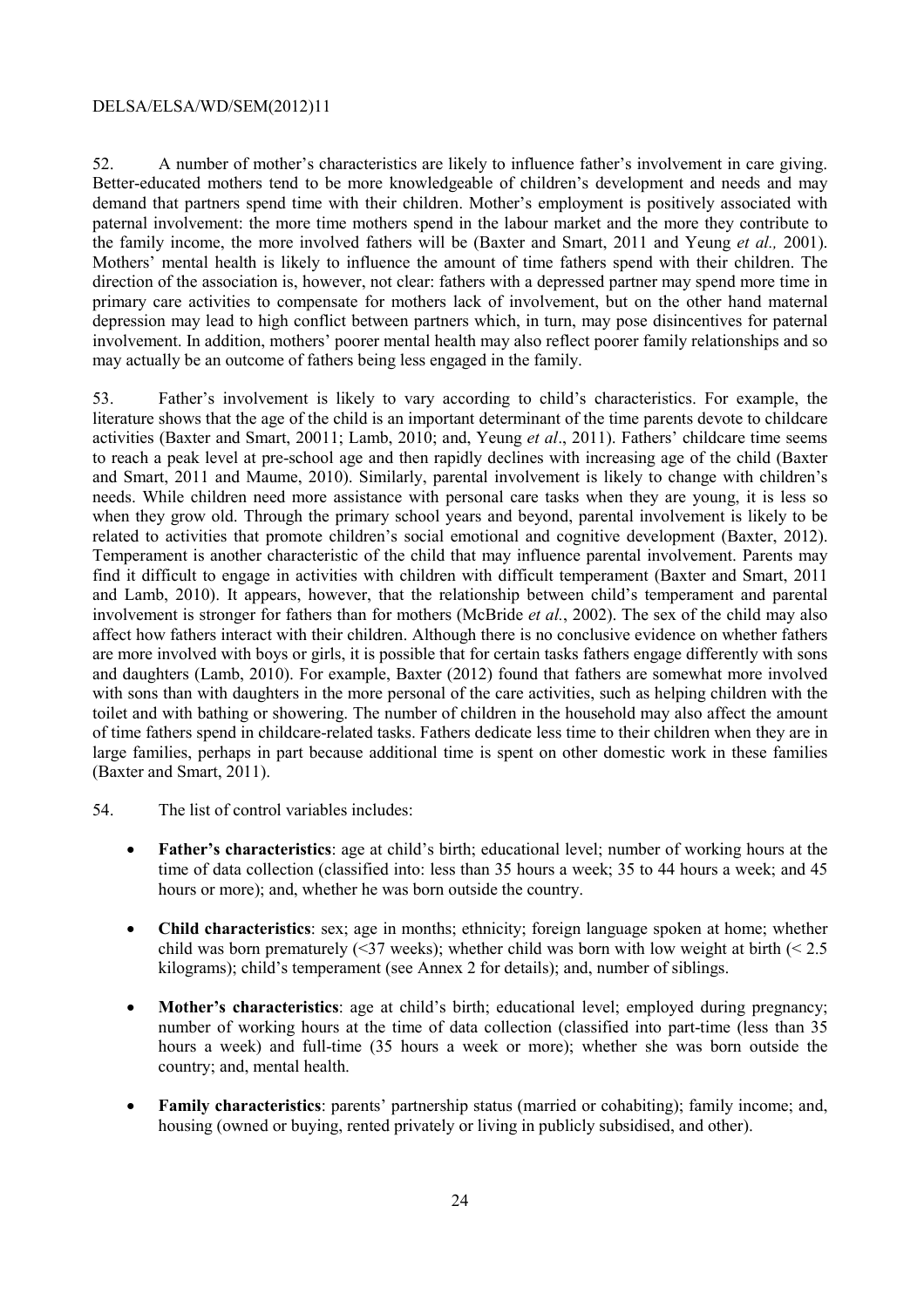52. A number of mother's characteristics are likely to influence father's involvement in care giving. Better-educated mothers tend to be more knowledgeable of children's development and needs and may demand that partners spend time with their children. Mother's employment is positively associated with paternal involvement: the more time mothers spend in the labour market and the more they contribute to the family income, the more involved fathers will be (Baxter and Smart, 2011 and Yeung *et al.,* 2001). Mothers' mental health is likely to influence the amount of time fathers spend with their children. The direction of the association is, however, not clear: fathers with a depressed partner may spend more time in primary care activities to compensate for mothers lack of involvement, but on the other hand maternal depression may lead to high conflict between partners which, in turn, may pose disincentives for paternal involvement. In addition, mothers' poorer mental health may also reflect poorer family relationships and so may actually be an outcome of fathers being less engaged in the family.

53. Father's involvement is likely to vary according to child's characteristics. For example, the literature shows that the age of the child is an important determinant of the time parents devote to childcare activities (Baxter and Smart, 20011; Lamb, 2010; and, Yeung *et al*., 2011). Fathers' childcare time seems to reach a peak level at pre-school age and then rapidly declines with increasing age of the child (Baxter and Smart, 2011 and Maume, 2010). Similarly, parental involvement is likely to change with children's needs. While children need more assistance with personal care tasks when they are young, it is less so when they grow old. Through the primary school years and beyond, parental involvement is likely to be related to activities that promote children's social emotional and cognitive development (Baxter, 2012). Temperament is another characteristic of the child that may influence parental involvement. Parents may find it difficult to engage in activities with children with difficult temperament (Baxter and Smart, 2011 and Lamb, 2010). It appears, however, that the relationship between child's temperament and parental involvement is stronger for fathers than for mothers (McBride *et al.*, 2002). The sex of the child may also affect how fathers interact with their children. Although there is no conclusive evidence on whether fathers are more involved with boys or girls, it is possible that for certain tasks fathers engage differently with sons and daughters (Lamb, 2010). For example, Baxter (2012) found that fathers are somewhat more involved with sons than with daughters in the more personal of the care activities, such as helping children with the toilet and with bathing or showering. The number of children in the household may also affect the amount of time fathers spend in childcare-related tasks. Fathers dedicate less time to their children when they are in large families, perhaps in part because additional time is spent on other domestic work in these families (Baxter and Smart, 2011).

54. The list of control variables includes:

- **Father's characteristics**: age at child's birth; educational level; number of working hours at the time of data collection (classified into: less than 35 hours a week; 35 to 44 hours a week; and 45 hours or more); and, whether he was born outside the country.
- **Child characteristics**: sex; age in months; ethnicity; foreign language spoken at home; whether child was born prematurely (<37 weeks); whether child was born with low weight at birth (< 2.5 kilograms); child's temperament (see Annex 2 for details); and, number of siblings.
- **Mother's characteristics**: age at child's birth; educational level; employed during pregnancy; number of working hours at the time of data collection (classified into part-time (less than 35 hours a week) and full-time (35 hours a week or more); whether she was born outside the country; and, mental health.
- **Family characteristics**: parents' partnership status (married or cohabiting); family income; and, housing (owned or buying, rented privately or living in publicly subsidised, and other).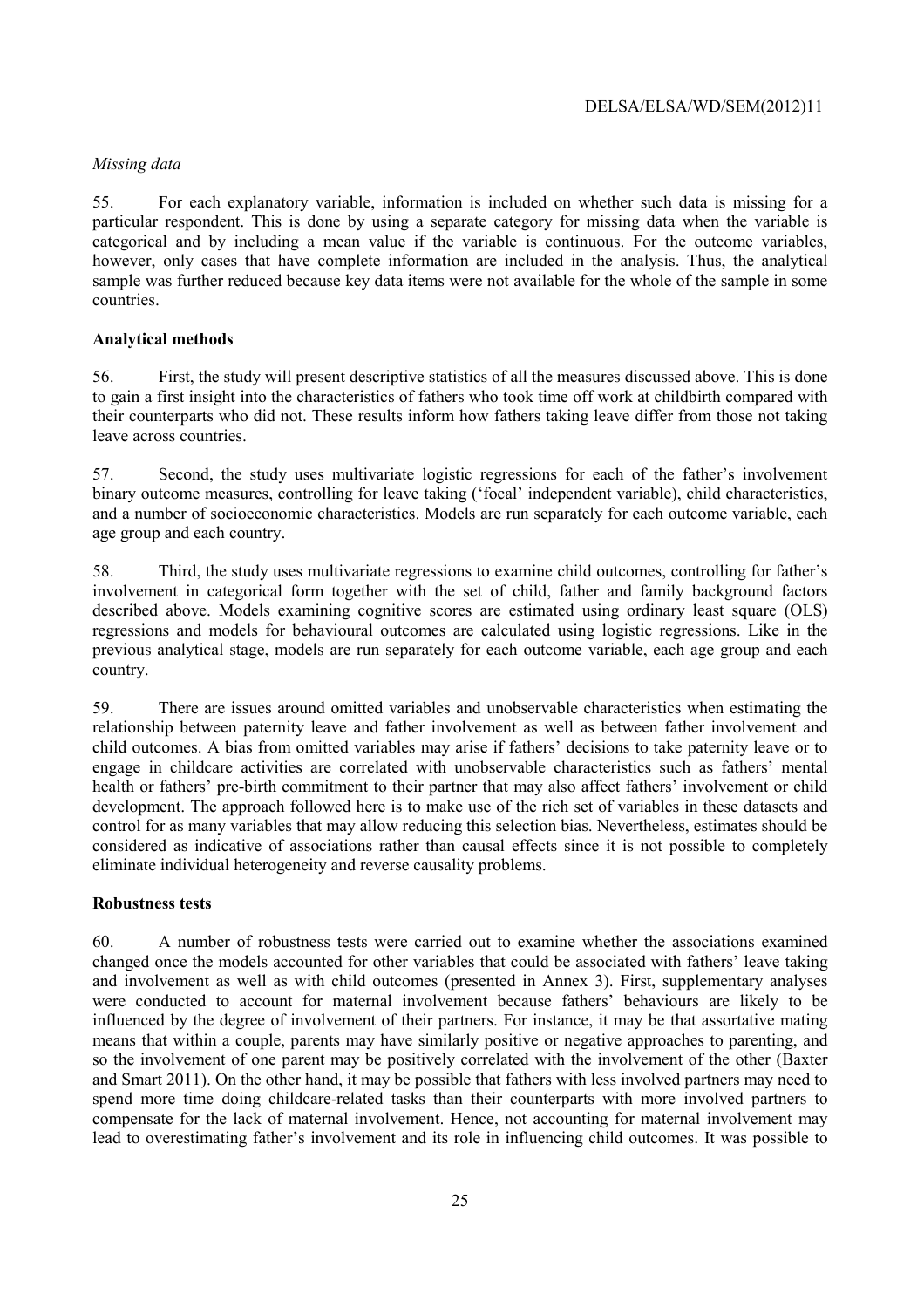*Missing data*

55. For each explanatory variable, information is included on whether such data is missing for a particular respondent. This is done by using a separate category for missing data when the variable is categorical and by including a mean value if the variable is continuous. For the outcome variables, however, only cases that have complete information are included in the analysis. Thus, the analytical sample was further reduced because key data items were not available for the whole of the sample in some countries.

**Analytical methods**

56. First, the study will present descriptive statistics of all the measures discussed above. This is done to gain a first insight into the characteristics of fathers who took time off work at childbirth compared with their counterparts who did not. These results inform how fathers taking leave differ from those not taking leave across countries.

57. Second, the study uses multivariate logistic regressions for each of the father's involvement binary outcome measures, controlling for leave taking ('focal' independent variable), child characteristics, and a number of socioeconomic characteristics. Models are run separately for each outcome variable, each age group and each country.

58. Third, the study uses multivariate regressions to examine child outcomes, controlling for father's involvement in categorical form together with the set of child, father and family background factors described above. Models examining cognitive scores are estimated using ordinary least square (OLS) regressions and models for behavioural outcomes are calculated using logistic regressions. Like in the previous analytical stage, models are run separately for each outcome variable, each age group and each country.

59. There are issues around omitted variables and unobservable characteristics when estimating the relationship between paternity leave and father involvement as well as between father involvement and child outcomes. A bias from omitted variables may arise if fathers' decisions to take paternity leave or to engage in childcare activities are correlated with unobservable characteristics such as fathers' mental health or fathers' pre-birth commitment to their partner that may also affect fathers' involvement or child development. The approach followed here is to make use of the rich set of variables in these datasets and control for as many variables that may allow reducing this selection bias. Nevertheless, estimates should be considered as indicative of associations rather than causal effects since it is not possible to completely eliminate individual heterogeneity and reverse causality problems.

**Robustness tests**

60. A number of robustness tests were carried out to examine whether the associations examined changed once the models accounted for other variables that could be associated with fathers' leave taking and involvement as well as with child outcomes (presented in Annex 3). First, supplementary analyses were conducted to account for maternal involvement because fathers' behaviours are likely to be influenced by the degree of involvement of their partners. For instance, it may be that assortative mating means that within a couple, parents may have similarly positive or negative approaches to parenting, and so the involvement of one parent may be positively correlated with the involvement of the other (Baxter and Smart 2011). On the other hand, it may be possible that fathers with less involved partners may need to spend more time doing childcare-related tasks than their counterparts with more involved partners to compensate for the lack of maternal involvement. Hence, not accounting for maternal involvement may lead to overestimating father's involvement and its role in influencing child outcomes. It was possible to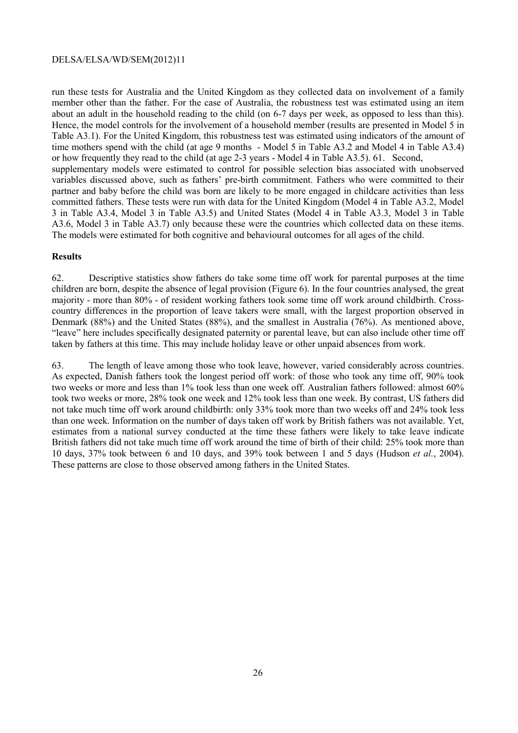run these tests for Australia and the United Kingdom as they collected data on involvement of a family member other than the father. For the case of Australia, the robustness test was estimated using an item about an adult in the household reading to the child (on 6-7 days per week, as opposed to less than this). Hence, the model controls for the involvement of a household member (results are presented in Model 5 in Table A3.1). For the United Kingdom, this robustness test was estimated using indicators of the amount of time mothers spend with the child (at age 9 months - Model 5 in Table A3.2 and Model 4 in Table A3.4) or how frequently they read to the child (at age 2-3 years - Model 4 in Table A3.5). 61. Second, supplementary models were estimated to control for possible selection bias associated with unobserved variables discussed above, such as fathers' pre-birth commitment. Fathers who were committed to their partner and baby before the child was born are likely to be more engaged in childcare activities than less committed fathers. These tests were run with data for the United Kingdom (Model 4 in Table A3.2, Model 3 in Table A3.4, Model 3 in Table A3.5) and United States (Model 4 in Table A3.3, Model 3 in Table A3.6, Model 3 in Table A3.7) only because these were the countries which collected data on these items. The models were estimated for both cognitive and behavioural outcomes for all ages of the child.

**Results**

62. Descriptive statistics show fathers do take some time off work for parental purposes at the time children are born, despite the absence of legal provision (Figure 6). In the four countries analysed, the great majority - more than 80% - of resident working fathers took some time off work around childbirth. Cross-country differences in the proportion of leave takers were small, with the largest proportion observed in Denmark (88%) and the United States (88%), and the smallest in Australia (76%). As mentioned above, "leave" here includes specifically designated paternity or parental leave, but can also include other time off taken by fathers at this time. This may include holiday leave or other unpaid absences from work.

63. The length of leave among those who took leave, however, varied considerably across countries. As expected, Danish fathers took the longest period off work: of those who took any time off, 90% took two weeks or more and less than 1% took less than one week off. Australian fathers followed: almost 60% took two weeks or more, 28% took one week and 12% took less than one week. By contrast, US fathers did not take much time off work around childbirth: only 33% took more than two weeks off and 24% took less than one week. Information on the number of days taken off work by British fathers was not available. Yet, estimates from a national survey conducted at the time these fathers were likely to take leave indicate British fathers did not take much time off work around the time of birth of their child: 25% took more than 10 days, 37% took between 6 and 10 days, and 39% took between 1 and 5 days (Hudson *et al.*, 2004). These patterns are close to those observed among fathers in the United States.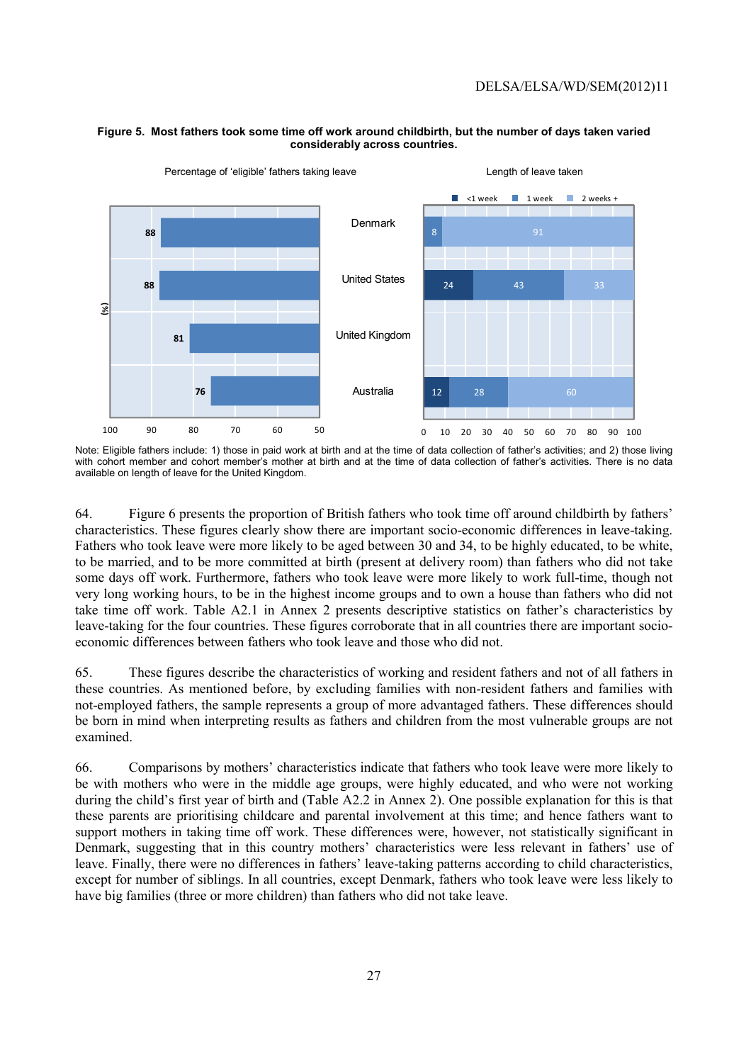**Figure 5. Most fathers took some time off work around childbirth, but the number of days taken varied considerably across countries.**

Percentage of 'eligible' fathers taking leave

| Country | (%) |
|---|---|
| Denmark | 88 |
| United States | 88 |
| United Kingdom | 81 |
| Australia | 76 |

Length of leave taken

| Country | <1 week | 1 week | 2 weeks + |
|---|---|---|---|
| Denmark | | 8 | 91 |
| United States | 24 | 43 | 33 |
| United Kingdom | | | |
| Australia | 12 | 28 | 60 |

Note: Eligible fathers include: 1) those in paid work at birth and at the time of data collection of father's activities; and 2) those living with cohort member and cohort member's mother at birth and at the time of data collection of father's activities. There is no data available on length of leave for the United Kingdom.

64. Figure 6 presents the proportion of British fathers who took time off around childbirth by fathers' characteristics. These figures clearly show there are important socio-economic differences in leave-taking. Fathers who took leave were more likely to be aged between 30 and 34, to be highly educated, to be white, to be married, and to be more committed at birth (present at delivery room) than fathers who did not take some days off work. Furthermore, fathers who took leave were more likely to work full-time, though not very long working hours, to be in the highest income groups and to own a house than fathers who did not take time off work. Table A2.1 in Annex 2 presents descriptive statistics on father's characteristics by leave-taking for the four countries. These figures corroborate that in all countries there are important socio-economic differences between fathers who took leave and those who did not.

65. These figures describe the characteristics of working and resident fathers and not of all fathers in these countries. As mentioned before, by excluding families with non-resident fathers and families with not-employed fathers, the sample represents a group of more advantaged fathers. These differences should be born in mind when interpreting results as fathers and children from the most vulnerable groups are not examined.

66. Comparisons by mothers' characteristics indicate that fathers who took leave were more likely to be with mothers who were in the middle age groups, were highly educated, and who were not working during the child's first year of birth and (Table A2.2 in Annex 2). One possible explanation for this is that these parents are prioritising childcare and parental involvement at this time; and hence fathers want to support mothers in taking time off work. These differences were, however, not statistically significant in Denmark, suggesting that in this country mothers' characteristics were less relevant in fathers' use of leave. Finally, there were no differences in fathers' leave-taking patterns according to child characteristics, except for number of siblings. In all countries, except Denmark, fathers who took leave were less likely to have big families (three or more children) than fathers who did not take leave.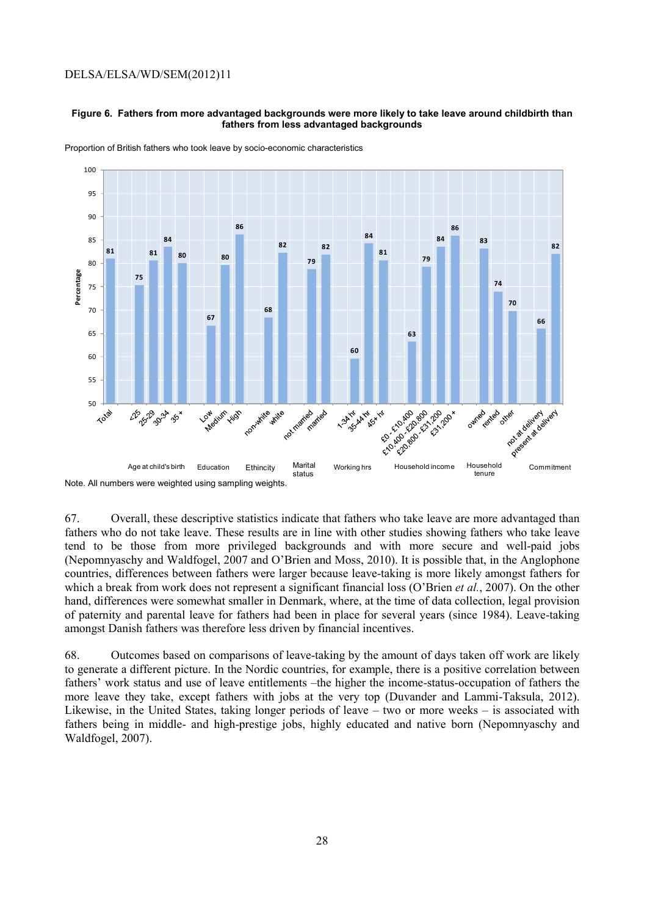**Figure 6. Fathers from more advantaged backgrounds were more likely to take leave around childbirth than fathers from less advantaged backgrounds**

Proportion of British fathers who took leave by socio-economic characteristics

| Category | Group | Percentage |
|---|---|---|
| Total | Total | 81 |
| Age at child's birth | <25 | 75 |
| | 25-29 | 81 |
| | 30-34 | 84 |
| | 35+ | 80 |
| Education | Low | 67 |
| | Medium | 80 |
| | High | 86 |
| Ethincity | non-white | 68 |
| | white | 82 |
| Marital status | not married | 79 |
| | married | 82 |
| Working hrs | 1-34 hr | 60 |
| | 35-44 hr | 84 |
| | 45+ hr | 81 |
| Household income | £0 - £10,400 | 63 |
| | £10,400 - £20,800 | 79 |
| | £20,800 - £31,200 | 84 |
| | £31,200 + | 86 |
| Household tenure | owned | 83 |
| | rented | 74 |
| | other | 70 |
| Commitment | not at delivery | 66 |
| | present at delivery | 82 |

Note. All numbers were weighted using sampling weights.

67. Overall, these descriptive statistics indicate that fathers who take leave are more advantaged than fathers who do not take leave. These results are in line with other studies showing fathers who take leave tend to be those from more privileged backgrounds and with more secure and well-paid jobs (Nepomnyaschy and Waldfogel, 2007 and O'Brien and Moss, 2010). It is possible that, in the Anglophone countries, differences between fathers were larger because leave-taking is more likely amongst fathers for which a break from work does not represent a significant financial loss (O'Brien *et al.*, 2007). On the other hand, differences were somewhat smaller in Denmark, where, at the time of data collection, legal provision of paternity and parental leave for fathers had been in place for several years (since 1984). Leave-taking amongst Danish fathers was therefore less driven by financial incentives.

68. Outcomes based on comparisons of leave-taking by the amount of days taken off work are likely to generate a different picture. In the Nordic countries, for example, there is a positive correlation between fathers' work status and use of leave entitlements –the higher the income-status-occupation of fathers the more leave they take, except fathers with jobs at the very top (Duvander and Lammi-Taksula, 2012). Likewise, in the United States, taking longer periods of leave – two or more weeks – is associated with fathers being in middle- and high-prestige jobs, highly educated and native born (Nepomnyaschy and Waldfogel, 2007).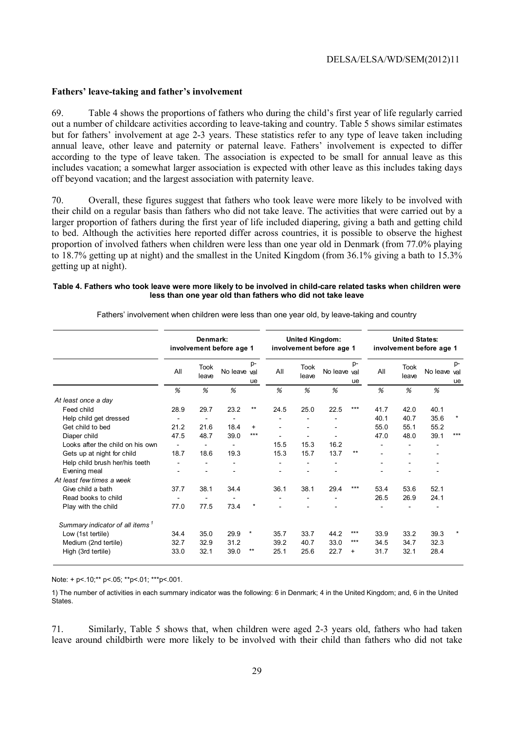### Fathers' leave-taking and father's involvement

69. Table 4 shows the proportions of fathers who during the child's first year of life regularly carried out a number of childcare activities according to leave-taking and country. Table 5 shows similar estimates but for fathers' involvement at age 2-3 years. These statistics refer to any type of leave taken including annual leave, other leave and paternity or paternal leave. Fathers' involvement is expected to differ according to the type of leave taken. The association is expected to be small for annual leave as this includes vacation; a somewhat larger association is expected with other leave as this includes taking days off beyond vacation; and the largest association with paternity leave.

70. Overall, these figures suggest that fathers who took leave were more likely to be involved with their child on a regular basis than fathers who did not take leave. The activities that were carried out by a larger proportion of fathers during the first year of life included diapering, giving a bath and getting child to bed. Although the activities here reported differ across countries, it is possible to observe the highest proportion of involved fathers when children were less than one year old in Denmark (from 77.0% playing to 18.7% getting up at night) and the smallest in the United Kingdom (from 36.1% giving a bath to 15.3% getting up at night).

**Table 4. Fathers who took leave were more likely to be involved in child-care related tasks when children were less than one year old than fathers who did not take leave**

Fathers' involvement when children were less than one year old, by leave-taking and country

| | Denmark: involvement before age 1 | | | | United Kingdom: involvement before age 1 | | | | United States: involvement before age 1 | | | |
|---|---|---|---|---|---|---|---|---|---|---|---|---|
| | All | Took leave | No leave | p-value | All | Took leave | No leave | p-value | All | Took leave | No leave | p-value |
| | % | % | % | | % | % | % | | % | % | % | |
| *At least once a day* | | | | | | | | | | | | |
| Feed child | 28.9 | 29.7 | 23.2 | ** | 24.5 | 25.0 | 22.5 | *** | 41.7 | 42.0 | 40.1 | |
| Help child get dressed | - | - | - | | - | - | - | | 40.1 | 40.7 | 35.6 | * |
| Get child to bed | 21.2 | 21.6 | 18.4 | + | - | - | - | | 55.0 | 55.1 | 55.2 | |
| Diaper child | 47.5 | 48.7 | 39.0 | *** | - | - | - | | 47.0 | 48.0 | 39.1 | *** |
| Looks after the child on his own | - | - | - | | 15.5 | 15.3 | 16.2 | | - | - | - | |
| Gets up at night for child | 18.7 | 18.6 | 19.3 | | 15.3 | 15.7 | 13.7 | ** | - | - | - | |
| Help child brush her/his teeth | - | - | - | | - | - | - | | - | - | - | |
| Evening meal | - | - | - | | - | - | - | | - | - | - | |
| *At least few times a week* | | | | | | | | | | | | |
| Give child a bath | 37.7 | 38.1 | 34.4 | | 36.1 | 38.1 | 29.4 | *** | 53.4 | 53.6 | 52.1 | |
| Read books to child | - | - | - | | - | - | - | | 26.5 | 26.9 | 24.1 | |
| Play with the child | 77.0 | 77.5 | 73.4 | * | - | - | - | | - | - | - | |
| *Summary indicator of all items* [1] | | | | | | | | | | | | |
| Low (1st tertile) | 34.4 | 35.0 | 29.9 | * | 35.7 | 33.7 | 44.2 | *** | 33.9 | 33.2 | 39.3 | * |
| Medium (2nd tertile) | 32.7 | 32.9 | 31.2 | | 39.2 | 40.7 | 33.0 | *** | 34.5 | 34.7 | 32.3 | |
| High (3rd tertile) | 33.0 | 32.1 | 39.0 | ** | 25.1 | 25.6 | 22.7 | + | 31.7 | 32.1 | 28.4 | |

Note: + p<.10;** p<.05; **p<.01; ***p<.001.

1) The number of activities in each summary indicator was the following: 6 in Denmark; 4 in the United Kingdom; and, 6 in the United States.

71. Similarly, Table 5 shows that, when children were aged 2-3 years old, fathers who had taken leave around childbirth were more likely to be involved with their child than fathers who did not take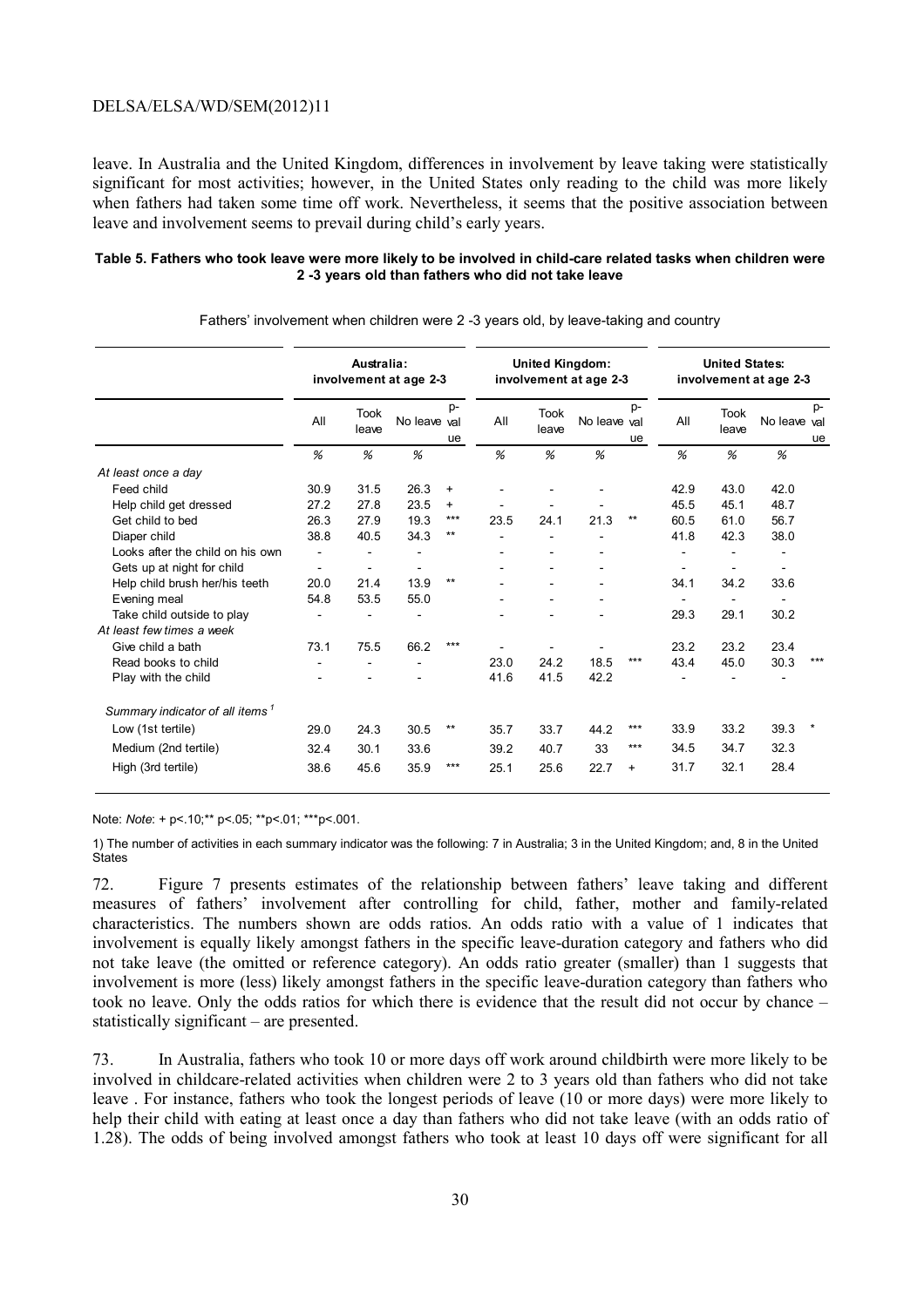leave. In Australia and the United Kingdom, differences in involvement by leave taking were statistically significant for most activities; however, in the United States only reading to the child was more likely when fathers had taken some time off work. Nevertheless, it seems that the positive association between leave and involvement seems to prevail during child's early years.

**Table 5. Fathers who took leave were more likely to be involved in child-care related tasks when children were 2 -3 years old than fathers who did not take leave**

Fathers' involvement when children were 2 -3 years old, by leave-taking and country

| | Australia: involvement at age 2-3 | | | | United Kingdom: involvement at age 2-3 | | | | United States: involvement at age 2-3 | | | |
|---|---|---|---|---|---|---|---|---|---|---|---|---|
| | All | Took leave | No leave | p-value | All | Took leave | No leave | p-value | All | Took leave | No leave | p-value |
| | % | % | % | | % | % | % | | % | % | % | |
| *At least once a day* | | | | | | | | | | | | |
| Feed child | 30.9 | 31.5 | 26.3 | + | - | - | - | | 42.9 | 43.0 | 42.0 | |
| Help child get dressed | 27.2 | 27.8 | 23.5 | + | - | - | - | | 45.5 | 45.1 | 48.7 | |
| Get child to bed | 26.3 | 27.9 | 19.3 | *** | 23.5 | 24.1 | 21.3 | ** | 60.5 | 61.0 | 56.7 | |
| Diaper child | 38.8 | 40.5 | 34.3 | ** | - | - | - | | 41.8 | 42.3 | 38.0 | |
| Looks after the child on his own | - | - | - | | - | - | - | | - | - | - | |
| Gets up at night for child | - | - | - | | - | - | - | | - | - | - | |
| Help child brush her/his teeth | 20.0 | 21.4 | 13.9 | ** | - | - | - | | 34.1 | 34.2 | 33.6 | |
| Evening meal | 54.8 | 53.5 | 55.0 | | - | - | - | | - | - | - | |
| Take child outside to play | - | - | - | | - | - | - | | 29.3 | 29.1 | 30.2 | |
| *At least few times a week* | | | | | | | | | | | | |
| Give child a bath | 73.1 | 75.5 | 66.2 | *** | - | - | - | | 23.2 | 23.2 | 23.4 | |
| Read books to child | - | - | - | | 23.0 | 24.2 | 18.5 | *** | 43.4 | 45.0 | 30.3 | *** |
| Play with the child | - | - | - | | 41.6 | 41.5 | 42.2 | | - | - | - | |
| *Summary indicator of all items* [1] | | | | | | | | | | | | |
| Low (1st tertile) | 29.0 | 24.3 | 30.5 | ** | 35.7 | 33.7 | 44.2 | *** | 33.9 | 33.2 | 39.3 | * |
| Medium (2nd tertile) | 32.4 | 30.1 | 33.6 | | 39.2 | 40.7 | 33 | *** | 34.5 | 34.7 | 32.3 | |
| High (3rd tertile) | 38.6 | 45.6 | 35.9 | *** | 25.1 | 25.6 | 22.7 | + | 31.7 | 32.1 | 28.4 | |

Note: *Note*: + p<.10;** p<.05; **p<.01; ***p<.001.

1) The number of activities in each summary indicator was the following: 7 in Australia; 3 in the United Kingdom; and, 8 in the United States

72. Figure 7 presents estimates of the relationship between fathers' leave taking and different measures of fathers' involvement after controlling for child, father, mother and family-related characteristics. The numbers shown are odds ratios. An odds ratio with a value of 1 indicates that involvement is equally likely amongst fathers in the specific leave-duration category and fathers who did not take leave (the omitted or reference category). An odds ratio greater (smaller) than 1 suggests that involvement is more (less) likely amongst fathers in the specific leave-duration category than fathers who took no leave. Only the odds ratios for which there is evidence that the result did not occur by chance – statistically significant – are presented.

73. In Australia, fathers who took 10 or more days off work around childbirth were more likely to be involved in childcare-related activities when children were 2 to 3 years old than fathers who did not take leave . For instance, fathers who took the longest periods of leave (10 or more days) were more likely to help their child with eating at least once a day than fathers who did not take leave (with an odds ratio of 1.28). The odds of being involved amongst fathers who took at least 10 days off were significant for all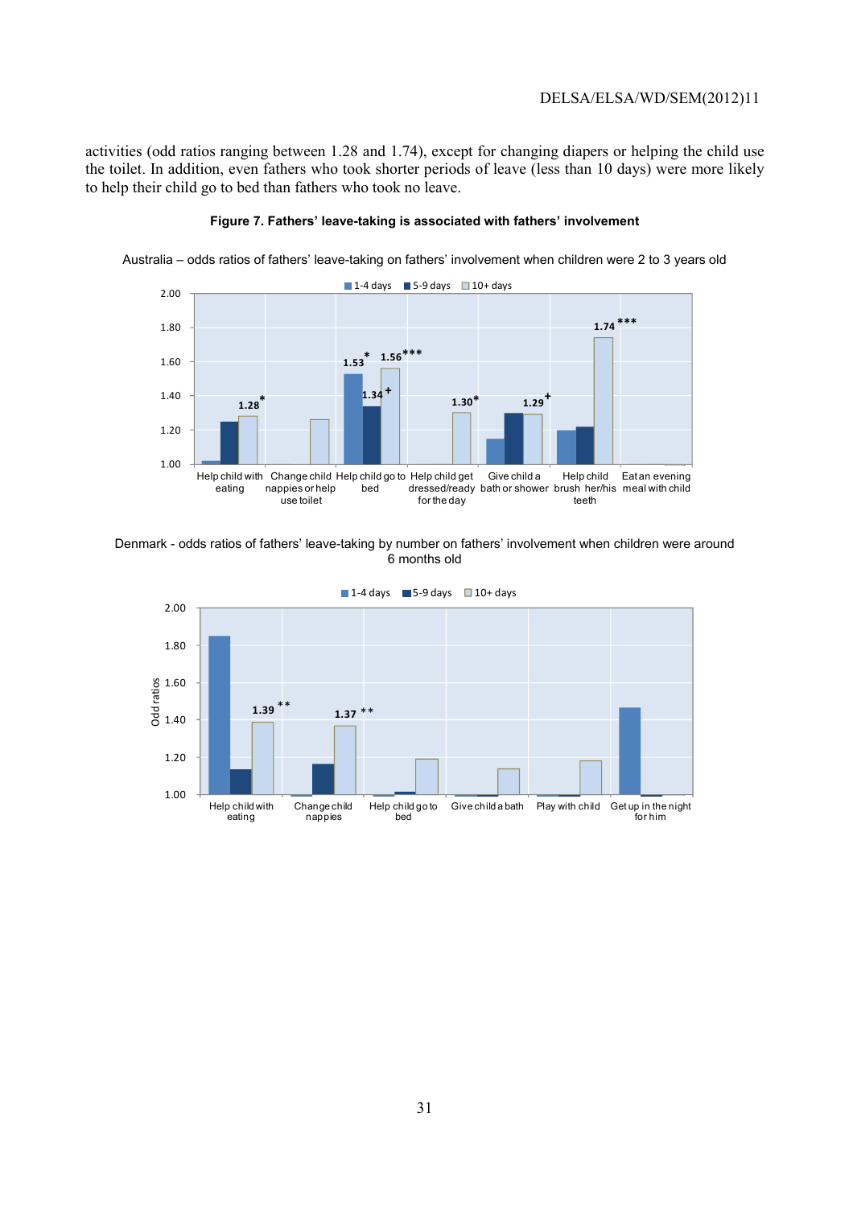activities (odd ratios ranging between 1.28 and 1.74), except for changing diapers or helping the child use the toilet. In addition, even fathers who took shorter periods of leave (less than 10 days) were more likely to help their child go to bed than fathers who took no leave.

**Figure 7. Fathers' leave-taking is associated with fathers' involvement**

Australia – odds ratios of fathers' leave-taking on fathers' involvement when children were 2 to 3 years old

Denmark - odds ratios of fathers' leave-taking by number on fathers' involvement when children were around 6 months old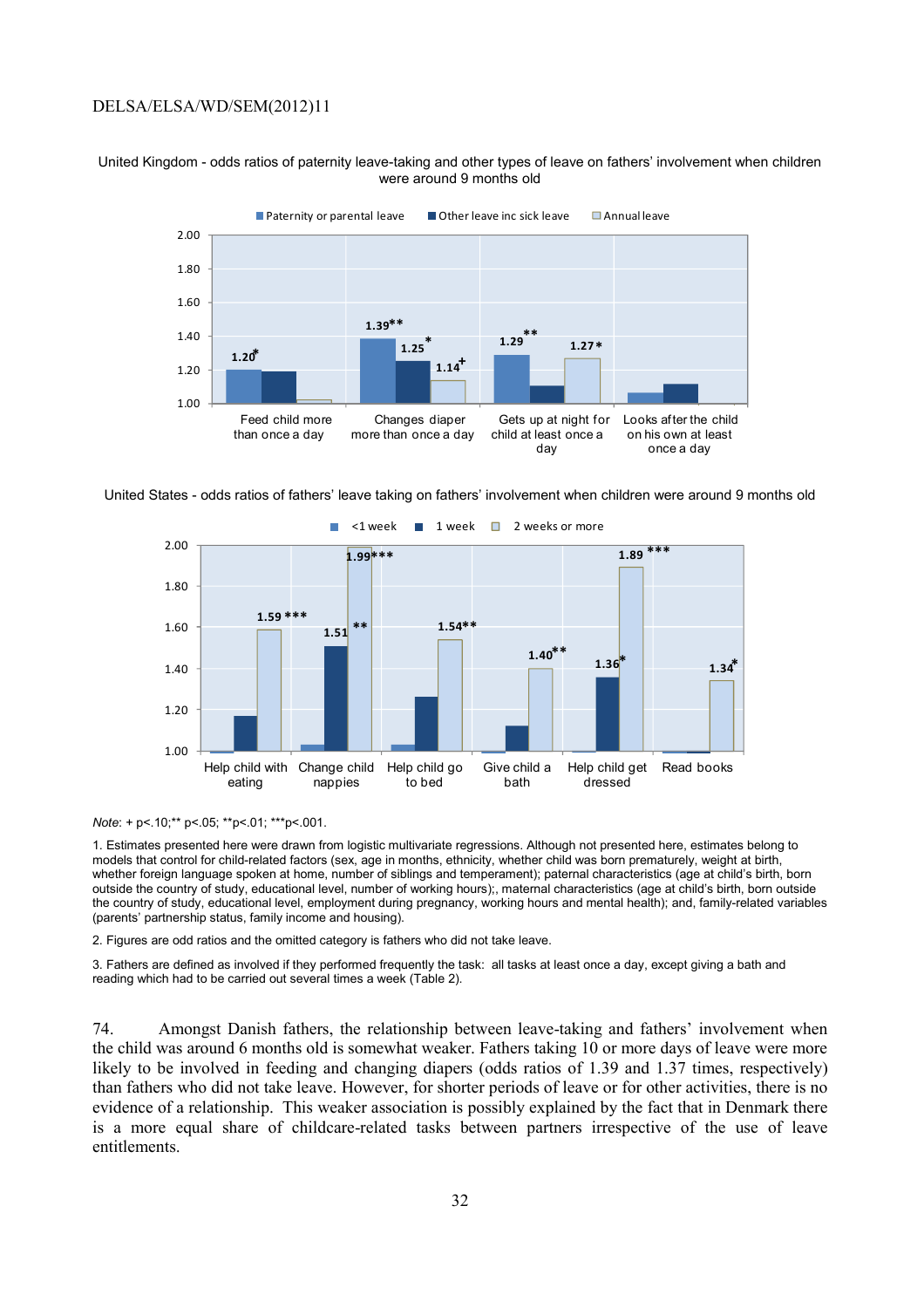United Kingdom - odds ratios of paternity leave-taking and other types of leave on fathers' involvement when children were around 9 months old

| | Paternity or parental leave | Other leave inc sick leave | Annual leave |
|---|---|---|---|
| Feed child more than once a day | 1.20* | | |
| Changes diaper more than once a day | 1.39** | 1.25* | 1.14+ |
| Gets up at night for child at least once a day | 1.29** | | 1.27* |
| Looks after the child on his own at least once a day | | | |

United States - odds ratios of fathers' leave taking on fathers' involvement when children were around 9 months old

| | <1 week | 1 week | 2 weeks or more |
|---|---|---|---|
| Help child with eating | | | 1.59 *** |
| Change child nappies | | 1.51 ** | 1.99*** |
| Help child go to bed | | | 1.54** |
| Give child a bath | | | 1.40** |
| Help child get dressed | | 1.36* | 1.89 *** |
| Read books | | | 1.34* |

*Note*: + p<.10;** p<.05; **p<.01; ***p<.001.

1. Estimates presented here were drawn from logistic multivariate regressions. Although not presented here, estimates belong to models that control for child-related factors (sex, age in months, ethnicity, whether child was born prematurely, weight at birth, whether foreign language spoken at home, number of siblings and temperament); paternal characteristics (age at child's birth, born outside the country of study, educational level, number of working hours);, maternal characteristics (age at child's birth, born outside the country of study, educational level, employment during pregnancy, working hours and mental health); and, family-related variables (parents' partnership status, family income and housing).

2. Figures are odd ratios and the omitted category is fathers who did not take leave.

3. Fathers are defined as involved if they performed frequently the task: all tasks at least once a day, except giving a bath and reading which had to be carried out several times a week (Table 2).

74. Amongst Danish fathers, the relationship between leave-taking and fathers' involvement when the child was around 6 months old is somewhat weaker. Fathers taking 10 or more days of leave were more likely to be involved in feeding and changing diapers (odds ratios of 1.39 and 1.37 times, respectively) than fathers who did not take leave. However, for shorter periods of leave or for other activities, there is no evidence of a relationship. This weaker association is possibly explained by the fact that in Denmark there is a more equal share of childcare-related tasks between partners irrespective of the use of leave entitlements.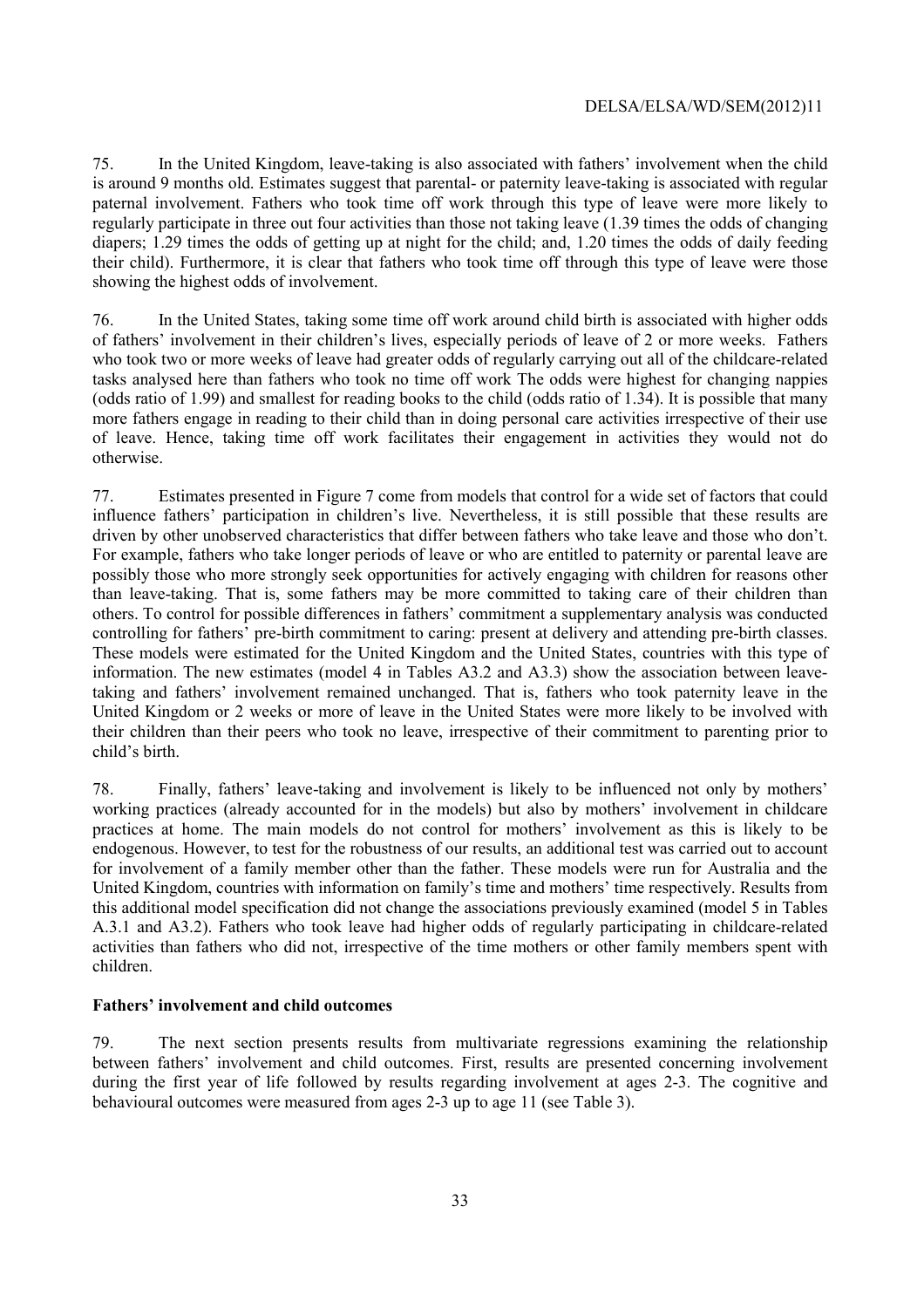75. In the United Kingdom, leave-taking is also associated with fathers' involvement when the child is around 9 months old. Estimates suggest that parental- or paternity leave-taking is associated with regular paternal involvement. Fathers who took time off work through this type of leave were more likely to regularly participate in three out four activities than those not taking leave (1.39 times the odds of changing diapers; 1.29 times the odds of getting up at night for the child; and, 1.20 times the odds of daily feeding their child). Furthermore, it is clear that fathers who took time off through this type of leave were those showing the highest odds of involvement.

76. In the United States, taking some time off work around child birth is associated with higher odds of fathers' involvement in their children's lives, especially periods of leave of 2 or more weeks. Fathers who took two or more weeks of leave had greater odds of regularly carrying out all of the childcare-related tasks analysed here than fathers who took no time off work The odds were highest for changing nappies (odds ratio of 1.99) and smallest for reading books to the child (odds ratio of 1.34). It is possible that many more fathers engage in reading to their child than in doing personal care activities irrespective of their use of leave. Hence, taking time off work facilitates their engagement in activities they would not do otherwise.

77. Estimates presented in Figure 7 come from models that control for a wide set of factors that could influence fathers' participation in children's live. Nevertheless, it is still possible that these results are driven by other unobserved characteristics that differ between fathers who take leave and those who don't. For example, fathers who take longer periods of leave or who are entitled to paternity or parental leave are possibly those who more strongly seek opportunities for actively engaging with children for reasons other than leave-taking. That is, some fathers may be more committed to taking care of their children than others. To control for possible differences in fathers' commitment a supplementary analysis was conducted controlling for fathers' pre-birth commitment to caring: present at delivery and attending pre-birth classes. These models were estimated for the United Kingdom and the United States, countries with this type of information. The new estimates (model 4 in Tables A3.2 and A3.3) show the association between leave-taking and fathers' involvement remained unchanged. That is, fathers who took paternity leave in the United Kingdom or 2 weeks or more of leave in the United States were more likely to be involved with their children than their peers who took no leave, irrespective of their commitment to parenting prior to child's birth.

78. Finally, fathers' leave-taking and involvement is likely to be influenced not only by mothers' working practices (already accounted for in the models) but also by mothers' involvement in childcare practices at home. The main models do not control for mothers' involvement as this is likely to be endogenous. However, to test for the robustness of our results, an additional test was carried out to account for involvement of a family member other than the father. These models were run for Australia and the United Kingdom, countries with information on family's time and mothers' time respectively. Results from this additional model specification did not change the associations previously examined (model 5 in Tables A.3.1 and A3.2). Fathers who took leave had higher odds of regularly participating in childcare-related activities than fathers who did not, irrespective of the time mothers or other family members spent with children.

**Fathers' involvement and child outcomes**

79. The next section presents results from multivariate regressions examining the relationship between fathers' involvement and child outcomes. First, results are presented concerning involvement during the first year of life followed by results regarding involvement at ages 2-3. The cognitive and behavioural outcomes were measured from ages 2-3 up to age 11 (see Table 3).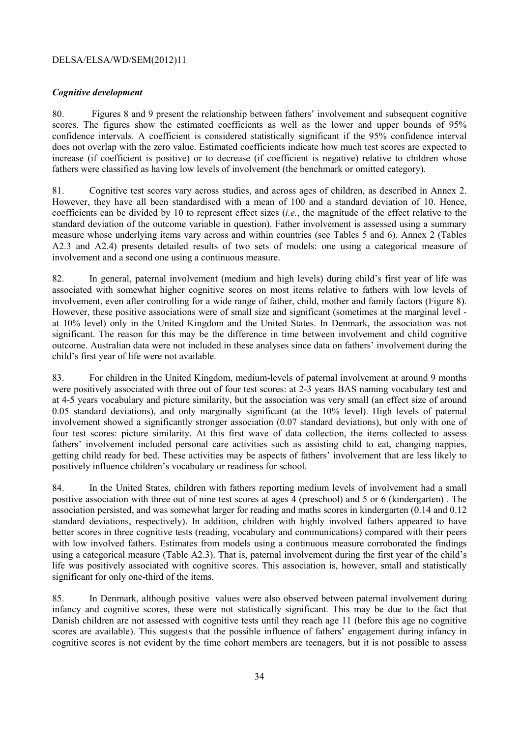### *Cognitive development*

80. Figures 8 and 9 present the relationship between fathers' involvement and subsequent cognitive scores. The figures show the estimated coefficients as well as the lower and upper bounds of 95% confidence intervals. A coefficient is considered statistically significant if the 95% confidence interval does not overlap with the zero value. Estimated coefficients indicate how much test scores are expected to increase (if coefficient is positive) or to decrease (if coefficient is negative) relative to children whose fathers were classified as having low levels of involvement (the benchmark or omitted category).

81. Cognitive test scores vary across studies, and across ages of children, as described in Annex 2. However, they have all been standardised with a mean of 100 and a standard deviation of 10. Hence, coefficients can be divided by 10 to represent effect sizes (*i.e.*, the magnitude of the effect relative to the standard deviation of the outcome variable in question). Father involvement is assessed using a summary measure whose underlying items vary across and within countries (see Tables 5 and 6). Annex 2 (Tables A2.3 and A2.4) presents detailed results of two sets of models: one using a categorical measure of involvement and a second one using a continuous measure.

82. In general, paternal involvement (medium and high levels) during child's first year of life was associated with somewhat higher cognitive scores on most items relative to fathers with low levels of involvement, even after controlling for a wide range of father, child, mother and family factors (Figure 8). However, these positive associations were of small size and significant (sometimes at the marginal level - at 10% level) only in the United Kingdom and the United States. In Denmark, the association was not significant. The reason for this may be the difference in time between involvement and child cognitive outcome. Australian data were not included in these analyses since data on fathers' involvement during the child's first year of life were not available.

83. For children in the United Kingdom, medium-levels of paternal involvement at around 9 months were positively associated with three out of four test scores: at 2-3 years BAS naming vocabulary test and at 4-5 years vocabulary and picture similarity, but the association was very small (an effect size of around 0.05 standard deviations), and only marginally significant (at the 10% level). High levels of paternal involvement showed a significantly stronger association (0.07 standard deviations), but only with one of four test scores: picture similarity. At this first wave of data collection, the items collected to assess fathers' involvement included personal care activities such as assisting child to eat, changing nappies, getting child ready for bed. These activities may be aspects of fathers' involvement that are less likely to positively influence children's vocabulary or readiness for school.

84. In the United States, children with fathers reporting medium levels of involvement had a small positive association with three out of nine test scores at ages 4 (preschool) and 5 or 6 (kindergarten) . The association persisted, and was somewhat larger for reading and maths scores in kindergarten (0.14 and 0.12 standard deviations, respectively). In addition, children with highly involved fathers appeared to have better scores in three cognitive tests (reading, vocabulary and communications) compared with their peers with low involved fathers. Estimates from models using a continuous measure corroborated the findings using a categorical measure (Table A2.3). That is, paternal involvement during the first year of the child's life was positively associated with cognitive scores. This association is, however, small and statistically significant for only one-third of the items.

85. In Denmark, although positive values were also observed between paternal involvement during infancy and cognitive scores, these were not statistically significant. This may be due to the fact that Danish children are not assessed with cognitive tests until they reach age 11 (before this age no cognitive scores are available). This suggests that the possible influence of fathers' engagement during infancy in cognitive scores is not evident by the time cohort members are teenagers, but it is not possible to assess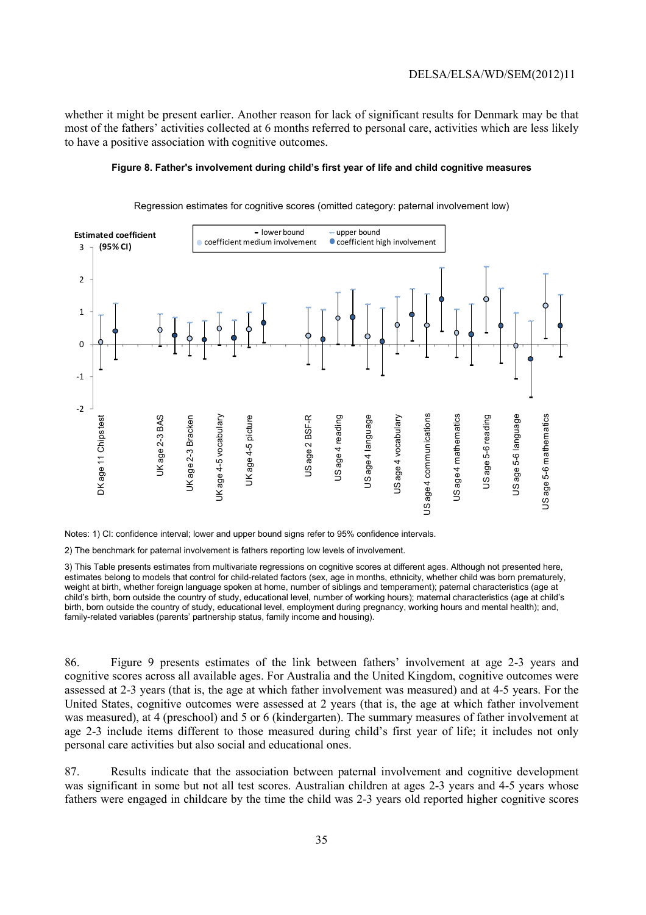whether it might be present earlier. Another reason for lack of significant results for Denmark may be that most of the fathers' activities collected at 6 months referred to personal care, activities which are less likely to have a positive association with cognitive outcomes.

**Figure 8. Father's involvement during child's first year of life and child cognitive measures**

Regression estimates for cognitive scores (omitted category: paternal involvement low)

Notes: 1) CI: confidence interval; lower and upper bound signs refer to 95% confidence intervals.

2) The benchmark for paternal involvement is fathers reporting low levels of involvement.

3) This Table presents estimates from multivariate regressions on cognitive scores at different ages. Although not presented here, estimates belong to models that control for child-related factors (sex, age in months, ethnicity, whether child was born prematurely, weight at birth, whether foreign language spoken at home, number of siblings and temperament); paternal characteristics (age at child's birth, born outside the country of study, educational level, number of working hours); maternal characteristics (age at child's birth, born outside the country of study, educational level, employment during pregnancy, working hours and mental health); and, family-related variables (parents' partnership status, family income and housing).

86. Figure 9 presents estimates of the link between fathers' involvement at age 2-3 years and cognitive scores across all available ages. For Australia and the United Kingdom, cognitive outcomes were assessed at 2-3 years (that is, the age at which father involvement was measured) and at 4-5 years. For the United States, cognitive outcomes were assessed at 2 years (that is, the age at which father involvement was measured), at 4 (preschool) and 5 or 6 (kindergarten). The summary measures of father involvement at age 2-3 include items different to those measured during child's first year of life; it includes not only personal care activities but also social and educational ones.

87. Results indicate that the association between paternal involvement and cognitive development was significant in some but not all test scores. Australian children at ages 2-3 years and 4-5 years whose fathers were engaged in childcare by the time the child was 2-3 years old reported higher cognitive scores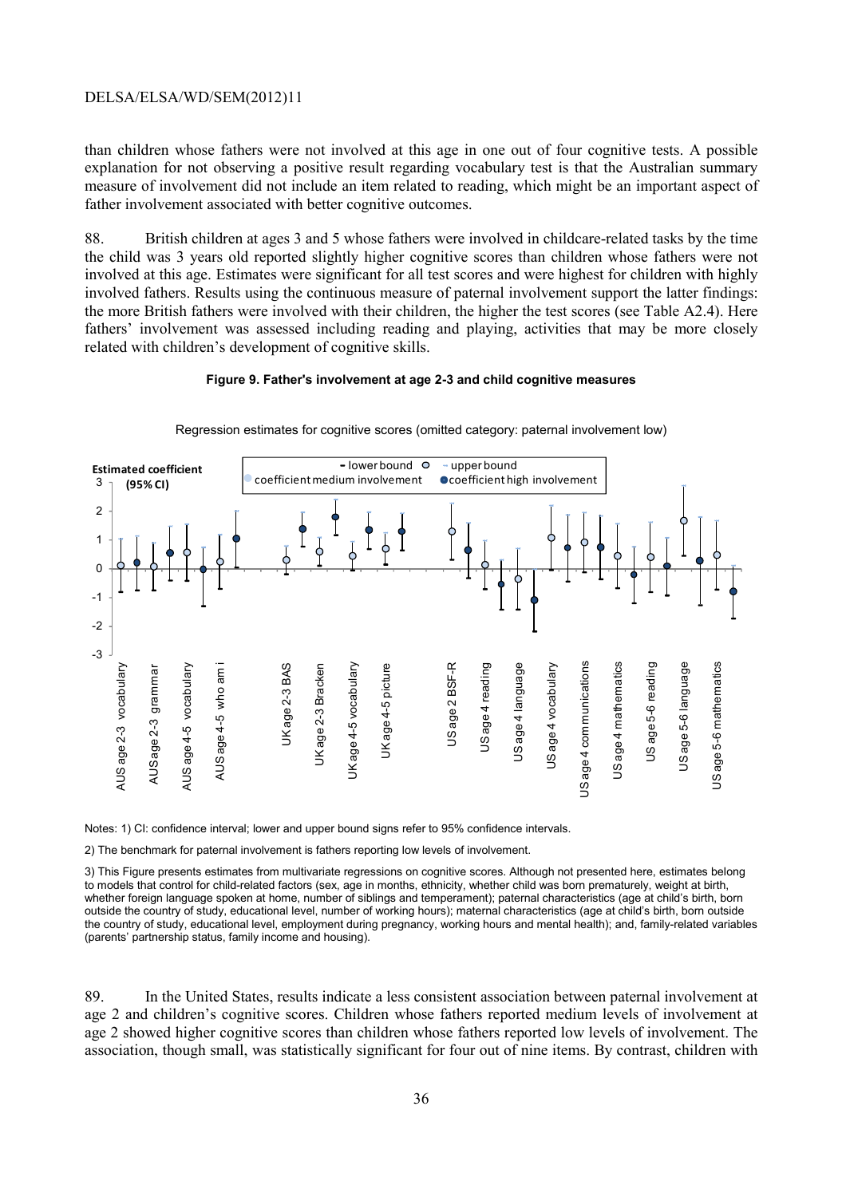than children whose fathers were not involved at this age in one out of four cognitive tests. A possible explanation for not observing a positive result regarding vocabulary test is that the Australian summary measure of involvement did not include an item related to reading, which might be an important aspect of father involvement associated with better cognitive outcomes.

88. British children at ages 3 and 5 whose fathers were involved in childcare-related tasks by the time the child was 3 years old reported slightly higher cognitive scores than children whose fathers were not involved at this age. Estimates were significant for all test scores and were highest for children with highly involved fathers. Results using the continuous measure of paternal involvement support the latter findings: the more British fathers were involved with their children, the higher the test scores (see Table A2.4). Here fathers' involvement was assessed including reading and playing, activities that may be more closely related with children's development of cognitive skills.

**Figure 9. Father's involvement at age 2-3 and child cognitive measures**

Regression estimates for cognitive scores (omitted category: paternal involvement low)

Notes: 1) CI: confidence interval; lower and upper bound signs refer to 95% confidence intervals.

2) The benchmark for paternal involvement is fathers reporting low levels of involvement.

3) This Figure presents estimates from multivariate regressions on cognitive scores. Although not presented here, estimates belong to models that control for child-related factors (sex, age in months, ethnicity, whether child was born prematurely, weight at birth, whether foreign language spoken at home, number of siblings and temperament); paternal characteristics (age at child's birth, born outside the country of study, educational level, number of working hours); maternal characteristics (age at child's birth, born outside the country of study, educational level, employment during pregnancy, working hours and mental health); and, family-related variables (parents' partnership status, family income and housing).

89. In the United States, results indicate a less consistent association between paternal involvement at age 2 and children's cognitive scores. Children whose fathers reported medium levels of involvement at age 2 showed higher cognitive scores than children whose fathers reported low levels of involvement. The association, though small, was statistically significant for four out of nine items. By contrast, children with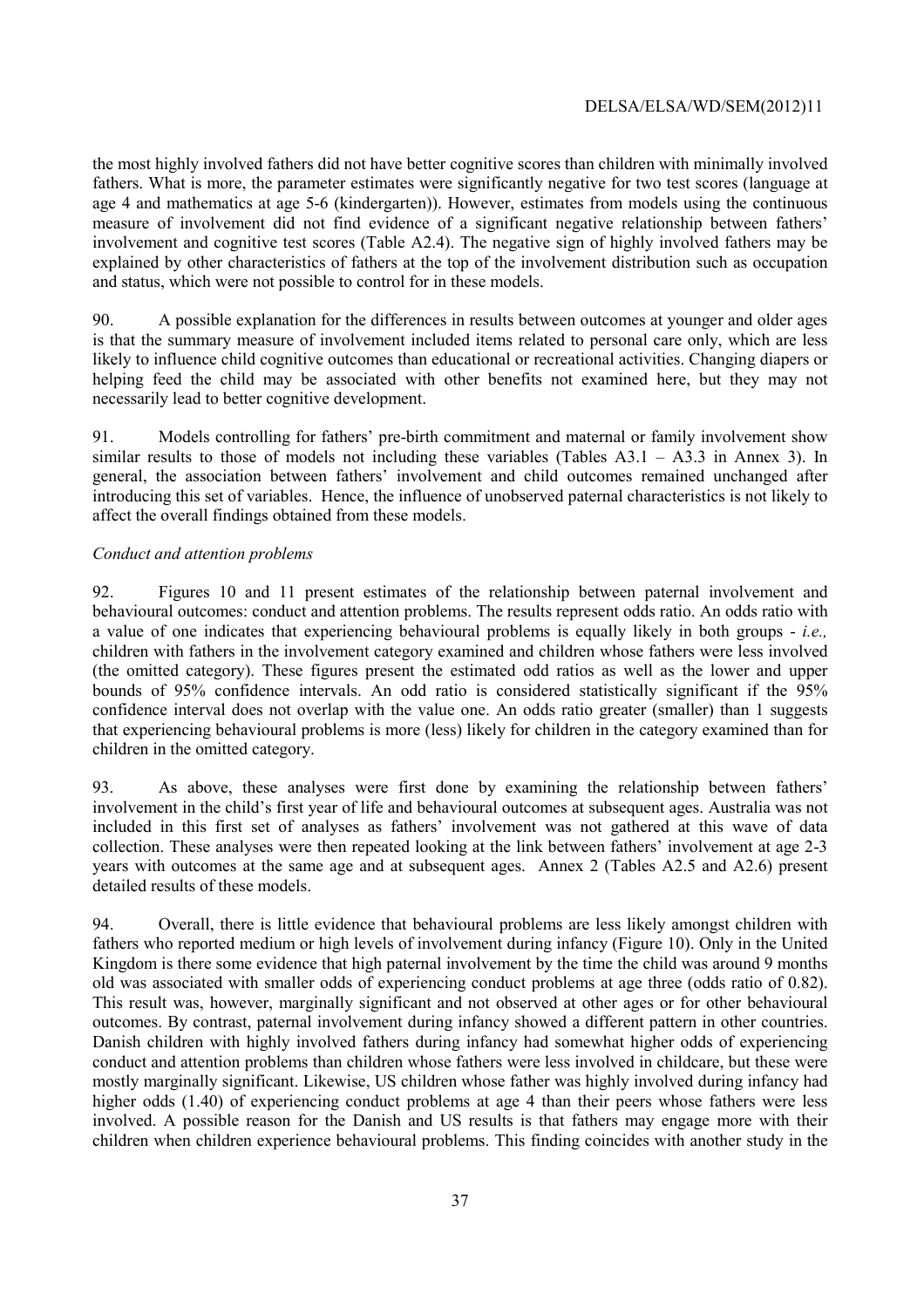the most highly involved fathers did not have better cognitive scores than children with minimally involved fathers. What is more, the parameter estimates were significantly negative for two test scores (language at age 4 and mathematics at age 5-6 (kindergarten)). However, estimates from models using the continuous measure of involvement did not find evidence of a significant negative relationship between fathers' involvement and cognitive test scores (Table A2.4). The negative sign of highly involved fathers may be explained by other characteristics of fathers at the top of the involvement distribution such as occupation and status, which were not possible to control for in these models.

90. A possible explanation for the differences in results between outcomes at younger and older ages is that the summary measure of involvement included items related to personal care only, which are less likely to influence child cognitive outcomes than educational or recreational activities. Changing diapers or helping feed the child may be associated with other benefits not examined here, but they may not necessarily lead to better cognitive development.

91. Models controlling for fathers' pre-birth commitment and maternal or family involvement show similar results to those of models not including these variables (Tables A3.1 – A3.3 in Annex 3). In general, the association between fathers' involvement and child outcomes remained unchanged after introducing this set of variables. Hence, the influence of unobserved paternal characteristics is not likely to affect the overall findings obtained from these models.

*Conduct and attention problems*

92. Figures 10 and 11 present estimates of the relationship between paternal involvement and behavioural outcomes: conduct and attention problems. The results represent odds ratio. An odds ratio with a value of one indicates that experiencing behavioural problems is equally likely in both groups - *i.e.,* children with fathers in the involvement category examined and children whose fathers were less involved (the omitted category). These figures present the estimated odd ratios as well as the lower and upper bounds of 95% confidence intervals. An odd ratio is considered statistically significant if the 95% confidence interval does not overlap with the value one. An odds ratio greater (smaller) than 1 suggests that experiencing behavioural problems is more (less) likely for children in the category examined than for children in the omitted category.

93. As above, these analyses were first done by examining the relationship between fathers' involvement in the child's first year of life and behavioural outcomes at subsequent ages. Australia was not included in this first set of analyses as fathers' involvement was not gathered at this wave of data collection. These analyses were then repeated looking at the link between fathers' involvement at age 2-3 years with outcomes at the same age and at subsequent ages. Annex 2 (Tables A2.5 and A2.6) present detailed results of these models.

94. Overall, there is little evidence that behavioural problems are less likely amongst children with fathers who reported medium or high levels of involvement during infancy (Figure 10). Only in the United Kingdom is there some evidence that high paternal involvement by the time the child was around 9 months old was associated with smaller odds of experiencing conduct problems at age three (odds ratio of 0.82). This result was, however, marginally significant and not observed at other ages or for other behavioural outcomes. By contrast, paternal involvement during infancy showed a different pattern in other countries. Danish children with highly involved fathers during infancy had somewhat higher odds of experiencing conduct and attention problems than children whose fathers were less involved in childcare, but these were mostly marginally significant. Likewise, US children whose father was highly involved during infancy had higher odds (1.40) of experiencing conduct problems at age 4 than their peers whose fathers were less involved. A possible reason for the Danish and US results is that fathers may engage more with their children when children experience behavioural problems. This finding coincides with another study in the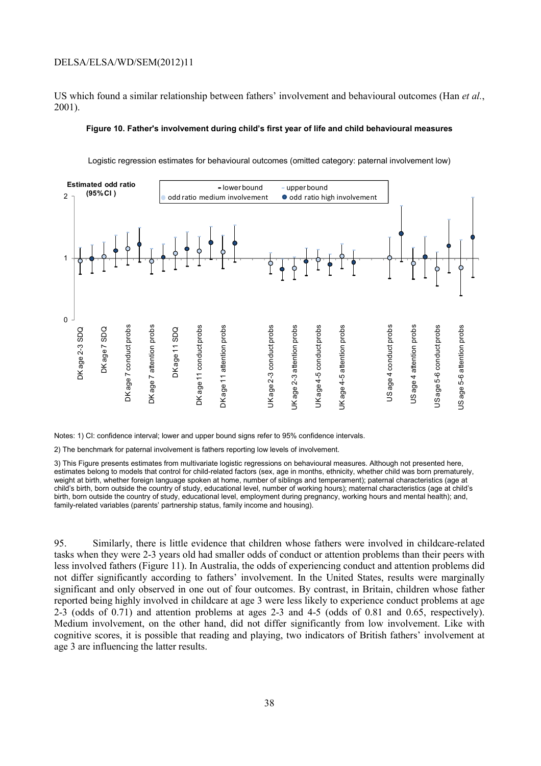US which found a similar relationship between fathers' involvement and behavioural outcomes (Han *et al.*, 2001).

**Figure 10. Father's involvement during child's first year of life and child behavioural measures**

Logistic regression estimates for behavioural outcomes (omitted category: paternal involvement low)

Notes: 1) CI: confidence interval; lower and upper bound signs refer to 95% confidence intervals.

2) The benchmark for paternal involvement is fathers reporting low levels of involvement.

3) This Figure presents estimates from multivariate logistic regressions on behavioural measures. Although not presented here, estimates belong to models that control for child-related factors (sex, age in months, ethnicity, whether child was born prematurely, weight at birth, whether foreign language spoken at home, number of siblings and temperament); paternal characteristics (age at child's birth, born outside the country of study, educational level, number of working hours); maternal characteristics (age at child's birth, born outside the country of study, educational level, employment during pregnancy, working hours and mental health); and, family-related variables (parents' partnership status, family income and housing).

95. Similarly, there is little evidence that children whose fathers were involved in childcare-related tasks when they were 2-3 years old had smaller odds of conduct or attention problems than their peers with less involved fathers (Figure 11). In Australia, the odds of experiencing conduct and attention problems did not differ significantly according to fathers' involvement. In the United States, results were marginally significant and only observed in one out of four outcomes. By contrast, in Britain, children whose father reported being highly involved in childcare at age 3 were less likely to experience conduct problems at age 2-3 (odds of 0.71) and attention problems at ages 2-3 and 4-5 (odds of 0.81 and 0.65, respectively). Medium involvement, on the other hand, did not differ significantly from low involvement. Like with cognitive scores, it is possible that reading and playing, two indicators of British fathers' involvement at age 3 are influencing the latter results.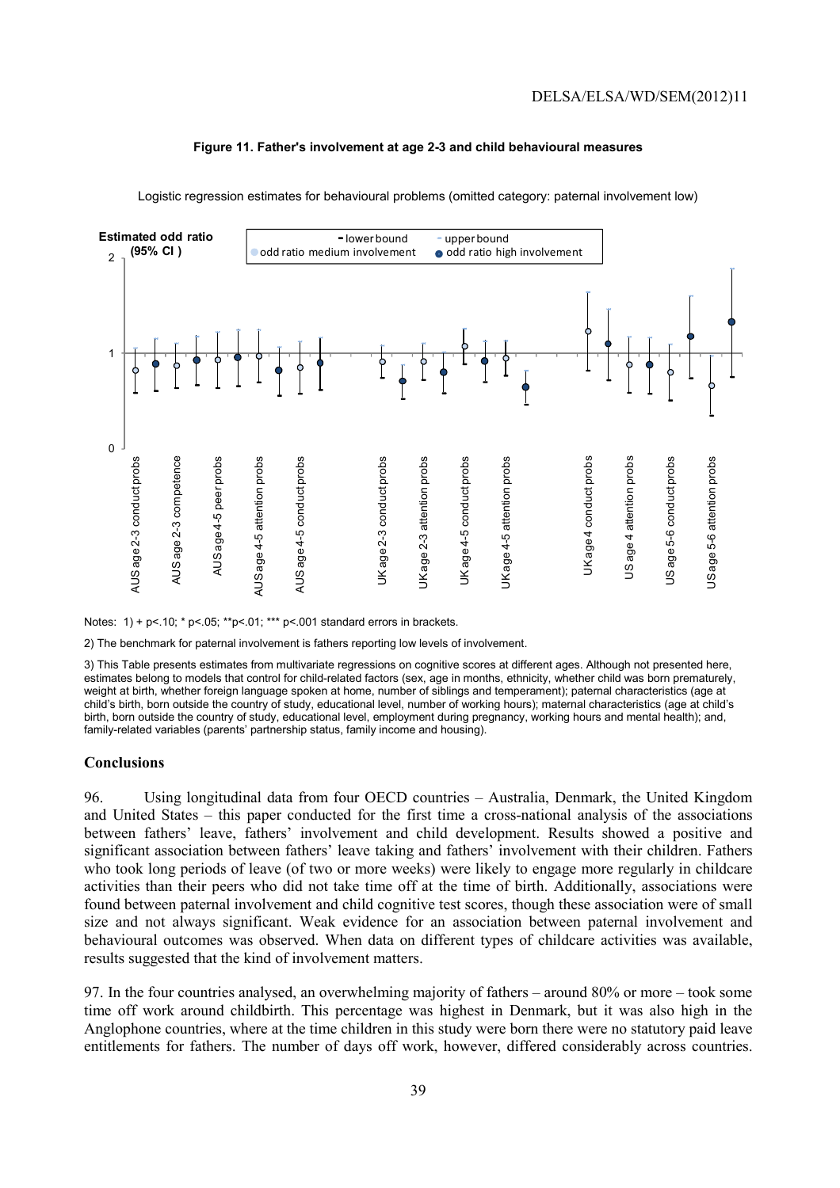**Figure 11. Father's involvement at age 2-3 and child behavioural measures**

Logistic regression estimates for behavioural problems (omitted category: paternal involvement low)

Notes: 1) + p<.10; * p<.05; **p<.01; *** p<.001 standard errors in brackets.

2) The benchmark for paternal involvement is fathers reporting low levels of involvement.

3) This Table presents estimates from multivariate regressions on cognitive scores at different ages. Although not presented here, estimates belong to models that control for child-related factors (sex, age in months, ethnicity, whether child was born prematurely, weight at birth, whether foreign language spoken at home, number of siblings and temperament); paternal characteristics (age at child's birth, born outside the country of study, educational level, number of working hours); maternal characteristics (age at child's birth, born outside the country of study, educational level, employment during pregnancy, working hours and mental health); and, family-related variables (parents' partnership status, family income and housing).

## Conclusions

96. Using longitudinal data from four OECD countries – Australia, Denmark, the United Kingdom and United States – this paper conducted for the first time a cross-national analysis of the associations between fathers' leave, fathers' involvement and child development. Results showed a positive and significant association between fathers' leave taking and fathers' involvement with their children. Fathers who took long periods of leave (of two or more weeks) were likely to engage more regularly in childcare activities than their peers who did not take time off at the time of birth. Additionally, associations were found between paternal involvement and child cognitive test scores, though these association were of small size and not always significant. Weak evidence for an association between paternal involvement and behavioural outcomes was observed. When data on different types of childcare activities was available, results suggested that the kind of involvement matters.

97. In the four countries analysed, an overwhelming majority of fathers – around 80% or more – took some time off work around childbirth. This percentage was highest in Denmark, but it was also high in the Anglophone countries, where at the time children in this study were born there were no statutory paid leave entitlements for fathers. The number of days off work, however, differed considerably across countries.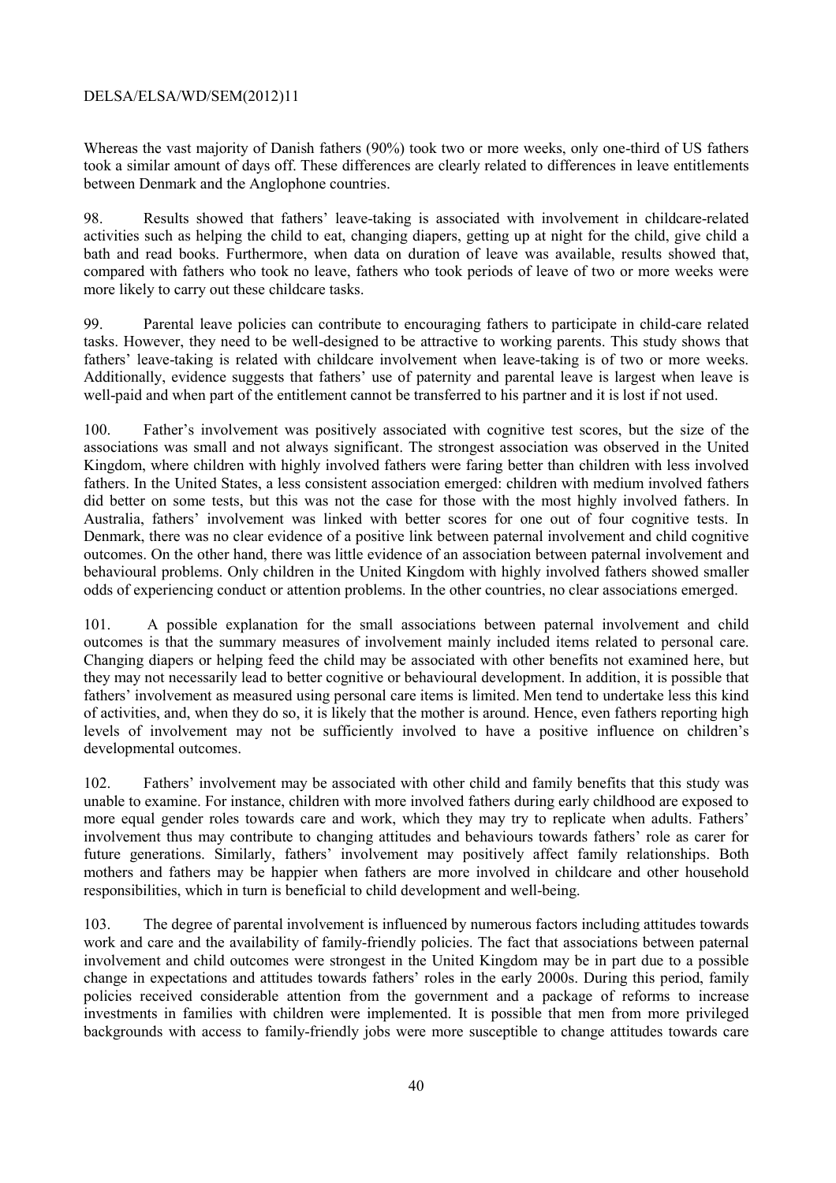Whereas the vast majority of Danish fathers (90%) took two or more weeks, only one-third of US fathers took a similar amount of days off. These differences are clearly related to differences in leave entitlements between Denmark and the Anglophone countries.

98. Results showed that fathers' leave-taking is associated with involvement in childcare-related activities such as helping the child to eat, changing diapers, getting up at night for the child, give child a bath and read books. Furthermore, when data on duration of leave was available, results showed that, compared with fathers who took no leave, fathers who took periods of leave of two or more weeks were more likely to carry out these childcare tasks.

99. Parental leave policies can contribute to encouraging fathers to participate in child-care related tasks. However, they need to be well-designed to be attractive to working parents. This study shows that fathers' leave-taking is related with childcare involvement when leave-taking is of two or more weeks. Additionally, evidence suggests that fathers' use of paternity and parental leave is largest when leave is well-paid and when part of the entitlement cannot be transferred to his partner and it is lost if not used.

100. Father's involvement was positively associated with cognitive test scores, but the size of the associations was small and not always significant. The strongest association was observed in the United Kingdom, where children with highly involved fathers were faring better than children with less involved fathers. In the United States, a less consistent association emerged: children with medium involved fathers did better on some tests, but this was not the case for those with the most highly involved fathers. In Australia, fathers' involvement was linked with better scores for one out of four cognitive tests. In Denmark, there was no clear evidence of a positive link between paternal involvement and child cognitive outcomes. On the other hand, there was little evidence of an association between paternal involvement and behavioural problems. Only children in the United Kingdom with highly involved fathers showed smaller odds of experiencing conduct or attention problems. In the other countries, no clear associations emerged.

101. A possible explanation for the small associations between paternal involvement and child outcomes is that the summary measures of involvement mainly included items related to personal care. Changing diapers or helping feed the child may be associated with other benefits not examined here, but they may not necessarily lead to better cognitive or behavioural development. In addition, it is possible that fathers' involvement as measured using personal care items is limited. Men tend to undertake less this kind of activities, and, when they do so, it is likely that the mother is around. Hence, even fathers reporting high levels of involvement may not be sufficiently involved to have a positive influence on children's developmental outcomes.

102. Fathers' involvement may be associated with other child and family benefits that this study was unable to examine. For instance, children with more involved fathers during early childhood are exposed to more equal gender roles towards care and work, which they may try to replicate when adults. Fathers' involvement thus may contribute to changing attitudes and behaviours towards fathers' role as carer for future generations. Similarly, fathers' involvement may positively affect family relationships. Both mothers and fathers may be happier when fathers are more involved in childcare and other household responsibilities, which in turn is beneficial to child development and well-being.

103. The degree of parental involvement is influenced by numerous factors including attitudes towards work and care and the availability of family-friendly policies. The fact that associations between paternal involvement and child outcomes were strongest in the United Kingdom may be in part due to a possible change in expectations and attitudes towards fathers' roles in the early 2000s. During this period, family policies received considerable attention from the government and a package of reforms to increase investments in families with children were implemented. It is possible that men from more privileged backgrounds with access to family-friendly jobs were more susceptible to change attitudes towards care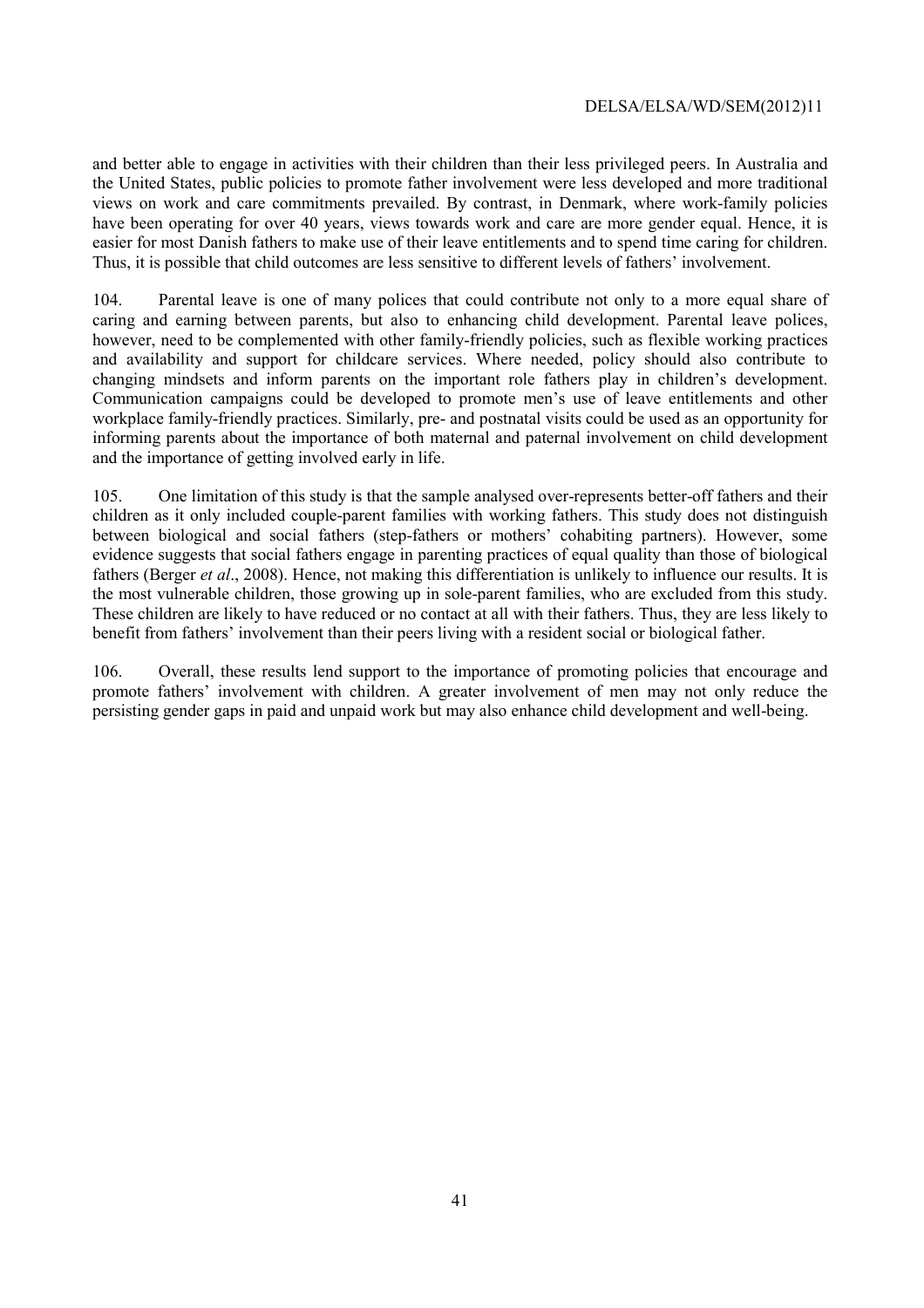and better able to engage in activities with their children than their less privileged peers. In Australia and the United States, public policies to promote father involvement were less developed and more traditional views on work and care commitments prevailed. By contrast, in Denmark, where work-family policies have been operating for over 40 years, views towards work and care are more gender equal. Hence, it is easier for most Danish fathers to make use of their leave entitlements and to spend time caring for children. Thus, it is possible that child outcomes are less sensitive to different levels of fathers' involvement.

104. Parental leave is one of many polices that could contribute not only to a more equal share of caring and earning between parents, but also to enhancing child development. Parental leave polices, however, need to be complemented with other family-friendly policies, such as flexible working practices and availability and support for childcare services. Where needed, policy should also contribute to changing mindsets and inform parents on the important role fathers play in children's development. Communication campaigns could be developed to promote men's use of leave entitlements and other workplace family-friendly practices. Similarly, pre- and postnatal visits could be used as an opportunity for informing parents about the importance of both maternal and paternal involvement on child development and the importance of getting involved early in life.

105. One limitation of this study is that the sample analysed over-represents better-off fathers and their children as it only included couple-parent families with working fathers. This study does not distinguish between biological and social fathers (step-fathers or mothers' cohabiting partners). However, some evidence suggests that social fathers engage in parenting practices of equal quality than those of biological fathers (Berger *et al*., 2008). Hence, not making this differentiation is unlikely to influence our results. It is the most vulnerable children, those growing up in sole-parent families, who are excluded from this study. These children are likely to have reduced or no contact at all with their fathers. Thus, they are less likely to benefit from fathers' involvement than their peers living with a resident social or biological father.

106. Overall, these results lend support to the importance of promoting policies that encourage and promote fathers' involvement with children. A greater involvement of men may not only reduce the persisting gender gaps in paid and unpaid work but may also enhance child development and well-being.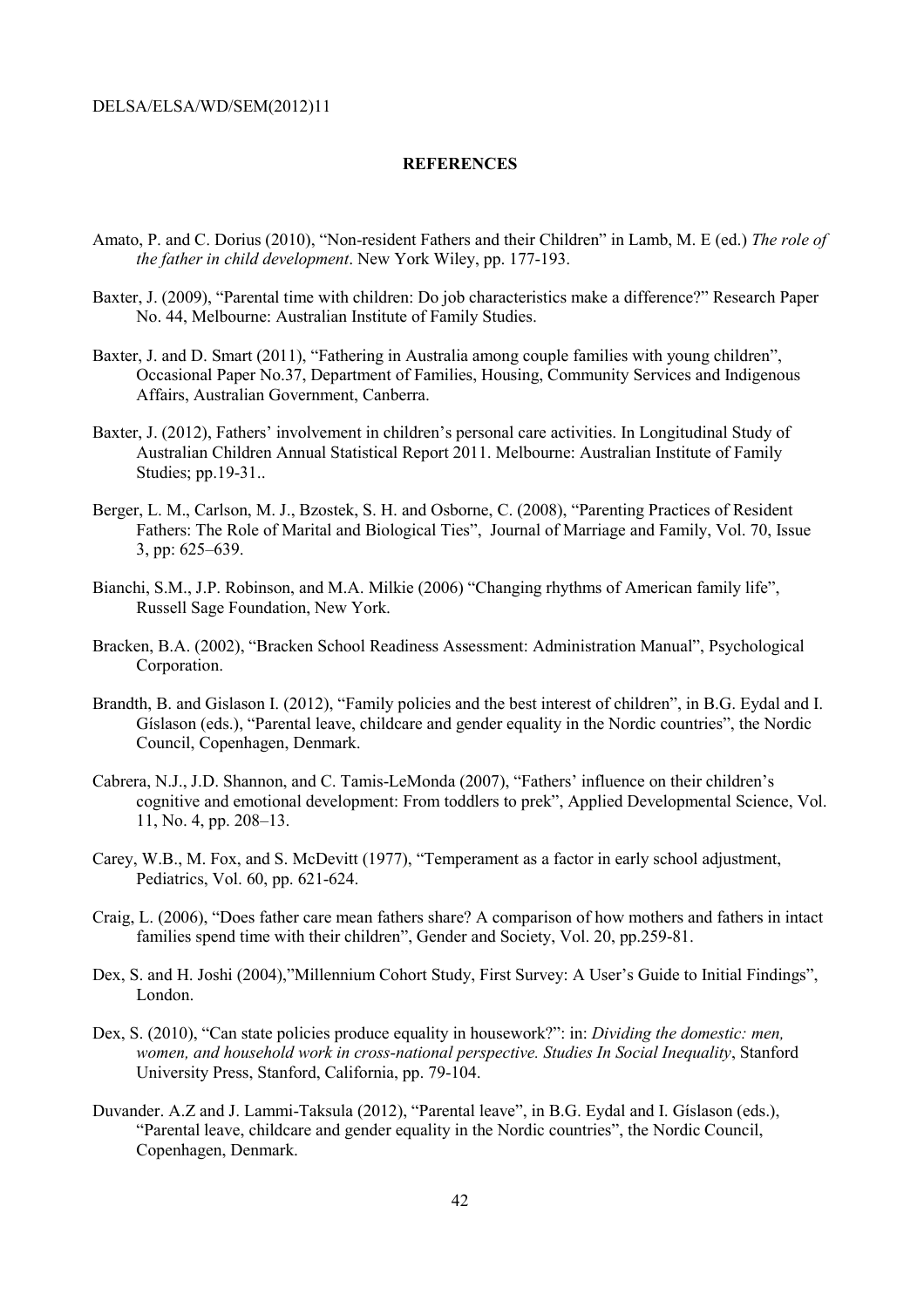## REFERENCES

Amato, P. and C. Dorius (2010), "Non-resident Fathers and their Children" in Lamb, M. E (ed.) *The role of the father in child development*. New York Wiley, pp. 177-193.

Baxter, J. (2009), "Parental time with children: Do job characteristics make a difference?" Research Paper No. 44, Melbourne: Australian Institute of Family Studies.

Baxter, J. and D. Smart (2011), "Fathering in Australia among couple families with young children", Occasional Paper No.37, Department of Families, Housing, Community Services and Indigenous Affairs, Australian Government, Canberra.

Baxter, J. (2012), Fathers' involvement in children's personal care activities. In Longitudinal Study of Australian Children Annual Statistical Report 2011. Melbourne: Australian Institute of Family Studies; pp.19-31..

Berger, L. M., Carlson, M. J., Bzostek, S. H. and Osborne, C. (2008), "Parenting Practices of Resident Fathers: The Role of Marital and Biological Ties", Journal of Marriage and Family, Vol. 70, Issue 3, pp: 625–639.

Bianchi, S.M., J.P. Robinson, and M.A. Milkie (2006) "Changing rhythms of American family life", Russell Sage Foundation, New York.

Bracken, B.A. (2002), "Bracken School Readiness Assessment: Administration Manual", Psychological Corporation.

Brandth, B. and Gislason I. (2012), "Family policies and the best interest of children", in B.G. Eydal and I. Gíslason (eds.), "Parental leave, childcare and gender equality in the Nordic countries", the Nordic Council, Copenhagen, Denmark.

Cabrera, N.J., J.D. Shannon, and C. Tamis-LeMonda (2007), "Fathers' influence on their children's cognitive and emotional development: From toddlers to prek", Applied Developmental Science, Vol. 11, No. 4, pp. 208–13.

Carey, W.B., M. Fox, and S. McDevitt (1977), "Temperament as a factor in early school adjustment, Pediatrics, Vol. 60, pp. 621-624.

Craig, L. (2006), "Does father care mean fathers share? A comparison of how mothers and fathers in intact families spend time with their children", Gender and Society, Vol. 20, pp.259-81.

Dex, S. and H. Joshi (2004),"Millennium Cohort Study, First Survey: A User's Guide to Initial Findings", London.

Dex, S. (2010), "Can state policies produce equality in housework?": in: *Dividing the domestic: men, women, and household work in cross-national perspective. Studies In Social Inequality*, Stanford University Press, Stanford, California, pp. 79-104.

Duvander. A.Z and J. Lammi-Taksula (2012), "Parental leave", in B.G. Eydal and I. Gíslason (eds.), "Parental leave, childcare and gender equality in the Nordic countries", the Nordic Council, Copenhagen, Denmark.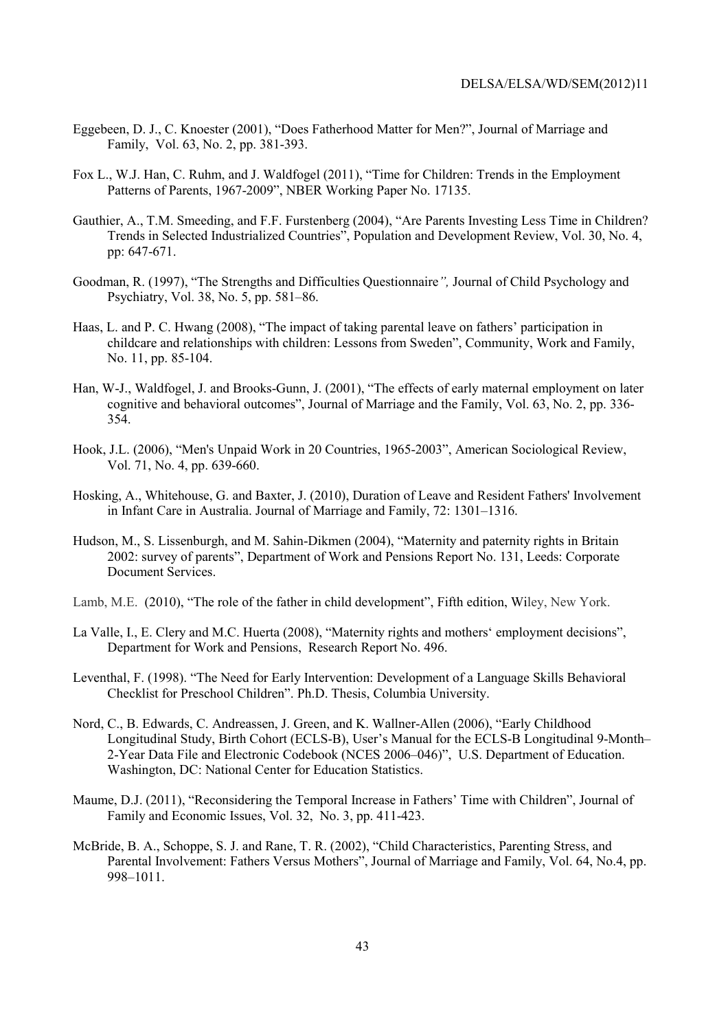Eggebeen, D. J., C. Knoester (2001), "Does Fatherhood Matter for Men?", Journal of Marriage and Family, Vol. 63, No. 2, pp. 381-393.

Fox L., W.J. Han, C. Ruhm, and J. Waldfogel (2011), "Time for Children: Trends in the Employment Patterns of Parents, 1967-2009", NBER Working Paper No. 17135.

Gauthier, A., T.M. Smeeding, and F.F. Furstenberg (2004), "Are Parents Investing Less Time in Children? Trends in Selected Industrialized Countries", Population and Development Review, Vol. 30, No. 4, pp: 647-671.

Goodman, R. (1997), "The Strengths and Difficulties Questionnaire*",* Journal of Child Psychology and Psychiatry, Vol. 38, No. 5, pp. 581–86.

Haas, L. and P. C. Hwang (2008), "The impact of taking parental leave on fathers' participation in childcare and relationships with children: Lessons from Sweden", Community, Work and Family, No. 11, pp. 85-104.

Han, W-J., Waldfogel, J. and Brooks-Gunn, J. (2001), "The effects of early maternal employment on later cognitive and behavioral outcomes", Journal of Marriage and the Family, Vol. 63, No. 2, pp. 336-354.

Hook, J.L. (2006), "Men's Unpaid Work in 20 Countries, 1965-2003", American Sociological Review, Vol. 71, No. 4, pp. 639-660.

Hosking, A., Whitehouse, G. and Baxter, J. (2010), Duration of Leave and Resident Fathers' Involvement in Infant Care in Australia. Journal of Marriage and Family, 72: 1301–1316.

Hudson, M., S. Lissenburgh, and M. Sahin-Dikmen (2004), "Maternity and paternity rights in Britain 2002: survey of parents", Department of Work and Pensions Report No. 131, Leeds: Corporate Document Services.

Lamb, M.E. (2010), "The role of the father in child development", Fifth edition, Wiley, New York.

La Valle, I., E. Clery and M.C. Huerta (2008), "Maternity rights and mothers' employment decisions", Department for Work and Pensions, Research Report No. 496.

Leventhal, F. (1998). "The Need for Early Intervention: Development of a Language Skills Behavioral Checklist for Preschool Children". Ph.D. Thesis, Columbia University.

Nord, C., B. Edwards, C. Andreassen, J. Green, and K. Wallner-Allen (2006), "Early Childhood Longitudinal Study, Birth Cohort (ECLS-B), User's Manual for the ECLS-B Longitudinal 9-Month–2-Year Data File and Electronic Codebook (NCES 2006–046)", U.S. Department of Education. Washington, DC: National Center for Education Statistics.

Maume, D.J. (2011), "Reconsidering the Temporal Increase in Fathers' Time with Children", Journal of Family and Economic Issues, Vol. 32, No. 3, pp. 411-423.

McBride, B. A., Schoppe, S. J. and Rane, T. R. (2002), "Child Characteristics, Parenting Stress, and Parental Involvement: Fathers Versus Mothers", Journal of Marriage and Family, Vol. 64, No.4, pp. 998–1011.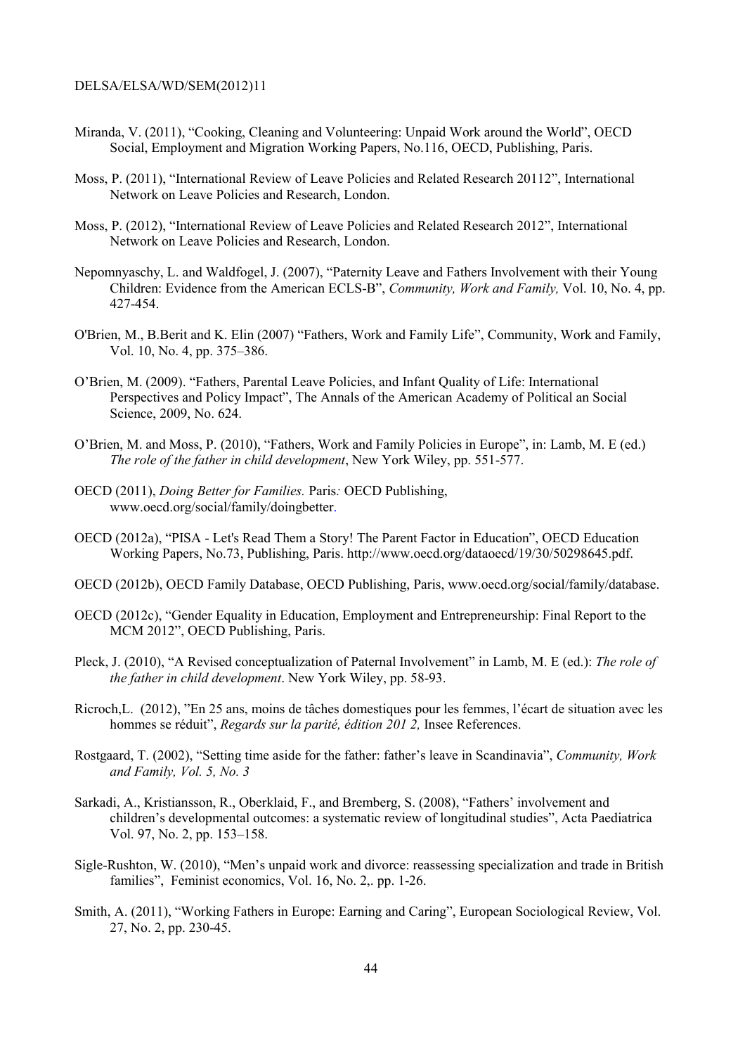Miranda, V. (2011), "Cooking, Cleaning and Volunteering: Unpaid Work around the World", OECD Social, Employment and Migration Working Papers, No.116, OECD, Publishing, Paris.

Moss, P. (2011), "International Review of Leave Policies and Related Research 20112", International Network on Leave Policies and Research, London.

Moss, P. (2012), "International Review of Leave Policies and Related Research 2012", International Network on Leave Policies and Research, London.

Nepomnyaschy, L. and Waldfogel, J. (2007), "Paternity Leave and Fathers Involvement with their Young Children: Evidence from the American ECLS-B", *Community, Work and Family,* Vol. 10, No. 4, pp. 427-454.

O'Brien, M., B.Berit and K. Elin (2007) "Fathers, Work and Family Life", Community, Work and Family, Vol. 10, No. 4, pp. 375–386.

O'Brien, M. (2009). "Fathers, Parental Leave Policies, and Infant Quality of Life: International Perspectives and Policy Impact", The Annals of the American Academy of Political an Social Science, 2009, No. 624.

O'Brien, M. and Moss, P. (2010), "Fathers, Work and Family Policies in Europe", in: Lamb, M. E (ed.) *The role of the father in child development*, New York Wiley, pp. 551-577.

OECD (2011), *Doing Better for Families.* Paris*:* OECD Publishing, www.oecd.org/social/family/doingbetter.

OECD (2012a), "PISA - Let's Read Them a Story! The Parent Factor in Education", OECD Education Working Papers, No.73, Publishing, Paris. http://www.oecd.org/dataoecd/19/30/50298645.pdf.

OECD (2012b), OECD Family Database, OECD Publishing, Paris, www.oecd.org/social/family/database.

OECD (2012c), "Gender Equality in Education, Employment and Entrepreneurship: Final Report to the MCM 2012", OECD Publishing, Paris.

Pleck, J. (2010), "A Revised conceptualization of Paternal Involvement" in Lamb, M. E (ed.): *The role of the father in child development*. New York Wiley, pp. 58-93.

Ricroch,L. (2012), "En 25 ans, moins de tâches domestiques pour les femmes, l'écart de situation avec les hommes se réduit", *Regards sur la parité, édition 201 2,* Insee References.

Rostgaard, T. (2002), "Setting time aside for the father: father's leave in Scandinavia", *Community, Work and Family, Vol. 5, No. 3*

Sarkadi, A., Kristiansson, R., Oberklaid, F., and Bremberg, S. (2008), "Fathers' involvement and children's developmental outcomes: a systematic review of longitudinal studies", Acta Paediatrica Vol. 97, No. 2, pp. 153–158.

Sigle-Rushton, W. (2010), "Men's unpaid work and divorce: reassessing specialization and trade in British families", Feminist economics, Vol. 16, No. 2,. pp. 1-26.

Smith, A. (2011), "Working Fathers in Europe: Earning and Caring", European Sociological Review, Vol. 27, No. 2, pp. 230-45.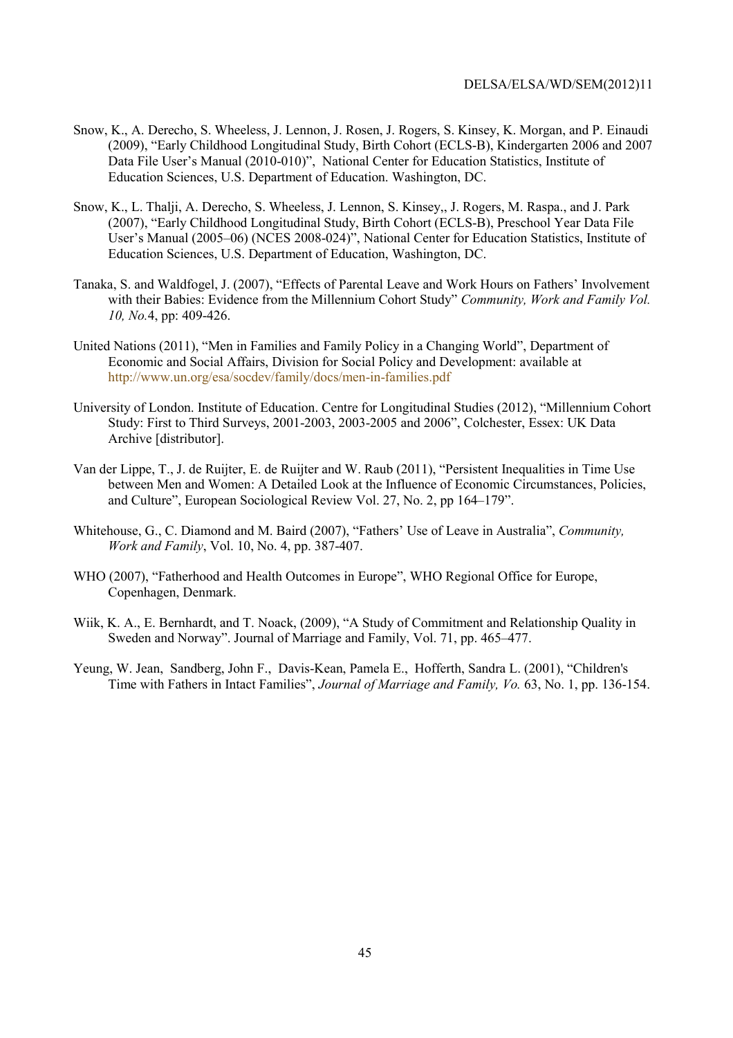Snow, K., A. Derecho, S. Wheeless, J. Lennon, J. Rosen, J. Rogers, S. Kinsey, K. Morgan, and P. Einaudi (2009), "Early Childhood Longitudinal Study, Birth Cohort (ECLS-B), Kindergarten 2006 and 2007 Data File User's Manual (2010-010)", National Center for Education Statistics, Institute of Education Sciences, U.S. Department of Education. Washington, DC.

Snow, K., L. Thalji, A. Derecho, S. Wheeless, J. Lennon, S. Kinsey,, J. Rogers, M. Raspa., and J. Park (2007), "Early Childhood Longitudinal Study, Birth Cohort (ECLS-B), Preschool Year Data File User's Manual (2005–06) (NCES 2008-024)", National Center for Education Statistics, Institute of Education Sciences, U.S. Department of Education, Washington, DC.

Tanaka, S. and Waldfogel, J. (2007), "Effects of Parental Leave and Work Hours on Fathers' Involvement with their Babies: Evidence from the Millennium Cohort Study" *Community, Work and Family Vol. 10, No.*4, pp: 409-426.

United Nations (2011), "Men in Families and Family Policy in a Changing World", Department of Economic and Social Affairs, Division for Social Policy and Development: available at http://www.un.org/esa/socdev/family/docs/men-in-families.pdf

University of London. Institute of Education. Centre for Longitudinal Studies (2012), "Millennium Cohort Study: First to Third Surveys, 2001-2003, 2003-2005 and 2006", Colchester, Essex: UK Data Archive [distributor].

Van der Lippe, T., J. de Ruijter, E. de Ruijter and W. Raub (2011), "Persistent Inequalities in Time Use between Men and Women: A Detailed Look at the Influence of Economic Circumstances, Policies, and Culture", European Sociological Review Vol. 27, No. 2, pp 164–179".

Whitehouse, G., C. Diamond and M. Baird (2007), "Fathers' Use of Leave in Australia", *Community, Work and Family*, Vol. 10, No. 4, pp. 387-407.

WHO (2007), "Fatherhood and Health Outcomes in Europe", WHO Regional Office for Europe, Copenhagen, Denmark.

Wiik, K. A., E. Bernhardt, and T. Noack, (2009), "A Study of Commitment and Relationship Quality in Sweden and Norway". Journal of Marriage and Family, Vol. 71, pp. 465–477.

Yeung, W. Jean, Sandberg, John F., Davis-Kean, Pamela E., Hofferth, Sandra L. (2001), "Children's Time with Fathers in Intact Families", *Journal of Marriage and Family, Vo.* 63, No. 1, pp. 136-154.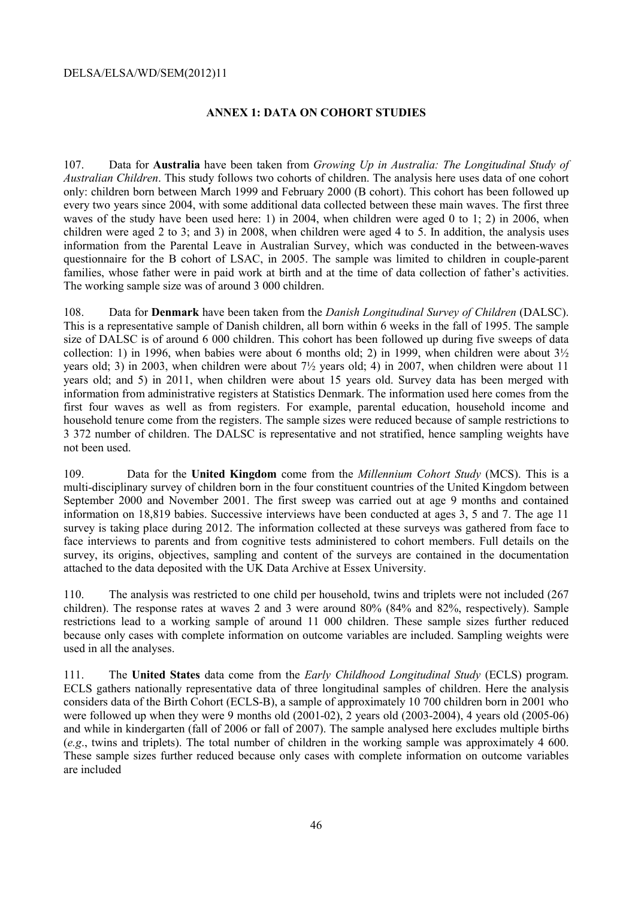## ANNEX 1: DATA ON COHORT STUDIES

107. Data for **Australia** have been taken from *Growing Up in Australia: The Longitudinal Study of Australian Children*. This study follows two cohorts of children. The analysis here uses data of one cohort only: children born between March 1999 and February 2000 (B cohort). This cohort has been followed up every two years since 2004, with some additional data collected between these main waves. The first three waves of the study have been used here: 1) in 2004, when children were aged 0 to 1; 2) in 2006, when children were aged 2 to 3; and 3) in 2008, when children were aged 4 to 5. In addition, the analysis uses information from the Parental Leave in Australian Survey, which was conducted in the between-waves questionnaire for the B cohort of LSAC, in 2005. The sample was limited to children in couple-parent families, whose father were in paid work at birth and at the time of data collection of father's activities. The working sample size was of around 3 000 children.

108. Data for **Denmark** have been taken from the *Danish Longitudinal Survey of Children* (DALSC). This is a representative sample of Danish children, all born within 6 weeks in the fall of 1995. The sample size of DALSC is of around 6 000 children. This cohort has been followed up during five sweeps of data collection: 1) in 1996, when babies were about 6 months old; 2) in 1999, when children were about 3½ years old; 3) in 2003, when children were about 7½ years old; 4) in 2007, when children were about 11 years old; and 5) in 2011, when children were about 15 years old. Survey data has been merged with information from administrative registers at Statistics Denmark. The information used here comes from the first four waves as well as from registers. For example, parental education, household income and household tenure come from the registers. The sample sizes were reduced because of sample restrictions to 3 372 number of children. The DALSC is representative and not stratified, hence sampling weights have not been used.

109. Data for the **United Kingdom** come from the *Millennium Cohort Study* (MCS). This is a multi-disciplinary survey of children born in the four constituent countries of the United Kingdom between September 2000 and November 2001. The first sweep was carried out at age 9 months and contained information on 18,819 babies. Successive interviews have been conducted at ages 3, 5 and 7. The age 11 survey is taking place during 2012. The information collected at these surveys was gathered from face to face interviews to parents and from cognitive tests administered to cohort members. Full details on the survey, its origins, objectives, sampling and content of the surveys are contained in the documentation attached to the data deposited with the UK Data Archive at Essex University.

110. The analysis was restricted to one child per household, twins and triplets were not included (267 children). The response rates at waves 2 and 3 were around 80% (84% and 82%, respectively). Sample restrictions lead to a working sample of around 11 000 children. These sample sizes further reduced because only cases with complete information on outcome variables are included. Sampling weights were used in all the analyses.

111. The **United States** data come from the *Early Childhood Longitudinal Study* (ECLS) program. ECLS gathers nationally representative data of three longitudinal samples of children. Here the analysis considers data of the Birth Cohort (ECLS-B), a sample of approximately 10 700 children born in 2001 who were followed up when they were 9 months old (2001-02), 2 years old (2003-2004), 4 years old (2005-06) and while in kindergarten (fall of 2006 or fall of 2007). The sample analysed here excludes multiple births (*e.g*., twins and triplets). The total number of children in the working sample was approximately 4 600. These sample sizes further reduced because only cases with complete information on outcome variables are included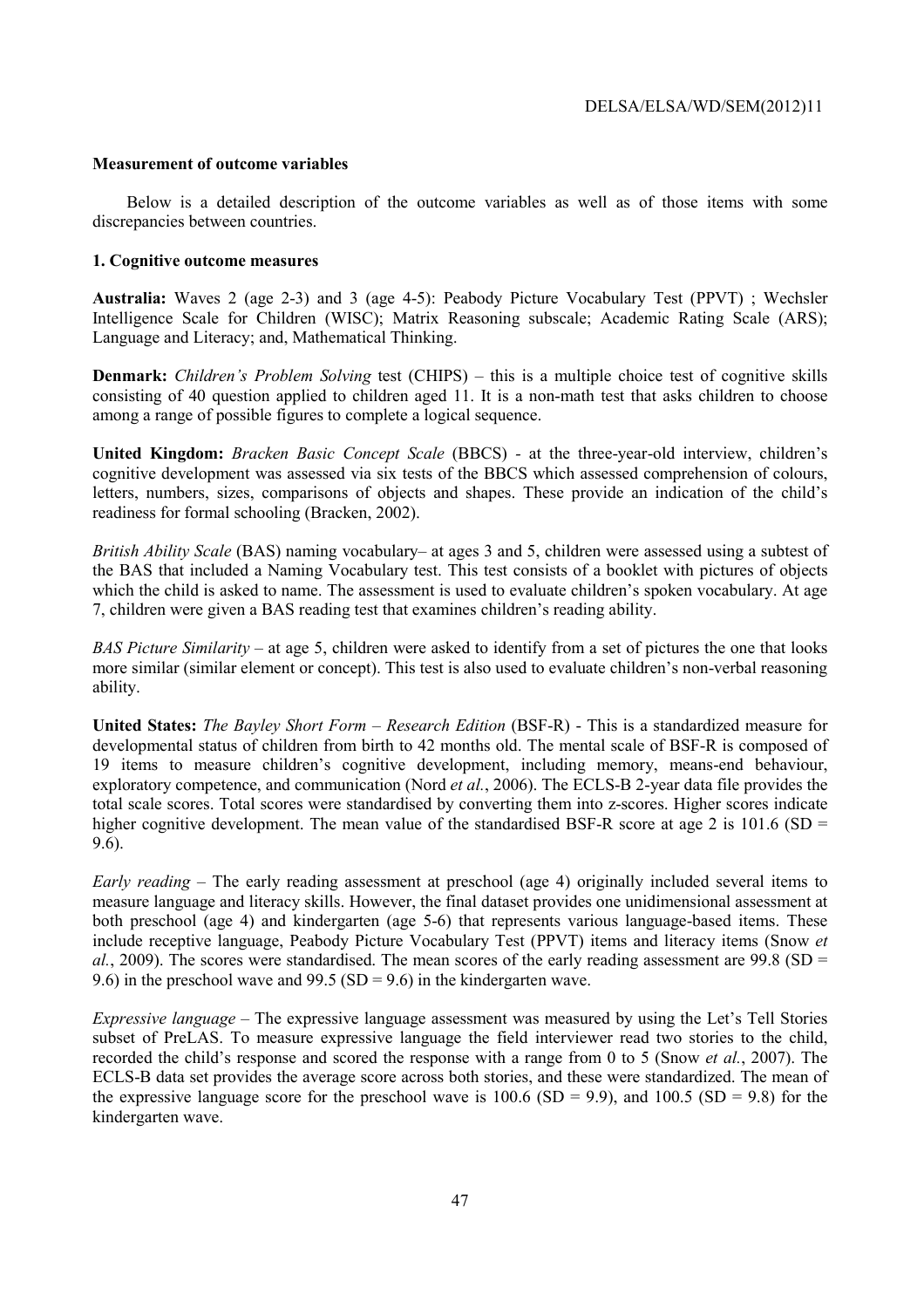**Measurement of outcome variables**

Below is a detailed description of the outcome variables as well as of those items with some discrepancies between countries.

**1. Cognitive outcome measures**

**Australia:** Waves 2 (age 2-3) and 3 (age 4-5): Peabody Picture Vocabulary Test (PPVT) ; Wechsler Intelligence Scale for Children (WISC); Matrix Reasoning subscale; Academic Rating Scale (ARS); Language and Literacy; and, Mathematical Thinking.

**Denmark:** *Children's Problem Solving* test (CHIPS) – this is a multiple choice test of cognitive skills consisting of 40 question applied to children aged 11. It is a non-math test that asks children to choose among a range of possible figures to complete a logical sequence.

**United Kingdom:** *Bracken Basic Concept Scale* (BBCS) - at the three-year-old interview, children's cognitive development was assessed via six tests of the BBCS which assessed comprehension of colours, letters, numbers, sizes, comparisons of objects and shapes. These provide an indication of the child's readiness for formal schooling (Bracken, 2002).

*British Ability Scale* (BAS) naming vocabulary– at ages 3 and 5, children were assessed using a subtest of the BAS that included a Naming Vocabulary test. This test consists of a booklet with pictures of objects which the child is asked to name. The assessment is used to evaluate children's spoken vocabulary. At age 7, children were given a BAS reading test that examines children's reading ability.

*BAS Picture Similarity* – at age 5, children were asked to identify from a set of pictures the one that looks more similar (similar element or concept). This test is also used to evaluate children's non-verbal reasoning ability.

**United States:** *The Bayley Short Form – Research Edition* (BSF-R) - This is a standardized measure for developmental status of children from birth to 42 months old. The mental scale of BSF-R is composed of 19 items to measure children's cognitive development, including memory, means-end behaviour, exploratory competence, and communication (Nord *et al.*, 2006). The ECLS-B 2-year data file provides the total scale scores. Total scores were standardised by converting them into z-scores. Higher scores indicate higher cognitive development. The mean value of the standardised BSF-R score at age 2 is 101.6 (SD = 9.6).

*Early reading* – The early reading assessment at preschool (age 4) originally included several items to measure language and literacy skills. However, the final dataset provides one unidimensional assessment at both preschool (age 4) and kindergarten (age 5-6) that represents various language-based items. These include receptive language, Peabody Picture Vocabulary Test (PPVT) items and literacy items (Snow *et al.*, 2009). The scores were standardised. The mean scores of the early reading assessment are 99.8 (SD = 9.6) in the preschool wave and 99.5 (SD = 9.6) in the kindergarten wave.

*Expressive language* – The expressive language assessment was measured by using the Let's Tell Stories subset of PreLAS. To measure expressive language the field interviewer read two stories to the child, recorded the child's response and scored the response with a range from 0 to 5 (Snow *et al.*, 2007). The ECLS-B data set provides the average score across both stories, and these were standardized. The mean of the expressive language score for the preschool wave is 100.6 (SD = 9.9), and 100.5 (SD = 9.8) for the kindergarten wave.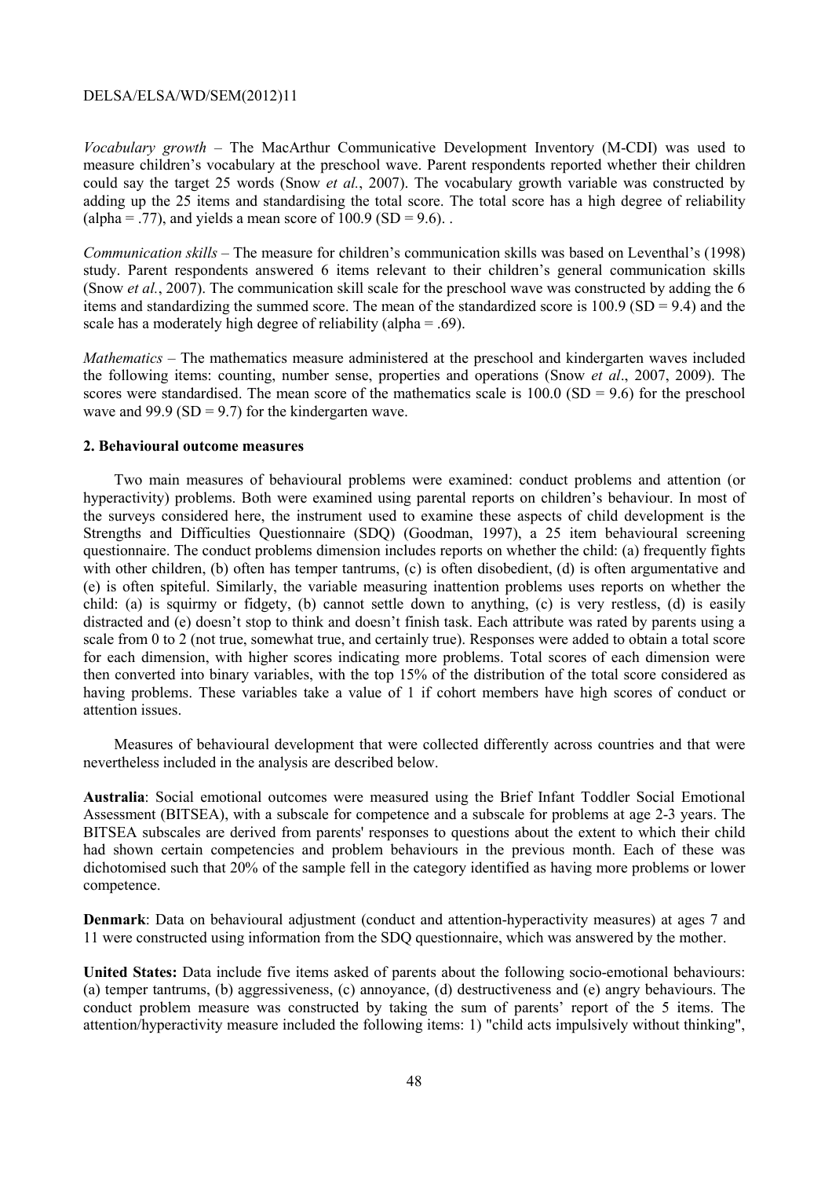*Vocabulary growth* – The MacArthur Communicative Development Inventory (M-CDI) was used to measure children's vocabulary at the preschool wave. Parent respondents reported whether their children could say the target 25 words (Snow *et al.*, 2007). The vocabulary growth variable was constructed by adding up the 25 items and standardising the total score. The total score has a high degree of reliability (alpha = .77), and yields a mean score of 100.9 (SD = 9.6). .

*Communication skills* – The measure for children's communication skills was based on Leventhal's (1998) study. Parent respondents answered 6 items relevant to their children's general communication skills (Snow *et al.*, 2007). The communication skill scale for the preschool wave was constructed by adding the 6 items and standardizing the summed score. The mean of the standardized score is 100.9 (SD = 9.4) and the scale has a moderately high degree of reliability (alpha = .69).

*Mathematics* – The mathematics measure administered at the preschool and kindergarten waves included the following items: counting, number sense, properties and operations (Snow *et al*., 2007, 2009). The scores were standardised. The mean score of the mathematics scale is 100.0 (SD = 9.6) for the preschool wave and 99.9 (SD = 9.7) for the kindergarten wave.

**2. Behavioural outcome measures**

Two main measures of behavioural problems were examined: conduct problems and attention (or hyperactivity) problems. Both were examined using parental reports on children's behaviour. In most of the surveys considered here, the instrument used to examine these aspects of child development is the Strengths and Difficulties Questionnaire (SDQ) (Goodman, 1997), a 25 item behavioural screening questionnaire. The conduct problems dimension includes reports on whether the child: (a) frequently fights with other children, (b) often has temper tantrums, (c) is often disobedient, (d) is often argumentative and (e) is often spiteful. Similarly, the variable measuring inattention problems uses reports on whether the child: (a) is squirmy or fidgety, (b) cannot settle down to anything, (c) is very restless, (d) is easily distracted and (e) doesn't stop to think and doesn't finish task. Each attribute was rated by parents using a scale from 0 to 2 (not true, somewhat true, and certainly true). Responses were added to obtain a total score for each dimension, with higher scores indicating more problems. Total scores of each dimension were then converted into binary variables, with the top 15% of the distribution of the total score considered as having problems. These variables take a value of 1 if cohort members have high scores of conduct or attention issues.

Measures of behavioural development that were collected differently across countries and that were nevertheless included in the analysis are described below.

**Australia**: Social emotional outcomes were measured using the Brief Infant Toddler Social Emotional Assessment (BITSEA), with a subscale for competence and a subscale for problems at age 2-3 years. The BITSEA subscales are derived from parents' responses to questions about the extent to which their child had shown certain competencies and problem behaviours in the previous month. Each of these was dichotomised such that 20% of the sample fell in the category identified as having more problems or lower competence.

**Denmark**: Data on behavioural adjustment (conduct and attention-hyperactivity measures) at ages 7 and 11 were constructed using information from the SDQ questionnaire, which was answered by the mother.

**United States:** Data include five items asked of parents about the following socio-emotional behaviours: (a) temper tantrums, (b) aggressiveness, (c) annoyance, (d) destructiveness and (e) angry behaviours. The conduct problem measure was constructed by taking the sum of parents' report of the 5 items. The attention/hyperactivity measure included the following items: 1) "child acts impulsively without thinking",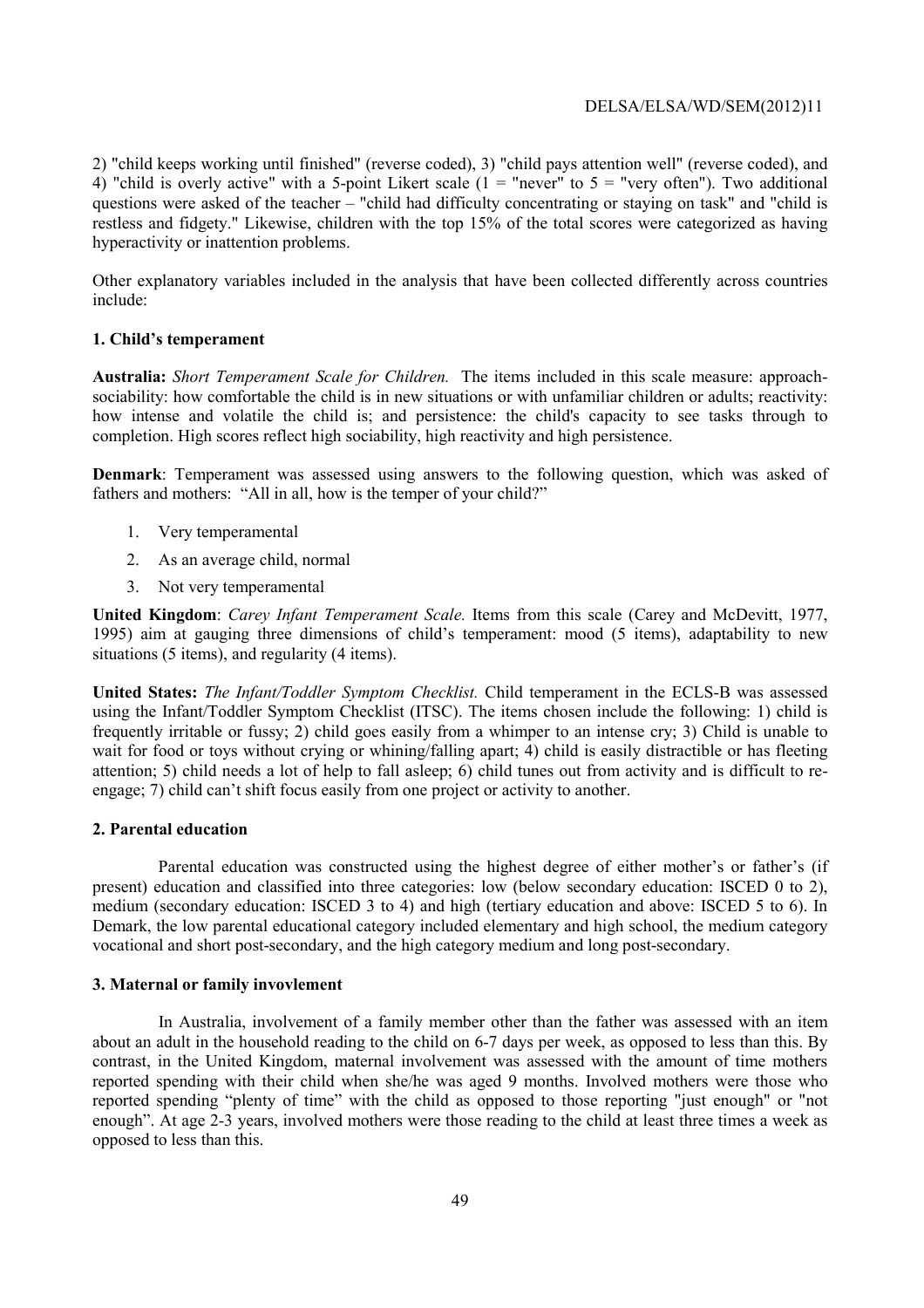2) "child keeps working until finished" (reverse coded), 3) "child pays attention well" (reverse coded), and 4) "child is overly active" with a 5-point Likert scale (1 = "never" to 5 = "very often"). Two additional questions were asked of the teacher – "child had difficulty concentrating or staying on task" and "child is restless and fidgety." Likewise, children with the top 15% of the total scores were categorized as having hyperactivity or inattention problems.

Other explanatory variables included in the analysis that have been collected differently across countries include:

### 1. Child's temperament

**Australia:** *Short Temperament Scale for Children.* The items included in this scale measure: approach-sociability: how comfortable the child is in new situations or with unfamiliar children or adults; reactivity: how intense and volatile the child is; and persistence: the child's capacity to see tasks through to completion. High scores reflect high sociability, high reactivity and high persistence.

**Denmark**: Temperament was assessed using answers to the following question, which was asked of fathers and mothers: "All in all, how is the temper of your child?"

1. Very temperamental
2. As an average child, normal
3. Not very temperamental

**United Kingdom**: *Carey Infant Temperament Scale.* Items from this scale (Carey and McDevitt, 1977, 1995) aim at gauging three dimensions of child's temperament: mood (5 items), adaptability to new situations (5 items), and regularity (4 items).

**United States:** *The Infant/Toddler Symptom Checklist.* Child temperament in the ECLS-B was assessed using the Infant/Toddler Symptom Checklist (ITSC). The items chosen include the following: 1) child is frequently irritable or fussy; 2) child goes easily from a whimper to an intense cry; 3) Child is unable to wait for food or toys without crying or whining/falling apart; 4) child is easily distractible or has fleeting attention; 5) child needs a lot of help to fall asleep; 6) child tunes out from activity and is difficult to re-engage; 7) child can't shift focus easily from one project or activity to another.

### 2. Parental education

Parental education was constructed using the highest degree of either mother's or father's (if present) education and classified into three categories: low (below secondary education: ISCED 0 to 2), medium (secondary education: ISCED 3 to 4) and high (tertiary education and above: ISCED 5 to 6). In Demark, the low parental educational category included elementary and high school, the medium category vocational and short post-secondary, and the high category medium and long post-secondary.

### 3. Maternal or family invovlement

In Australia, involvement of a family member other than the father was assessed with an item about an adult in the household reading to the child on 6-7 days per week, as opposed to less than this. By contrast, in the United Kingdom, maternal involvement was assessed with the amount of time mothers reported spending with their child when she/he was aged 9 months. Involved mothers were those who reported spending "plenty of time" with the child as opposed to those reporting "just enough" or "not enough". At age 2-3 years, involved mothers were those reading to the child at least three times a week as opposed to less than this.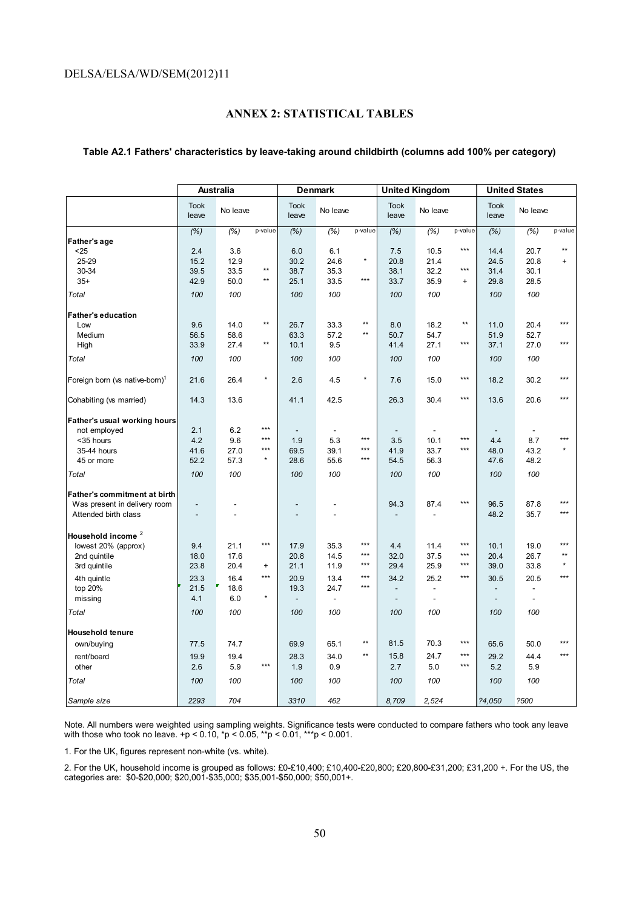## ANNEX 2: STATISTICAL TABLES

**Table A2.1 Fathers' characteristics by leave-taking around childbirth (columns add 100% per category)**

| | Australia | | | Denmark | | | United Kingdom | | | United States | | |
|---|---|---|---|---|---|---|---|---|---|---|---|---|
| | Took leave | No leave | | Took leave | No leave | | Took leave | No leave | | Took leave | No leave | |
| | (%) | (%) | p-value | (%) | (%) | p-value | (%) | (%) | p-value | (%) | (%) | p-value |
| **Father's age** | | | | | | | | | | | | |
| <25 | 2.4 | 3.6 | | 6.0 | 6.1 | | 7.5 | 10.5 | *** | 14.4 | 20.7 | ** |
| 25-29 | 15.2 | 12.9 | | 30.2 | 24.6 | * | 20.8 | 21.4 | | 24.5 | 20.8 | + |
| 30-34 | 39.5 | 33.5 | ** | 38.7 | 35.3 | | 38.1 | 32.2 | *** | 31.4 | 30.1 | |
| 35+ | 42.9 | 50.0 | ** | 25.1 | 33.5 | *** | 33.7 | 35.9 | + | 29.8 | 28.5 | |
| *Total* | *100* | *100* | | *100* | *100* | | *100* | *100* | | *100* | *100* | |
| **Father's education** | | | | | | | | | | | | |
| Low | 9.6 | 14.0 | ** | 26.7 | 33.3 | ** | 8.0 | 18.2 | ** | 11.0 | 20.4 | *** |
| Medium | 56.5 | 58.6 | | 63.3 | 57.2 | ** | 50.7 | 54.7 | | 51.9 | 52.7 | |
| High | 33.9 | 27.4 | ** | 10.1 | 9.5 | | 41.4 | 27.1 | *** | 37.1 | 27.0 | *** |
| *Total* | *100* | *100* | | *100* | *100* | | *100* | *100* | | *100* | *100* | |
| Foreign born (vs native-born)[1] | 21.6 | 26.4 | * | 2.6 | 4.5 | * | 7.6 | 15.0 | *** | 18.2 | 30.2 | *** |
| Cohabiting (vs married) | 14.3 | 13.6 | | 41.1 | 42.5 | | 26.3 | 30.4 | *** | 13.6 | 20.6 | *** |
| **Father's usual working hours** | | | | | | | | | | | | |
| not employed | 2.1 | 6.2 | *** | - | - | | - | - | | - | - | |
| <35 hours | 4.2 | 9.6 | *** | 1.9 | 5.3 | *** | 3.5 | 10.1 | *** | 4.4 | 8.7 | *** |
| 35-44 hours | 41.6 | 27.0 | *** | 69.5 | 39.1 | *** | 41.9 | 33.7 | *** | 48.0 | 43.2 | * |
| 45 or more | 52.2 | 57.3 | * | 28.6 | 55.6 | *** | 54.5 | 56.3 | | 47.6 | 48.2 | |
| *Total* | *100* | *100* | | *100* | *100* | | *100* | *100* | | *100* | *100* | |
| **Father's commitment at birth** | | | | | | | | | | | | |
| Was present in delivery room | - | - | | - | - | | 94.3 | 87.4 | *** | 96.5 | 87.8 | *** |
| Attended birth class | - | - | | - | - | | - | - | | 48.2 | 35.7 | *** |
| **Household income** [2] | | | | | | | | | | | | |
| lowest 20% (approx) | 9.4 | 21.1 | *** | 17.9 | 35.3 | *** | 4.4 | 11.4 | *** | 10.1 | 19.0 | *** |
| 2nd quintile | 18.0 | 17.6 | | 20.8 | 14.5 | *** | 32.0 | 37.5 | *** | 20.4 | 26.7 | ** |
| 3rd quintile | 23.8 | 20.4 | + | 21.1 | 11.9 | *** | 29.4 | 25.9 | *** | 39.0 | 33.8 | * |
| 4th quintle | 23.3 | 16.4 | *** | 20.9 | 13.4 | *** | 34.2 | 25.2 | *** | 30.5 | 20.5 | *** |
| top 20% | 21.5 | 18.6 | | 19.3 | 24.7 | *** | - | - | | - | - | |
| missing | 4.1 | 6.0 | * | - | - | | - | - | | - | - | |
| *Total* | *100* | *100* | | *100* | *100* | | *100* | *100* | | *100* | *100* | |
| **Household tenure** | | | | | | | | | | | | |
| own/buying | 77.5 | 74.7 | | 69.9 | 65.1 | ** | 81.5 | 70.3 | *** | 65.6 | 50.0 | *** |
| rent/board | 19.9 | 19.4 | | 28.3 | 34.0 | ** | 15.8 | 24.7 | *** | 29.2 | 44.4 | *** |
| other | 2.6 | 5.9 | *** | 1.9 | 0.9 | | 2.7 | 5.0 | *** | 5.2 | 5.9 | |
| *Total* | *100* | *100* | | *100* | *100* | | *100* | *100* | | *100* | *100* | |
| *Sample size* | *2293* | *704* | | *3310* | *462* | | *8,709* | *2,524* | | *?4,050* | *?500* | |

Note. All numbers were weighted using sampling weights. Significance tests were conducted to compare fathers who took any leave with those who took no leave. +p < 0.10, *p < 0.05, **p < 0.01, ***p < 0.001.

1. For the UK, figures represent non-white (vs. white).

2. For the UK, household income is grouped as follows: £0-£10,400; £10,400-£20,800; £20,800-£31,200; £31,200 +. For the US, the categories are: \$0-\$20,000; \$20,001-\$35,000; \$35,001-\$50,000; \$50,001+.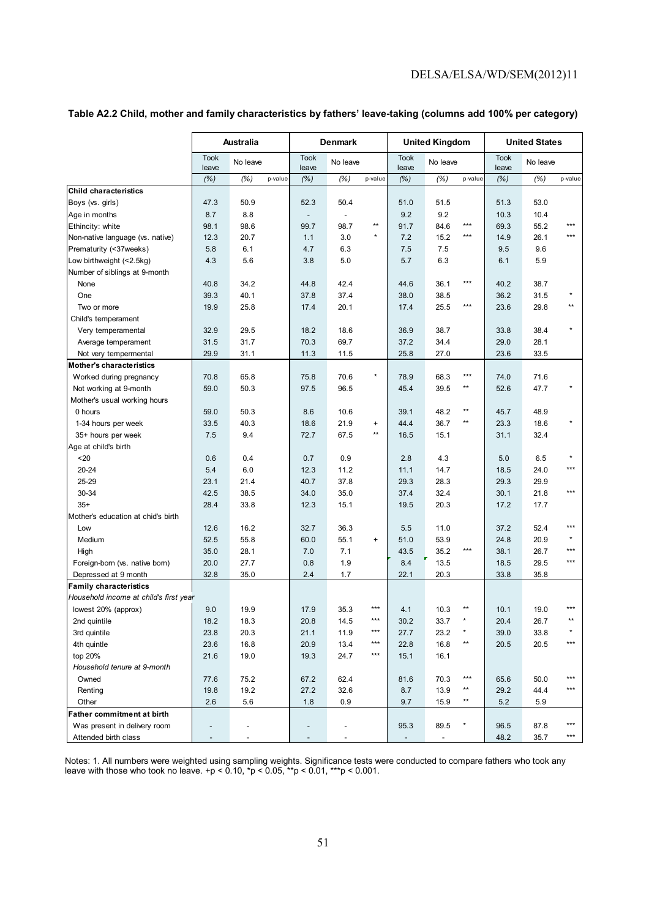**Table A2.2 Child, mother and family characteristics by fathers' leave-taking (columns add 100% per category)**

| | Australia | | | Denmark | | | United Kingdom | | | United States | | |
|---|---|---|---|---|---|---|---|---|---|---|---|---|
| | Took leave | No leave | | Took leave | No leave | | Took leave | No leave | | Took leave | No leave | |
| | (%) | (%) | p-value | (%) | (%) | p-value | (%) | (%) | p-value | (%) | (%) | p-value |
| **Child characteristics** | | | | | | | | | | | | |
| Boys (vs. girls) | 47.3 | 50.9 | | 52.3 | 50.4 | | 51.0 | 51.5 | | 51.3 | 53.0 | |
| Age in months | 8.7 | 8.8 | | - | - | | 9.2 | 9.2 | | 10.3 | 10.4 | |
| Ethincity: white | 98.1 | 98.6 | | 99.7 | 98.7 | ** | 91.7 | 84.6 | *** | 69.3 | 55.2 | *** |
| Non-native language (vs. native) | 12.3 | 20.7 | | 1.1 | 3.0 | * | 7.2 | 15.2 | *** | 14.9 | 26.1 | *** |
| Prematurity (<37weeks) | 5.8 | 6.1 | | 4.7 | 6.3 | | 7.5 | 7.5 | | 9.5 | 9.6 | |
| Low birthweight (<2.5kg) | 4.3 | 5.6 | | 3.8 | 5.0 | | 5.7 | 6.3 | | 6.1 | 5.9 | |
| Number of siblings at 9-month | | | | | | | | | | | | |
| None | 40.8 | 34.2 | | 44.8 | 42.4 | | 44.6 | 36.1 | *** | 40.2 | 38.7 | |
| One | 39.3 | 40.1 | | 37.8 | 37.4 | | 38.0 | 38.5 | | 36.2 | 31.5 | * |
| Two or more | 19.9 | 25.8 | | 17.4 | 20.1 | | 17.4 | 25.5 | *** | 23.6 | 29.8 | ** |
| Child's temperament | | | | | | | | | | | | |
| Very temperamental | 32.9 | 29.5 | | 18.2 | 18.6 | | 36.9 | 38.7 | | 33.8 | 38.4 | * |
| Average temperament | 31.5 | 31.7 | | 70.3 | 69.7 | | 37.2 | 34.4 | | 29.0 | 28.1 | |
| Not very tempermental | 29.9 | 31.1 | | 11.3 | 11.5 | | 25.8 | 27.0 | | 23.6 | 33.5 | |
| **Mother's characteristics** | | | | | | | | | | | | |
| Worked during pregnancy | 70.8 | 65.8 | | 75.8 | 70.6 | * | 78.9 | 68.3 | *** | 74.0 | 71.6 | |
| Not working at 9-month | 59.0 | 50.3 | | 97.5 | 96.5 | | 45.4 | 39.5 | ** | 52.6 | 47.7 | * |
| Mother's usual working hours | | | | | | | | | | | | |
| 0 hours | 59.0 | 50.3 | | 8.6 | 10.6 | | 39.1 | 48.2 | ** | 45.7 | 48.9 | |
| 1-34 hours per week | 33.5 | 40.3 | | 18.6 | 21.9 | + | 44.4 | 36.7 | ** | 23.3 | 18.6 | * |
| 35+ hours per week | 7.5 | 9.4 | | 72.7 | 67.5 | ** | 16.5 | 15.1 | | 31.1 | 32.4 | |
| Age at child's birth | | | | | | | | | | | | |
| <20 | 0.6 | 0.4 | | 0.7 | 0.9 | | 2.8 | 4.3 | | 5.0 | 6.5 | * |
| 20-24 | 5.4 | 6.0 | | 12.3 | 11.2 | | 11.1 | 14.7 | | 18.5 | 24.0 | *** |
| 25-29 | 23.1 | 21.4 | | 40.7 | 37.8 | | 29.3 | 28.3 | | 29.3 | 29.9 | |
| 30-34 | 42.5 | 38.5 | | 34.0 | 35.0 | | 37.4 | 32.4 | | 30.1 | 21.8 | *** |
| 35+ | 28.4 | 33.8 | | 12.3 | 15.1 | | 19.5 | 20.3 | | 17.2 | 17.7 | |
| Mother's education at chid's birth | | | | | | | | | | | | |
| Low | 12.6 | 16.2 | | 32.7 | 36.3 | | 5.5 | 11.0 | | 37.2 | 52.4 | *** |
| Medium | 52.5 | 55.8 | | 60.0 | 55.1 | + | 51.0 | 53.9 | | 24.8 | 20.9 | * |
| High | 35.0 | 28.1 | | 7.0 | 7.1 | | 43.5 | 35.2 | *** | 38.1 | 26.7 | *** |
| Foreign-born (vs. native born) | 20.0 | 27.7 | | 0.8 | 1.9 | | 8.4 | 13.5 | | 18.5 | 29.5 | *** |
| Depressed at 9 month | 32.8 | 35.0 | | 2.4 | 1.7 | | 22.1 | 20.3 | | 33.8 | 35.8 | |
| **Family characteristics** | | | | | | | | | | | | |
| *Household income at child's first year* | | | | | | | | | | | | |
| lowest 20% (approx) | 9.0 | 19.9 | | 17.9 | 35.3 | *** | 4.1 | 10.3 | ** | 10.1 | 19.0 | *** |
| 2nd quintile | 18.2 | 18.3 | | 20.8 | 14.5 | *** | 30.2 | 33.7 | * | 20.4 | 26.7 | ** |
| 3rd quintile | 23.8 | 20.3 | | 21.1 | 11.9 | *** | 27.7 | 23.2 | * | 39.0 | 33.8 | * |
| 4th quintile | 23.6 | 16.8 | | 20.9 | 13.4 | *** | 22.8 | 16.8 | ** | 20.5 | 20.5 | *** |
| top 20% | 21.6 | 19.0 | | 19.3 | 24.7 | *** | 15.1 | 16.1 | | | | |
| *Household tenure at 9-month* | | | | | | | | | | | | |
| Owned | 77.6 | 75.2 | | 67.2 | 62.4 | | 81.6 | 70.3 | *** | 65.6 | 50.0 | *** |
| Renting | 19.8 | 19.2 | | 27.2 | 32.6 | | 8.7 | 13.9 | ** | 29.2 | 44.4 | *** |
| Other | 2.6 | 5.6 | | 1.8 | 0.9 | | 9.7 | 15.9 | ** | 5.2 | 5.9 | |
| **Father commitment at birth** | | | | | | | | | | | | |
| Was present in delivery room | - | - | | - | - | | 95.3 | 89.5 | * | 96.5 | 87.8 | *** |
| Attended birth class | - | - | | - | - | | - | - | | 48.2 | 35.7 | *** |

Notes: 1. All numbers were weighted using sampling weights. Significance tests were conducted to compare fathers who took any leave with those who took no leave. +p < 0.10, *p < 0.05, **p < 0.01, ***p < 0.001.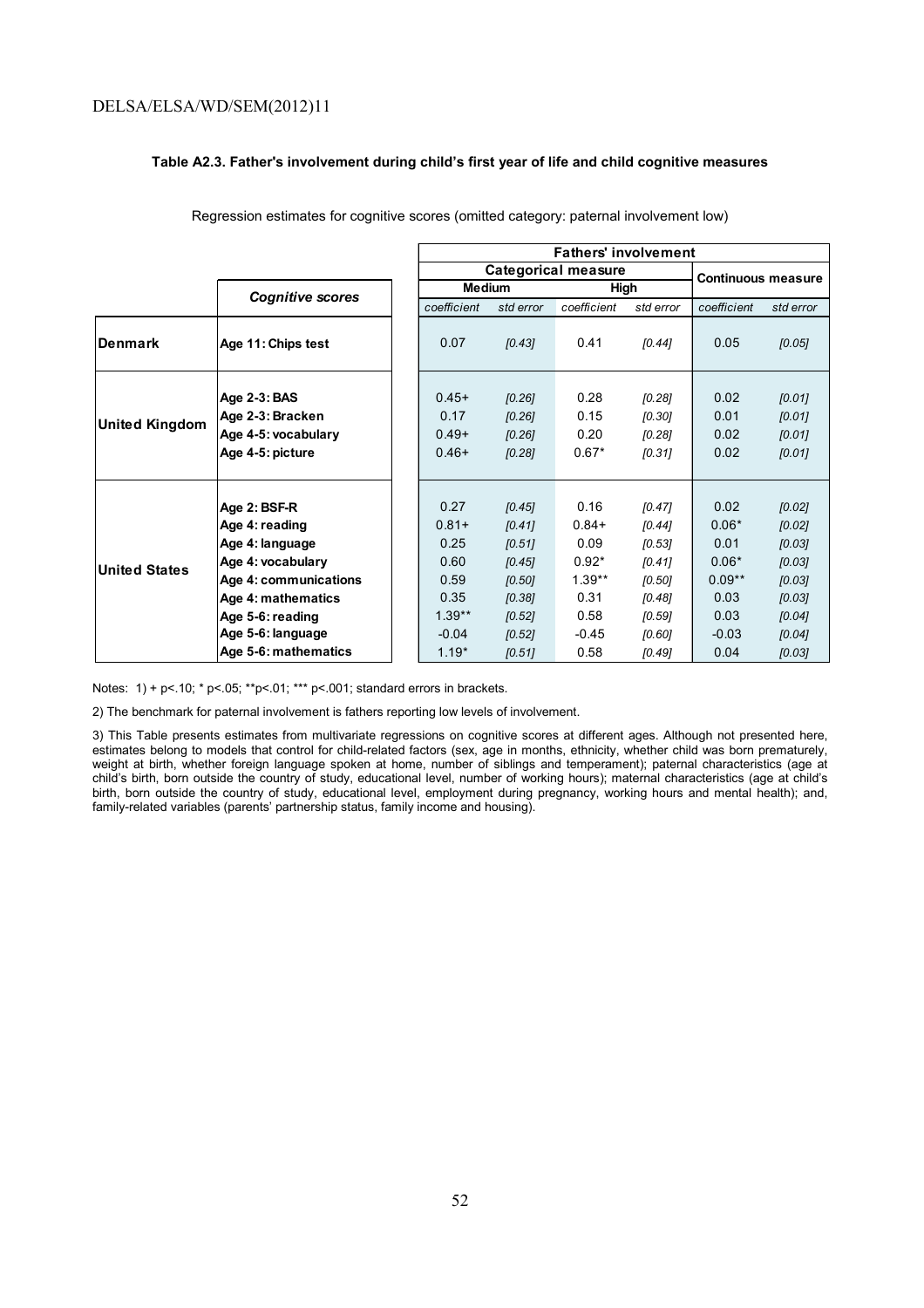#### Table A2.3. Father's involvement during child's first year of life and child cognitive measures

Regression estimates for cognitive scores (omitted category: paternal involvement low)

| | | Fathers' involvement | | | | | |
|---|---|---|---|---|---|---|---|
| | | Categorical measure | | | | Continuous measure | |
| | *Cognitive scores* | Medium | | High | | | |
| | | *coefficient* | *std error* | *coefficient* | *std error* | *coefficient* | *std error* |
| **Denmark** | **Age 11: Chips test** | 0.07 | *[0.43]* | 0.41 | *[0.44]* | 0.05 | *[0.05]* |
| **United Kingdom** | **Age 2-3: BAS** | 0.45+ | *[0.26]* | 0.28 | *[0.28]* | 0.02 | *[0.01]* |
| | **Age 2-3: Bracken** | 0.17 | *[0.26]* | 0.15 | *[0.30]* | 0.01 | *[0.01]* |
| | **Age 4-5: vocabulary** | 0.49+ | *[0.26]* | 0.20 | *[0.28]* | 0.02 | *[0.01]* |
| | **Age 4-5: picture** | 0.46+ | *[0.28]* | 0.67* | *[0.31]* | 0.02 | *[0.01]* |
| **United States** | **Age 2: BSF-R** | 0.27 | *[0.45]* | 0.16 | *[0.47]* | 0.02 | *[0.02]* |
| | **Age 4: reading** | 0.81+ | *[0.41]* | 0.84+ | *[0.44]* | 0.06* | *[0.02]* |
| | **Age 4: language** | 0.25 | *[0.51]* | 0.09 | *[0.53]* | 0.01 | *[0.03]* |
| | **Age 4: vocabulary** | 0.60 | *[0.45]* | 0.92* | *[0.41]* | 0.06* | *[0.03]* |
| | **Age 4: communications** | 0.59 | *[0.50]* | 1.39** | *[0.50]* | 0.09** | *[0.03]* |
| | **Age 4: mathematics** | 0.35 | *[0.38]* | 0.31 | *[0.48]* | 0.03 | *[0.03]* |
| | **Age 5-6: reading** | 1.39** | *[0.52]* | 0.58 | *[0.59]* | 0.03 | *[0.04]* |
| | **Age 5-6: language** | -0.04 | *[0.52]* | -0.45 | *[0.60]* | -0.03 | *[0.04]* |
| | **Age 5-6: mathematics** | 1.19* | *[0.51]* | 0.58 | *[0.49]* | 0.04 | *[0.03]* |

Notes: 1) + p<.10; * p<.05; **p<.01; *** p<.001; standard errors in brackets.

2) The benchmark for paternal involvement is fathers reporting low levels of involvement.

3) This Table presents estimates from multivariate regressions on cognitive scores at different ages. Although not presented here, estimates belong to models that control for child-related factors (sex, age in months, ethnicity, whether child was born prematurely, weight at birth, whether foreign language spoken at home, number of siblings and temperament); paternal characteristics (age at child's birth, born outside the country of study, educational level, number of working hours); maternal characteristics (age at child's birth, born outside the country of study, educational level, employment during pregnancy, working hours and mental health); and, family-related variables (parents' partnership status, family income and housing).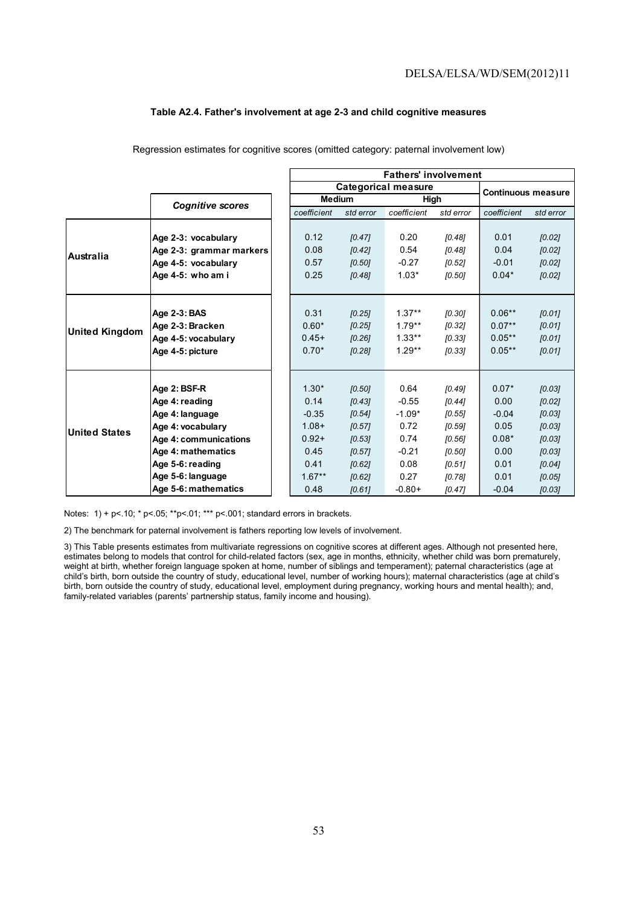**Table A2.4. Father's involvement at age 2-3 and child cognitive measures**

Regression estimates for cognitive scores (omitted category: paternal involvement low)

| | *Cognitive scores* | Fathers' involvement | | | | | |
|---|---|---|---|---|---|---|---|
| | | Categorical measure | | | | Continuous measure | |
| | | Medium | | High | | | |
| | | *coefficient* | *std error* | *coefficient* | *std error* | *coefficient* | *std error* |
| **Australia** | **Age 2-3: vocabulary** | 0.12 | *[0.47]* | 0.20 | *[0.48]* | 0.01 | *[0.02]* |
| | **Age 2-3: grammar markers** | 0.08 | *[0.42]* | 0.54 | *[0.48]* | 0.04 | *[0.02]* |
| | **Age 4-5: vocabulary** | 0.57 | *[0.50]* | -0.27 | *[0.52]* | -0.01 | *[0.02]* |
| | **Age 4-5: who am i** | 0.25 | *[0.48]* | 1.03* | *[0.50]* | 0.04* | *[0.02]* |
| **United Kingdom** | **Age 2-3: BAS** | 0.31 | *[0.25]* | 1.37** | *[0.30]* | 0.06** | *[0.01]* |
| | **Age 2-3: Bracken** | 0.60* | *[0.25]* | 1.79** | *[0.32]* | 0.07** | *[0.01]* |
| | **Age 4-5: vocabulary** | 0.45+ | *[0.26]* | 1.33** | *[0.33]* | 0.05** | *[0.01]* |
| | **Age 4-5: picture** | 0.70* | *[0.28]* | 1.29** | *[0.33]* | 0.05** | *[0.01]* |
| **United States** | **Age 2: BSF-R** | 1.30* | *[0.50]* | 0.64 | *[0.49]* | 0.07* | *[0.03]* |
| | **Age 4: reading** | 0.14 | *[0.43]* | -0.55 | *[0.44]* | 0.00 | *[0.02]* |
| | **Age 4: language** | -0.35 | *[0.54]* | -1.09* | *[0.55]* | -0.04 | *[0.03]* |
| | **Age 4: vocabulary** | 1.08+ | *[0.57]* | 0.72 | *[0.59]* | 0.05 | *[0.03]* |
| | **Age 4: communications** | 0.92+ | *[0.53]* | 0.74 | *[0.56]* | 0.08* | *[0.03]* |
| | **Age 4: mathematics** | 0.45 | *[0.57]* | -0.21 | *[0.50]* | 0.00 | *[0.03]* |
| | **Age 5-6: reading** | 0.41 | *[0.62]* | 0.08 | *[0.51]* | 0.01 | *[0.04]* |
| | **Age 5-6: language** | 1.67** | *[0.62]* | 0.27 | *[0.78]* | 0.01 | *[0.05]* |
| | **Age 5-6: mathematics** | 0.48 | *[0.61]* | -0.80+ | *[0.47]* | -0.04 | *[0.03]* |

Notes: 1) + p<.10; * p<.05; **p<.01; *** p<.001; standard errors in brackets.

2) The benchmark for paternal involvement is fathers reporting low levels of involvement.

3) This Table presents estimates from multivariate regressions on cognitive scores at different ages. Although not presented here, estimates belong to models that control for child-related factors (sex, age in months, ethnicity, whether child was born prematurely, weight at birth, whether foreign language spoken at home, number of siblings and temperament); paternal characteristics (age at child's birth, born outside the country of study, educational level, number of working hours); maternal characteristics (age at child's birth, born outside the country of study, educational level, employment during pregnancy, working hours and mental health); and, family-related variables (parents' partnership status, family income and housing).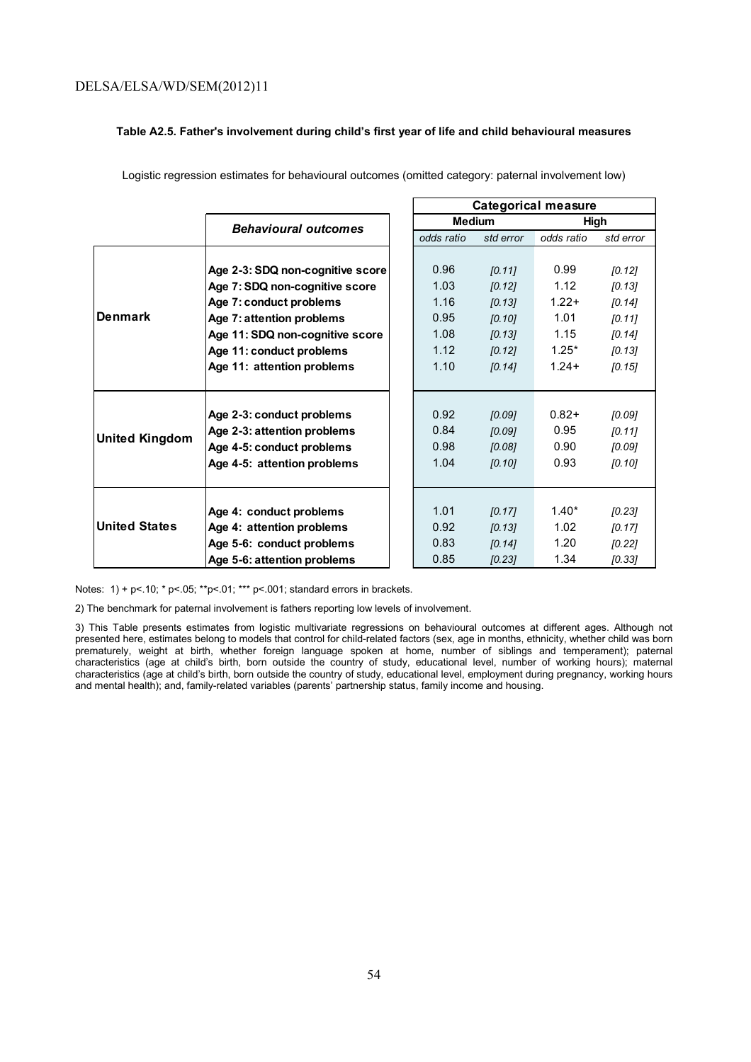**Table A2.5. Father's involvement during child's first year of life and child behavioural measures**

Logistic regression estimates for behavioural outcomes (omitted category: paternal involvement low)

| | *Behavioural outcomes* | **Categorical measure** | | | |
|---|---|---|---|---|---|
| | | **Medium** | | **High** | |
| | | *odds ratio* | *std error* | *odds ratio* | *std error* |
| **Denmark** | **Age 2-3: SDQ non-cognitive score** | 0.96 | *[0.11]* | 0.99 | *[0.12]* |
| | **Age 7: SDQ non-cognitive score** | 1.03 | *[0.12]* | 1.12 | *[0.13]* |
| | **Age 7: conduct problems** | 1.16 | *[0.13]* | 1.22+ | *[0.14]* |
| | **Age 7: attention problems** | 0.95 | *[0.10]* | 1.01 | *[0.11]* |
| | **Age 11: SDQ non-cognitive score** | 1.08 | *[0.13]* | 1.15 | *[0.14]* |
| | **Age 11: conduct problems** | 1.12 | *[0.12]* | 1.25* | *[0.13]* |
| | **Age 11: attention problems** | 1.10 | *[0.14]* | 1.24+ | *[0.15]* |
| **United Kingdom** | **Age 2-3: conduct problems** | 0.92 | *[0.09]* | 0.82+ | *[0.09]* |
| | **Age 2-3: attention problems** | 0.84 | *[0.09]* | 0.95 | *[0.11]* |
| | **Age 4-5: conduct problems** | 0.98 | *[0.08]* | 0.90 | *[0.09]* |
| | **Age 4-5: attention problems** | 1.04 | *[0.10]* | 0.93 | *[0.10]* |
| **United States** | **Age 4: conduct problems** | 1.01 | *[0.17]* | 1.40* | *[0.23]* |
| | **Age 4: attention problems** | 0.92 | *[0.13]* | 1.02 | *[0.17]* |
| | **Age 5-6: conduct problems** | 0.83 | *[0.14]* | 1.20 | *[0.22]* |
| | **Age 5-6: attention problems** | 0.85 | *[0.23]* | 1.34 | *[0.33]* |

Notes: 1) + p<.10; * p<.05; **p<.01; *** p<.001; standard errors in brackets.

2) The benchmark for paternal involvement is fathers reporting low levels of involvement.

3) This Table presents estimates from logistic multivariate regressions on behavioural outcomes at different ages. Although not presented here, estimates belong to models that control for child-related factors (sex, age in months, ethnicity, whether child was born prematurely, weight at birth, whether foreign language spoken at home, number of siblings and temperament); paternal characteristics (age at child's birth, born outside the country of study, educational level, number of working hours); maternal characteristics (age at child's birth, born outside the country of study, educational level, employment during pregnancy, working hours and mental health); and, family-related variables (parents' partnership status, family income and housing.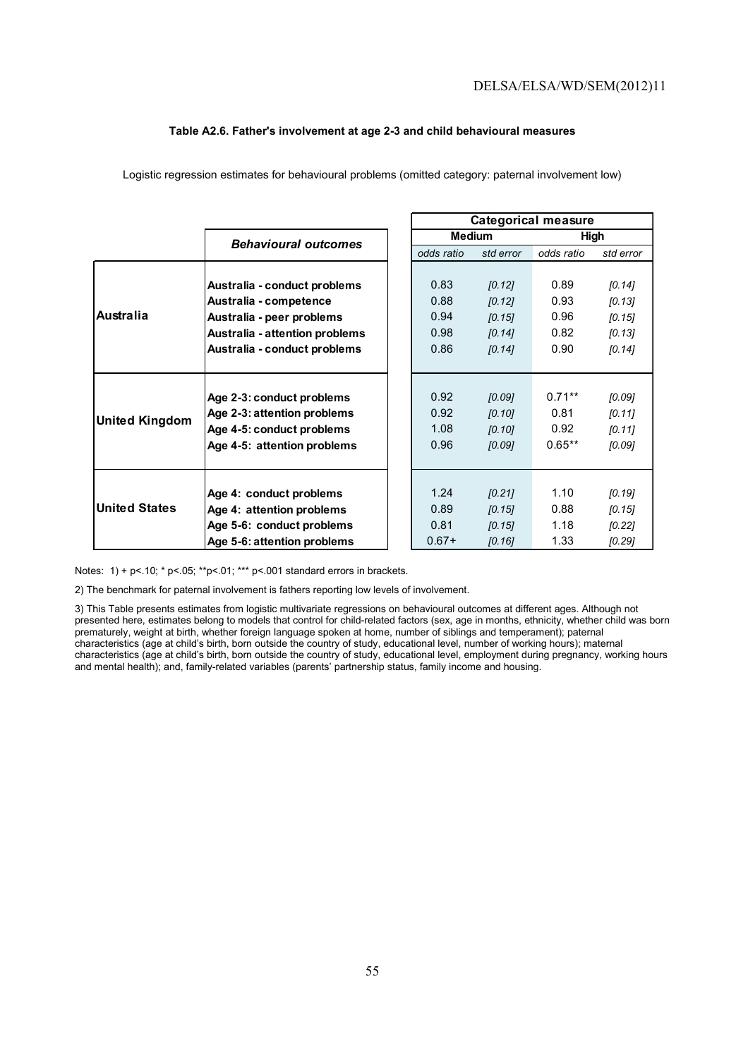**Table A2.6. Father's involvement at age 2-3 and child behavioural measures**

Logistic regression estimates for behavioural problems (omitted category: paternal involvement low)

| | Behavioural outcomes | Categorical measure | | | |
|---|---|---|---|---|---|
| | | Medium | | High | |
| | | *odds ratio* | *std error* | *odds ratio* | *std error* |
| **Australia** | **Australia - conduct problems** | 0.83 | *[0.12]* | 0.89 | *[0.14]* |
| | **Australia - competence** | 0.88 | *[0.12]* | 0.93 | *[0.13]* |
| | **Australia - peer problems** | 0.94 | *[0.15]* | 0.96 | *[0.15]* |
| | **Australia - attention problems** | 0.98 | *[0.14]* | 0.82 | *[0.13]* |
| | **Australia - conduct problems** | 0.86 | *[0.14]* | 0.90 | *[0.14]* |
| **United Kingdom** | **Age 2-3: conduct problems** | 0.92 | *[0.09]* | 0.71** | *[0.09]* |
| | **Age 2-3: attention problems** | 0.92 | *[0.10]* | 0.81 | *[0.11]* |
| | **Age 4-5: conduct problems** | 1.08 | *[0.10]* | 0.92 | *[0.11]* |
| | **Age 4-5: attention problems** | 0.96 | *[0.09]* | 0.65** | *[0.09]* |
| **United States** | **Age 4: conduct problems** | 1.24 | *[0.21]* | 1.10 | *[0.19]* |
| | **Age 4: attention problems** | 0.89 | *[0.15]* | 0.88 | *[0.15]* |
| | **Age 5-6: conduct problems** | 0.81 | *[0.15]* | 1.18 | *[0.22]* |
| | **Age 5-6: attention problems** | 0.67+ | *[0.16]* | 1.33 | *[0.29]* |

Notes: 1) + p<.10; * p<.05; **p<.01; *** p<.001 standard errors in brackets.

2) The benchmark for paternal involvement is fathers reporting low levels of involvement.

3) This Table presents estimates from logistic multivariate regressions on behavioural outcomes at different ages. Although not presented here, estimates belong to models that control for child-related factors (sex, age in months, ethnicity, whether child was born prematurely, weight at birth, whether foreign language spoken at home, number of siblings and temperament); paternal characteristics (age at child's birth, born outside the country of study, educational level, number of working hours); maternal characteristics (age at child's birth, born outside the country of study, educational level, employment during pregnancy, working hours and mental health); and, family-related variables (parents' partnership status, family income and housing.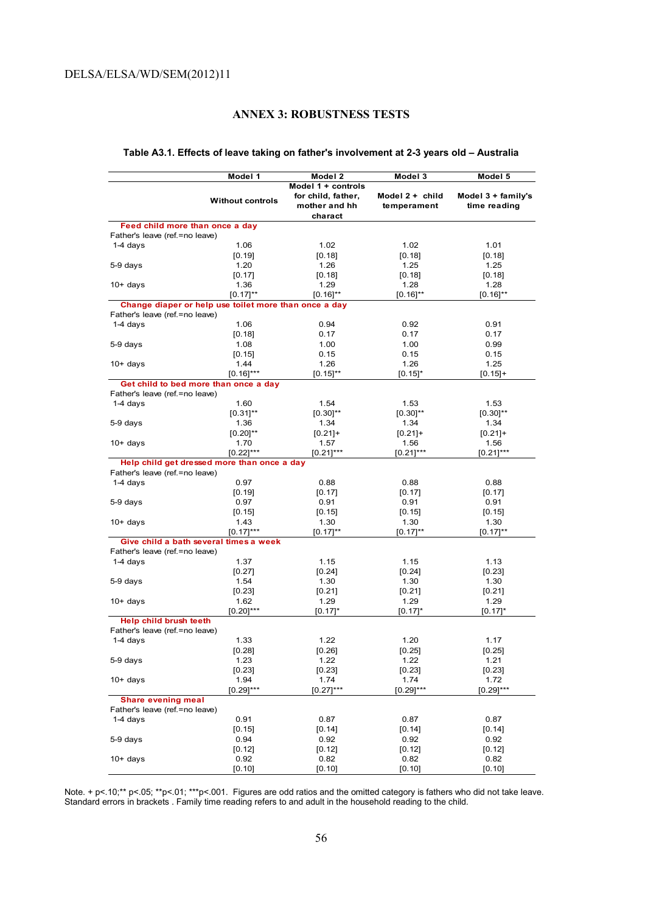## ANNEX 3: ROBUSTNESS TESTS

**Table A3.1. Effects of leave taking on father's involvement at 2-3 years old – Australia**

| | Model 1 | Model 2 | Model 3 | Model 5 |
|---|---|---|---|---|
| | Without controls | Model 1 + controls for child, father, mother and hh charact | Model 2 + child temperament | Model 3 + family's time reading |
| **Feed child more than once a day** | | | | |
| Father's leave (ref.=no leave) | | | | |
| 1-4 days | 1.06 | 1.02 | 1.02 | 1.01 |
| | [0.19] | [0.18] | [0.18] | [0.18] |
| 5-9 days | 1.20 | 1.26 | 1.25 | 1.25 |
| | [0.17] | [0.18] | [0.18] | [0.18] |
| 10+ days | 1.36 | 1.29 | 1.28 | 1.28 |
| | [0.17]** | [0.16]** | [0.16]** | [0.16]** |
| **Change diaper or help use toilet more than once a day** | | | | |
| Father's leave (ref.=no leave) | | | | |
| 1-4 days | 1.06 | 0.94 | 0.92 | 0.91 |
| | [0.18] | 0.17 | 0.17 | 0.17 |
| 5-9 days | 1.08 | 1.00 | 1.00 | 0.99 |
| | [0.15] | 0.15 | 0.15 | 0.15 |
| 10+ days | 1.44 | 1.26 | 1.26 | 1.25 |
| | [0.16]*** | [0.15]** | [0.15]* | [0.15]+ |
| **Get child to bed more than once a day** | | | | |
| Father's leave (ref.=no leave) | | | | |
| 1-4 days | 1.60 | 1.54 | 1.53 | 1.53 |
| | [0.31]** | [0.30]** | [0.30]** | [0.30]** |
| 5-9 days | 1.36 | 1.34 | 1.34 | 1.34 |
| | [0.20]** | [0.21]+ | [0.21]+ | [0.21]+ |
| 10+ days | 1.70 | 1.57 | 1.56 | 1.56 |
| | [0.22]*** | [0.21]*** | [0.21]*** | [0.21]*** |
| **Help child get dressed more than once a day** | | | | |
| Father's leave (ref.=no leave) | | | | |
| 1-4 days | 0.97 | 0.88 | 0.88 | 0.88 |
| | [0.19] | [0.17] | [0.17] | [0.17] |
| 5-9 days | 0.97 | 0.91 | 0.91 | 0.91 |
| | [0.15] | [0.15] | [0.15] | [0.15] |
| 10+ days | 1.43 | 1.30 | 1.30 | 1.30 |
| | [0.17]*** | [0.17]** | [0.17]** | [0.17]** |
| **Give child a bath several times a week** | | | | |
| Father's leave (ref.=no leave) | | | | |
| 1-4 days | 1.37 | 1.15 | 1.15 | 1.13 |
| | [0.27] | [0.24] | [0.24] | [0.23] |
| 5-9 days | 1.54 | 1.30 | 1.30 | 1.30 |
| | [0.23] | [0.21] | [0.21] | [0.21] |
| 10+ days | 1.62 | 1.29 | 1.29 | 1.29 |
| | [0.20]*** | [0.17]* | [0.17]* | [0.17]* |
| **Help child brush teeth** | | | | |
| Father's leave (ref.=no leave) | | | | |
| 1-4 days | 1.33 | 1.22 | 1.20 | 1.17 |
| | [0.28] | [0.26] | [0.25] | [0.25] |
| 5-9 days | 1.23 | 1.22 | 1.22 | 1.21 |
| | [0.23] | [0.23] | [0.23] | [0.23] |
| 10+ days | 1.94 | 1.74 | 1.74 | 1.72 |
| | [0.29]*** | [0.27]*** | [0.29]*** | [0.29]*** |
| **Share evening meal** | | | | |
| Father's leave (ref.=no leave) | | | | |
| 1-4 days | 0.91 | 0.87 | 0.87 | 0.87 |
| | [0.15] | [0.14] | [0.14] | [0.14] |
| 5-9 days | 0.94 | 0.92 | 0.92 | 0.92 |
| | [0.12] | [0.12] | [0.12] | [0.12] |
| 10+ days | 0.92 | 0.82 | 0.82 | 0.82 |
| | [0.10] | [0.10] | [0.10] | [0.10] |

Note. + p<.10;** p<.05; **p<.01; ***p<.001. Figures are odd ratios and the omitted category is fathers who did not take leave. Standard errors in brackets . Family time reading refers to and adult in the household reading to the child.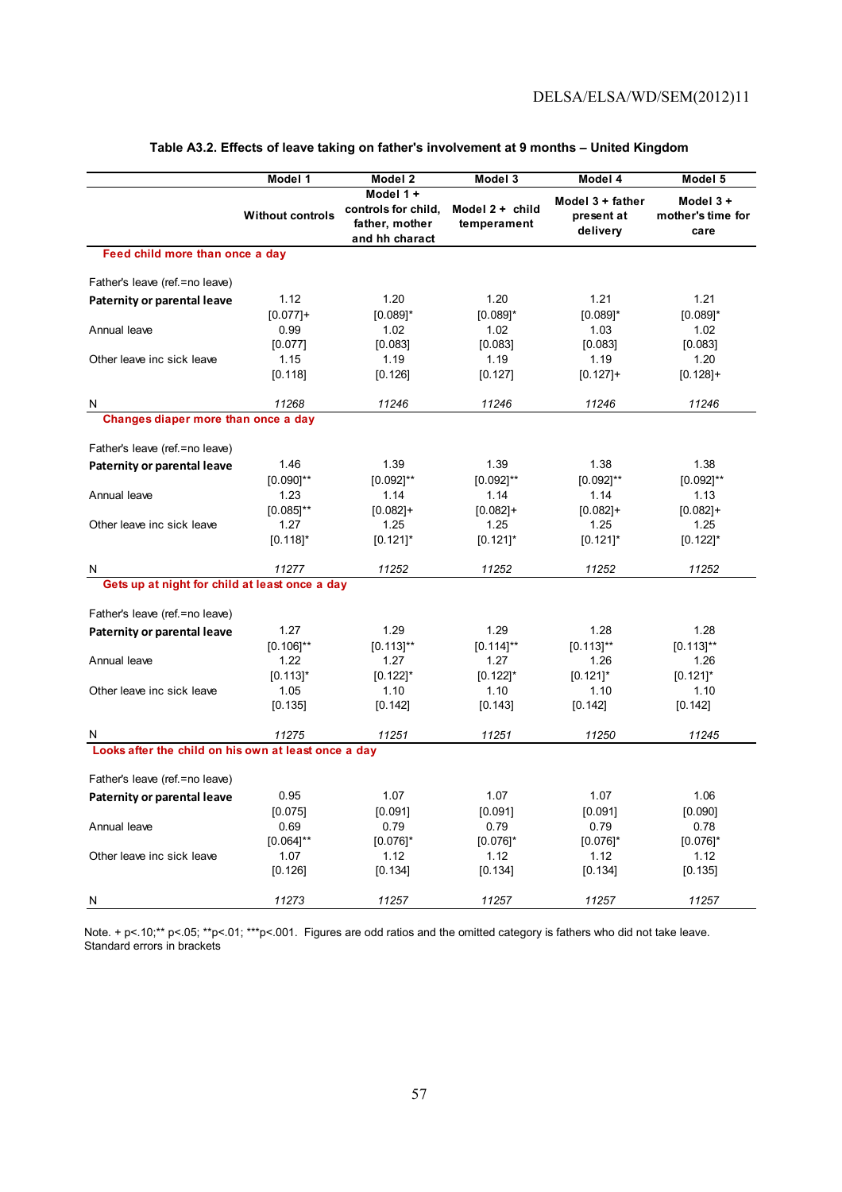**Table A3.2. Effects of leave taking on father's involvement at 9 months – United Kingdom**

| | Model 1 | Model 2 | Model 3 | Model 4 | Model 5 |
|---|---|---|---|---|---|
| | Without controls | Model 1 + controls for child, father, mother and hh charact | Model 2 + child temperament | Model 3 + father present at delivery | Model 3 + mother's time for care |
| **Feed child more than once a day** | | | | | |
| Father's leave (ref.=no leave) | | | | | |
| **Paternity or parental leave** | 1.12 | 1.20 | 1.20 | 1.21 | 1.21 |
| | [0.077]+ | [0.089]* | [0.089]* | [0.089]* | [0.089]* |
| Annual leave | 0.99 | 1.02 | 1.02 | 1.03 | 1.02 |
| | [0.077] | [0.083] | [0.083] | [0.083] | [0.083] |
| Other leave inc sick leave | 1.15 | 1.19 | 1.19 | 1.19 | 1.20 |
| | [0.118] | [0.126] | [0.127] | [0.127]+ | [0.128]+ |
| N | *11268* | *11246* | *11246* | *11246* | *11246* |
| **Changes diaper more than once a day** | | | | | |
| Father's leave (ref.=no leave) | | | | | |
| **Paternity or parental leave** | 1.46 | 1.39 | 1.39 | 1.38 | 1.38 |
| | [0.090]** | [0.092]** | [0.092]** | [0.092]** | [0.092]** |
| Annual leave | 1.23 | 1.14 | 1.14 | 1.14 | 1.13 |
| | [0.085]** | [0.082]+ | [0.082]+ | [0.082]+ | [0.082]+ |
| Other leave inc sick leave | 1.27 | 1.25 | 1.25 | 1.25 | 1.25 |
| | [0.118]* | [0.121]* | [0.121]* | [0.121]* | [0.122]* |
| N | *11277* | *11252* | *11252* | *11252* | *11252* |
| **Gets up at night for child at least once a day** | | | | | |
| Father's leave (ref.=no leave) | | | | | |
| **Paternity or parental leave** | 1.27 | 1.29 | 1.29 | 1.28 | 1.28 |
| | [0.106]** | [0.113]** | [0.114]** | [0.113]** | [0.113]** |
| Annual leave | 1.22 | 1.27 | 1.27 | 1.26 | 1.26 |
| | [0.113]* | [0.122]* | [0.122]* | [0.121]* | [0.121]* |
| Other leave inc sick leave | 1.05 | 1.10 | 1.10 | 1.10 | 1.10 |
| | [0.135] | [0.142] | [0.143] | [0.142] | [0.142] |
| N | *11275* | *11251* | *11251* | *11250* | *11245* |
| **Looks after the child on his own at least once a day** | | | | | |
| Father's leave (ref.=no leave) | | | | | |
| **Paternity or parental leave** | 0.95 | 1.07 | 1.07 | 1.07 | 1.06 |
| | [0.075] | [0.091] | [0.091] | [0.091] | [0.090] |
| Annual leave | 0.69 | 0.79 | 0.79 | 0.79 | 0.78 |
| | [0.064]** | [0.076]* | [0.076]* | [0.076]* | [0.076]* |
| Other leave inc sick leave | 1.07 | 1.12 | 1.12 | 1.12 | 1.12 |
| | [0.126] | [0.134] | [0.134] | [0.134] | [0.135] |
| N | *11273* | *11257* | *11257* | *11257* | *11257* |

Note. + p<.10;** p<.05; **p<.01; ***p<.001. Figures are odd ratios and the omitted category is fathers who did not take leave. Standard errors in brackets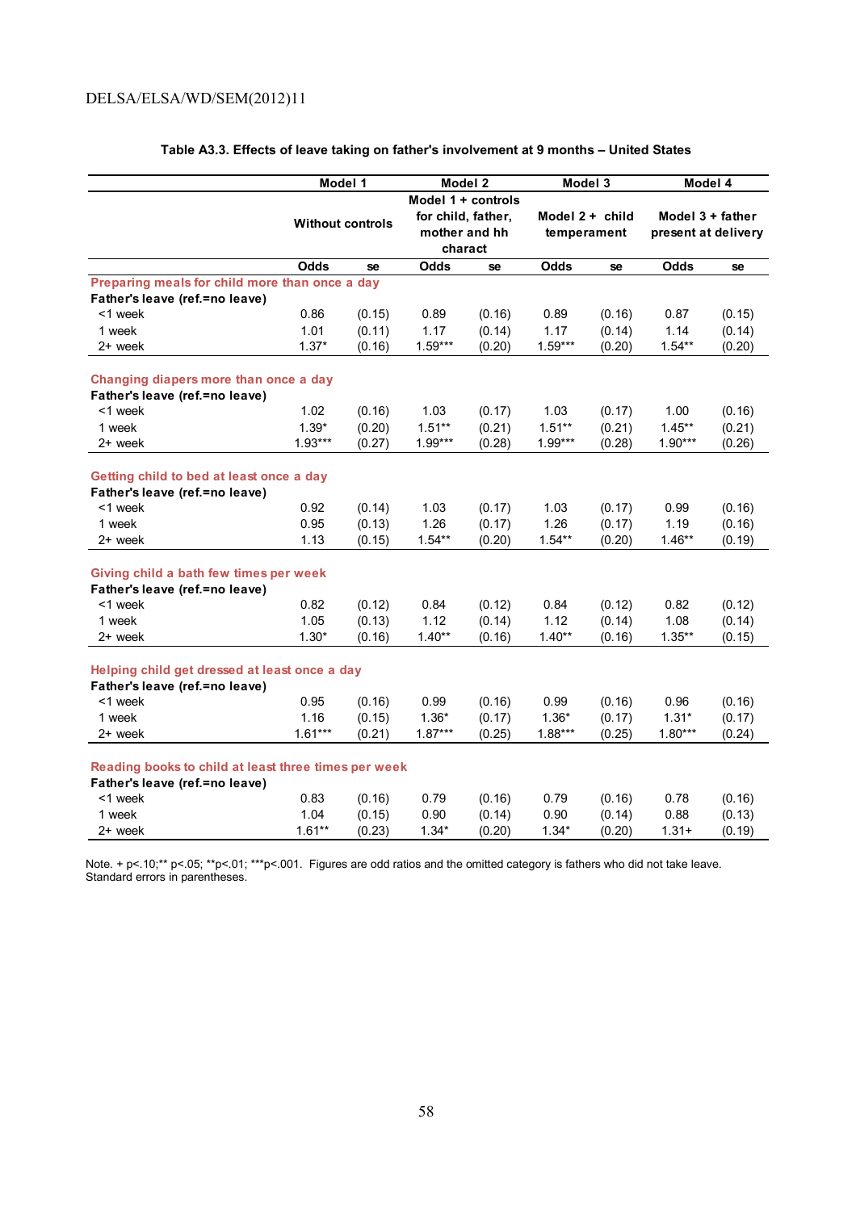**Table A3.3. Effects of leave taking on father's involvement at 9 months – United States**

| | Model 1 | | Model 2 | | Model 3 | | Model 4 | |
|---|---|---|---|---|---|---|---|---|
| | Without controls | | Model 1 + controls for child, father, mother and hh charact | | Model 2 + child temperament | | Model 3 + father present at delivery | |
| | Odds | se | Odds | se | Odds | se | Odds | se |
| **Preparing meals for child more than once a day** | | | | | | | | |
| **Father's leave (ref.=no leave)** | | | | | | | | |
| <1 week | 0.86 | (0.15) | 0.89 | (0.16) | 0.89 | (0.16) | 0.87 | (0.15) |
| 1 week | 1.01 | (0.11) | 1.17 | (0.14) | 1.17 | (0.14) | 1.14 | (0.14) |
| 2+ week | 1.37* | (0.16) | 1.59*** | (0.20) | 1.59*** | (0.20) | 1.54** | (0.20) |
| **Changing diapers more than once a day** | | | | | | | | |
| **Father's leave (ref.=no leave)** | | | | | | | | |
| <1 week | 1.02 | (0.16) | 1.03 | (0.17) | 1.03 | (0.17) | 1.00 | (0.16) |
| 1 week | 1.39* | (0.20) | 1.51** | (0.21) | 1.51** | (0.21) | 1.45** | (0.21) |
| 2+ week | 1.93*** | (0.27) | 1.99*** | (0.28) | 1.99*** | (0.28) | 1.90*** | (0.26) |
| **Getting child to bed at least once a day** | | | | | | | | |
| **Father's leave (ref.=no leave)** | | | | | | | | |
| <1 week | 0.92 | (0.14) | 1.03 | (0.17) | 1.03 | (0.17) | 0.99 | (0.16) |
| 1 week | 0.95 | (0.13) | 1.26 | (0.17) | 1.26 | (0.17) | 1.19 | (0.16) |
| 2+ week | 1.13 | (0.15) | 1.54** | (0.20) | 1.54** | (0.20) | 1.46** | (0.19) |
| **Giving child a bath few times per week** | | | | | | | | |
| **Father's leave (ref.=no leave)** | | | | | | | | |
| <1 week | 0.82 | (0.12) | 0.84 | (0.12) | 0.84 | (0.12) | 0.82 | (0.12) |
| 1 week | 1.05 | (0.13) | 1.12 | (0.14) | 1.12 | (0.14) | 1.08 | (0.14) |
| 2+ week | 1.30* | (0.16) | 1.40** | (0.16) | 1.40** | (0.16) | 1.35** | (0.15) |
| **Helping child get dressed at least once a day** | | | | | | | | |
| **Father's leave (ref.=no leave)** | | | | | | | | |
| <1 week | 0.95 | (0.16) | 0.99 | (0.16) | 0.99 | (0.16) | 0.96 | (0.16) |
| 1 week | 1.16 | (0.15) | 1.36* | (0.17) | 1.36* | (0.17) | 1.31* | (0.17) |
| 2+ week | 1.61*** | (0.21) | 1.87*** | (0.25) | 1.88*** | (0.25) | 1.80*** | (0.24) |
| **Reading books to child at least three times per week** | | | | | | | | |
| **Father's leave (ref.=no leave)** | | | | | | | | |
| <1 week | 0.83 | (0.16) | 0.79 | (0.16) | 0.79 | (0.16) | 0.78 | (0.16) |
| 1 week | 1.04 | (0.15) | 0.90 | (0.14) | 0.90 | (0.14) | 0.88 | (0.13) |
| 2+ week | 1.61** | (0.23) | 1.34* | (0.20) | 1.34* | (0.20) | 1.31+ | (0.19) |

Note. + p<.10;** p<.05; **p<.01; ***p<.001. Figures are odd ratios and the omitted category is fathers who did not take leave. Standard errors in parentheses.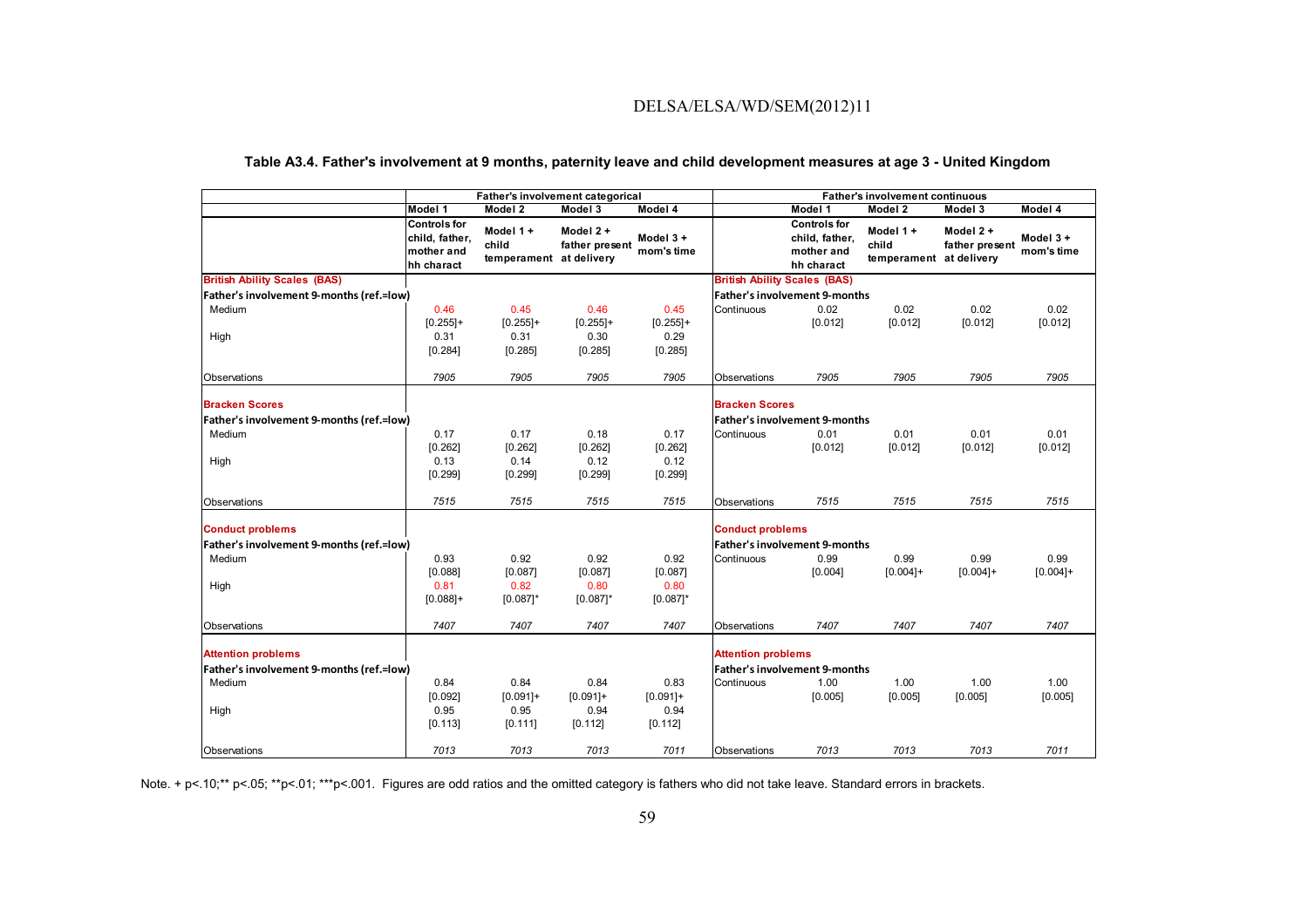### Table A3.4. Father's involvement at 9 months, paternity leave and child development measures at age 3 - United Kingdom

| | Father's involvement categorical | | | | | Father's involvement continuous | | | |
|---|---|---|---|---|---|---|---|---|---|
| | Model 1 | Model 2 | Model 3 | Model 4 | | Model 1 | Model 2 | Model 3 | Model 4 |
| | Controls for child, father, mother and hh charact | Model 1 + child temperament | Model 2 + father present at delivery | Model 3 + mom's time | | Controls for child, father, mother and hh charact | Model 1 + child temperament | Model 2 + father present at delivery | Model 3 + mom's time |
| **British Ability Scales (BAS)** | | | | | **British Ability Scales (BAS)** | | | | |
| **Father's involvement 9-months (ref.=low)** | | | | | **Father's involvement 9-months** | | | | |
| Medium | 0.46 | 0.45 | 0.46 | 0.45 | Continuous | 0.02 | 0.02 | 0.02 | 0.02 |
| | [0.255]+ | [0.255]+ | [0.255]+ | [0.255]+ | | [0.012] | [0.012] | [0.012] | [0.012] |
| High | 0.31 | 0.31 | 0.30 | 0.29 | | | | | |
| | [0.284] | [0.285] | [0.285] | [0.285] | | | | | |
| Observations | 7905 | 7905 | 7905 | 7905 | Observations | 7905 | 7905 | 7905 | 7905 |
| **Bracken Scores** | | | | | **Bracken Scores** | | | | |
| **Father's involvement 9-months (ref.=low)** | | | | | **Father's involvement 9-months** | | | | |
| Medium | 0.17 | 0.17 | 0.18 | 0.17 | Continuous | 0.01 | 0.01 | 0.01 | 0.01 |
| | [0.262] | [0.262] | [0.262] | [0.262] | | [0.012] | [0.012] | [0.012] | [0.012] |
| High | 0.13 | 0.14 | 0.12 | 0.12 | | | | | |
| | [0.299] | [0.299] | [0.299] | [0.299] | | | | | |
| Observations | 7515 | 7515 | 7515 | 7515 | Observations | 7515 | 7515 | 7515 | 7515 |
| **Conduct problems** | | | | | **Conduct problems** | | | | |
| **Father's involvement 9-months (ref.=low)** | | | | | **Father's involvement 9-months** | | | | |
| Medium | 0.93 | 0.92 | 0.92 | 0.92 | Continuous | 0.99 | 0.99 | 0.99 | 0.99 |
| | [0.088] | [0.087] | [0.087] | [0.087] | | [0.004] | [0.004]+ | [0.004]+ | [0.004]+ |
| High | 0.81 | 0.82 | 0.80 | 0.80 | | | | | |
| | [0.088]+ | [0.087]* | [0.087]* | [0.087]* | | | | | |
| Observations | 7407 | 7407 | 7407 | 7407 | Observations | 7407 | 7407 | 7407 | 7407 |
| **Attention problems** | | | | | **Attention problems** | | | | |
| **Father's involvement 9-months (ref.=low)** | | | | | **Father's involvement 9-months** | | | | |
| Medium | 0.84 | 0.84 | 0.84 | 0.83 | Continuous | 1.00 | 1.00 | 1.00 | 1.00 |
| | [0.092] | [0.091]+ | [0.091]+ | [0.091]+ | | [0.005] | [0.005] | [0.005] | [0.005] |
| High | 0.95 | 0.95 | 0.94 | 0.94 | | | | | |
| | [0.113] | [0.111] | [0.112] | [0.112] | | | | | |
| Observations | 7013 | 7013 | 7013 | 7011 | Observations | 7013 | 7013 | 7013 | 7011 |

Note. + p<.10;** p<.05; **p<.01; ***p<.001. Figures are odd ratios and the omitted category is fathers who did not take leave. Standard errors in brackets.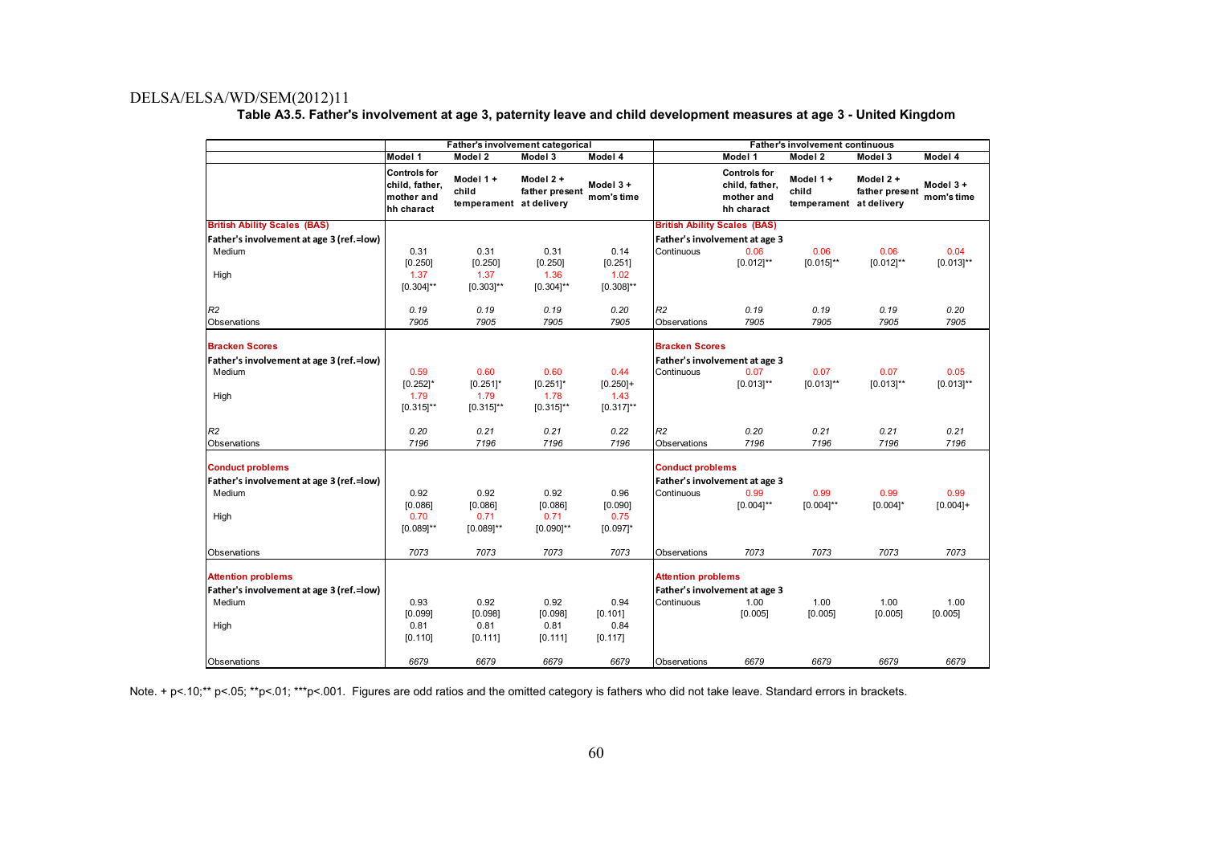**Table A3.5. Father's involvement at age 3, paternity leave and child development measures at age 3 - United Kingdom**

| | Father's involvement categorical | | | | | Father's involvement continuous | | | |
|---|---|---|---|---|---|---|---|---|---|
| | Model 1 | Model 2 | Model 3 | Model 4 | | Model 1 | Model 2 | Model 3 | Model 4 |
| | Controls for child, father, mother and hh charact | Model 1 + child temperament | Model 2 + father present at delivery | Model 3 + mom's time | | Controls for child, father, mother and hh charact | Model 1 + child temperament | Model 2 + father present at delivery | Model 3 + mom's time |
| **British Ability Scales (BAS)** | | | | | **British Ability Scales (BAS)** | | | | |
| **Father's involvement at age 3 (ref.=low)** | | | | | **Father's involvement at age 3** | | | | |
| Medium | 0.31 | 0.31 | 0.31 | 0.14 | Continuous | 0.06 | 0.06 | 0.06 | 0.04 |
| | [0.250] | [0.250] | [0.250] | [0.251] | | [0.012]** | [0.015]** | [0.012]** | [0.013]** |
| High | 1.37 | 1.37 | 1.36 | 1.02 | | | | | |
| | [0.304]** | [0.303]** | [0.304]** | [0.308]** | | | | | |
| *R2* | *0.19* | *0.19* | *0.19* | *0.20* | *R2* | *0.19* | *0.19* | *0.19* | *0.20* |
| Observations | *7905* | *7905* | *7905* | *7905* | Observations | *7905* | *7905* | *7905* | *7905* |
| **Bracken Scores** | | | | | **Bracken Scores** | | | | |
| **Father's involvement at age 3 (ref.=low)** | | | | | **Father's involvement at age 3** | | | | |
| Medium | 0.59 | 0.60 | 0.60 | 0.44 | Continuous | 0.07 | 0.07 | 0.07 | 0.05 |
| | [0.252]* | [0.251]* | [0.251]* | [0.250]+ | | [0.013]** | [0.013]** | [0.013]** | [0.013]** |
| High | 1.79 | 1.79 | 1.78 | 1.43 | | | | | |
| | [0.315]** | [0.315]** | [0.315]** | [0.317]** | | | | | |
| *R2* | *0.20* | *0.21* | *0.21* | *0.22* | *R2* | *0.20* | *0.21* | *0.21* | *0.21* |
| Observations | *7196* | *7196* | *7196* | *7196* | Observations | *7196* | *7196* | *7196* | *7196* |
| **Conduct problems** | | | | | **Conduct problems** | | | | |
| **Father's involvement at age 3 (ref.=low)** | | | | | **Father's involvement at age 3** | | | | |
| Medium | 0.92 | 0.92 | 0.92 | 0.96 | Continuous | 0.99 | 0.99 | 0.99 | 0.99 |
| | [0.086] | [0.086] | [0.086] | [0.090] | | [0.004]** | [0.004]** | [0.004]* | [0.004]+ |
| High | 0.70 | 0.71 | 0.71 | 0.75 | | | | | |
| | [0.089]** | [0.089]** | [0.090]** | [0.097]* | | | | | |
| Observations | *7073* | *7073* | *7073* | *7073* | Observations | *7073* | *7073* | *7073* | *7073* |
| **Attention problems** | | | | | **Attention problems** | | | | |
| **Father's involvement at age 3 (ref.=low)** | | | | | **Father's involvement at age 3** | | | | |
| Medium | 0.93 | 0.92 | 0.92 | 0.94 | Continuous | 1.00 | 1.00 | 1.00 | 1.00 |
| | [0.099] | [0.098] | [0.098] | [0.101] | | [0.005] | [0.005] | [0.005] | [0.005] |
| High | 0.81 | 0.81 | 0.81 | 0.84 | | | | | |
| | [0.110] | [0.111] | [0.111] | [0.117] | | | | | |
| Observations | *6679* | *6679* | *6679* | *6679* | Observations | *6679* | *6679* | *6679* | *6679* |

Note. + p<.10;** p<.05; **p<.01; ***p<.001. Figures are odd ratios and the omitted category is fathers who did not take leave. Standard errors in brackets.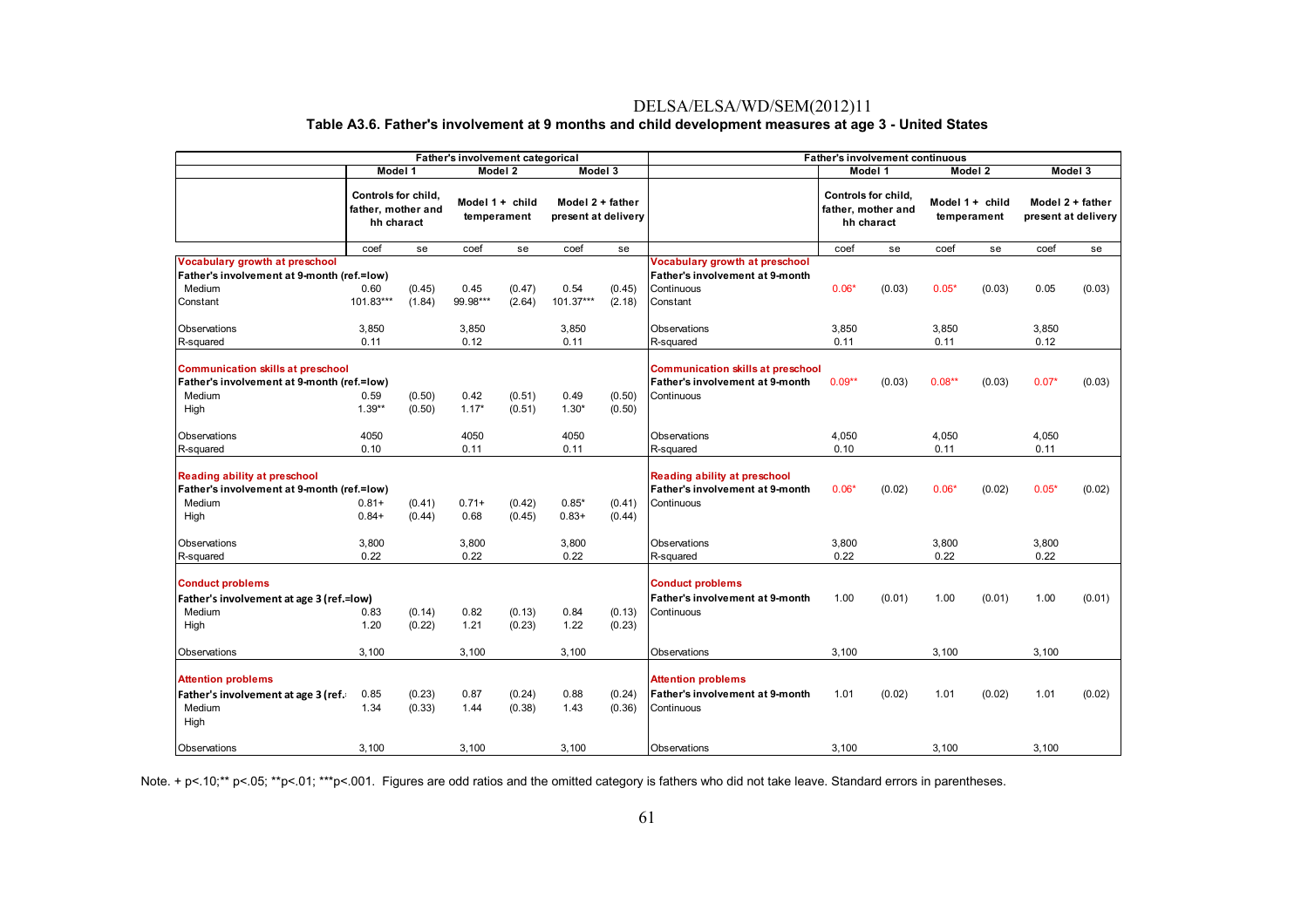Table A3.6. Father's involvement at 9 months and child development measures at age 3 - United States

| | Father's involvement categorical | | | | | | | Father's involvement continuous | | | | | |
|---|---|---|---|---|---|---|---|---|---|---|---|---|---|
| | Model 1 | | Model 2 | | Model 3 | | | Model 1 | | Model 2 | | Model 3 | |
| | Controls for child, father, mother and hh charact | | Model 1 + child temperament | | Model 2 + father present at delivery | | | Controls for child, father, mother and hh charact | | Model 1 + child temperament | | Model 2 + father present at delivery | |
| | coef | se | coef | se | coef | se | | coef | se | coef | se | coef | se |
| **Vocabulary growth at preschool** | | | | | | | **Vocabulary growth at preschool** | | | | | | |
| **Father's involvement at 9-month (ref.=low)** | | | | | | | **Father's involvement at 9-month** | | | | | | |
| Medium | 0.60 | (0.45) | 0.45 | (0.47) | 0.54 | (0.45) | Continuous | 0.06* | (0.03) | 0.05* | (0.03) | 0.05 | (0.03) |
| Constant | 101.83*** | (1.84) | 99.98*** | (2.64) | 101.37*** | (2.18) | Constant | | | | | | |
| Observations | 3,850 | | 3,850 | | 3,850 | | Observations | 3,850 | | 3,850 | | 3,850 | |
| R-squared | 0.11 | | 0.12 | | 0.11 | | R-squared | 0.11 | | 0.11 | | 0.12 | |
| **Communication skills at preschool** | | | | | | | **Communication skills at preschool** | | | | | | |
| **Father's involvement at 9-month (ref.=low)** | | | | | | | **Father's involvement at 9-month** | 0.09** | (0.03) | 0.08** | (0.03) | 0.07* | (0.03) |
| Medium | 0.59 | (0.50) | 0.42 | (0.51) | 0.49 | (0.50) | Continuous | | | | | | |
| High | 1.39** | (0.50) | 1.17* | (0.51) | 1.30* | (0.50) | | | | | | | |
| Observations | 4050 | | 4050 | | 4050 | | Observations | 4,050 | | 4,050 | | 4,050 | |
| R-squared | 0.10 | | 0.11 | | 0.11 | | R-squared | 0.10 | | 0.11 | | 0.11 | |
| **Reading ability at preschool** | | | | | | | **Reading ability at preschool** | | | | | | |
| **Father's involvement at 9-month (ref.=low)** | | | | | | | **Father's involvement at 9-month** | 0.06* | (0.02) | 0.06* | (0.02) | 0.05* | (0.02) |
| Medium | 0.81+ | (0.41) | 0.71+ | (0.42) | 0.85* | (0.41) | Continuous | | | | | | |
| High | 0.84+ | (0.44) | 0.68 | (0.45) | 0.83+ | (0.44) | | | | | | | |
| Observations | 3,800 | | 3,800 | | 3,800 | | Observations | 3,800 | | 3,800 | | 3,800 | |
| R-squared | 0.22 | | 0.22 | | 0.22 | | R-squared | 0.22 | | 0.22 | | 0.22 | |
| **Conduct problems** | | | | | | | **Conduct problems** | | | | | | |
| **Father's involvement at age 3 (ref.=low)** | | | | | | | **Father's involvement at 9-month** | 1.00 | (0.01) | 1.00 | (0.01) | 1.00 | (0.01) |
| Medium | 0.83 | (0.14) | 0.82 | (0.13) | 0.84 | (0.13) | Continuous | | | | | | |
| High | 1.20 | (0.22) | 1.21 | (0.23) | 1.22 | (0.23) | | | | | | | |
| Observations | 3,100 | | 3,100 | | 3,100 | | Observations | 3,100 | | 3,100 | | 3,100 | |
| **Attention problems** | | | | | | | **Attention problems** | | | | | | |
| **Father's involvement at age 3 (ref.** | 0.85 | (0.23) | 0.87 | (0.24) | 0.88 | (0.24) | **Father's involvement at 9-month** | 1.01 | (0.02) | 1.01 | (0.02) | 1.01 | (0.02) |
| Medium | 1.34 | (0.33) | 1.44 | (0.38) | 1.43 | (0.36) | Continuous | | | | | | |
| High | | | | | | | | | | | | | |
| Observations | 3,100 | | 3,100 | | 3,100 | | Observations | 3,100 | | 3,100 | | 3,100 | |

Note. + p<.10;** p<.05; **p<.01; ***p<.001. Figures are odd ratios and the omitted category is fathers who did not take leave. Standard errors in parentheses.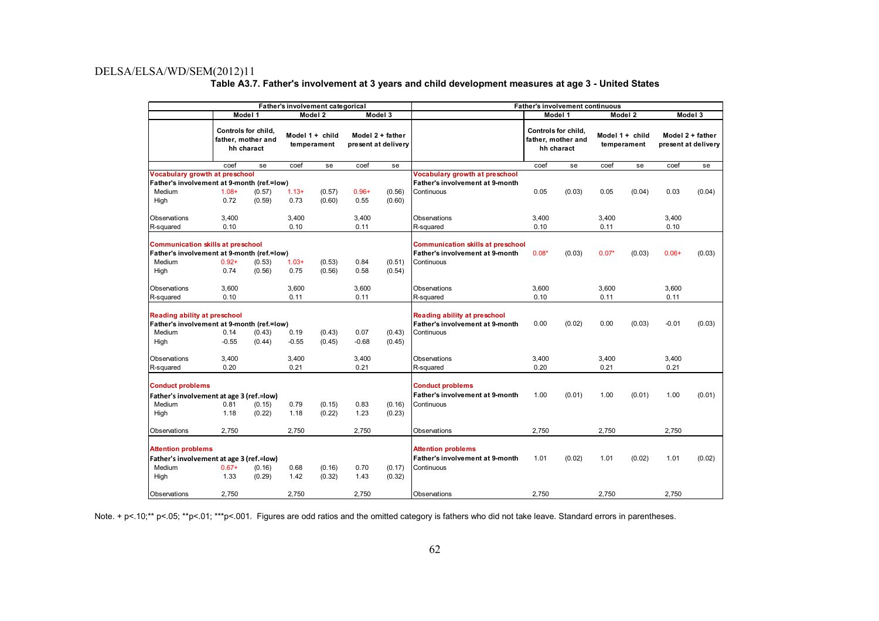**Table A3.7. Father's involvement at 3 years and child development measures at age 3 - United States**

| | Father's involvement categorical | | | | | | | Father's involvement continuous | | | | | |
|---|---|---|---|---|---|---|---|---|---|---|---|---|---|
| | Model 1 | | Model 2 | | Model 3 | | | Model 1 | | Model 2 | | Model 3 | |
| | Controls for child, father, mother and hh charact | | Model 1 + child temperament | | Model 2 + father present at delivery | | | Controls for child, father, mother and hh charact | | Model 1 + child temperament | | Model 2 + father present at delivery | |
| | coef | se | coef | se | coef | se | | coef | se | coef | se | coef | se |
| **Vocabulary growth at preschool** | | | | | | | **Vocabulary growth at preschool** | | | | | | |
| Father's involvement at 9-month (ref.=low) | | | | | | | Father's involvement at 9-month | | | | | | |
| Medium | 1.08+ | (0.57) | 1.13+ | (0.57) | 0.96+ | (0.56) | Continuous | 0.05 | (0.03) | 0.05 | (0.04) | 0.03 | (0.04) |
| High | 0.72 | (0.59) | 0.73 | (0.60) | 0.55 | (0.60) | | | | | | | |
| Observations | 3,400 | | 3,400 | | 3,400 | | Observations | 3,400 | | 3,400 | | 3,400 | |
| R-squared | 0.10 | | 0.10 | | 0.11 | | R-squared | 0.10 | | 0.11 | | 0.10 | |
| **Communication skills at preschool** | | | | | | | **Communication skills at preschool** | | | | | | |
| Father's involvement at 9-month (ref.=low) | | | | | | | Father's involvement at 9-month | 0.08* | (0.03) | 0.07* | (0.03) | 0.06+ | (0.03) |
| Medium | 0.92+ | (0.53) | 1.03+ | (0.53) | 0.84 | (0.51) | Continuous | | | | | | |
| High | 0.74 | (0.56) | 0.75 | (0.56) | 0.58 | (0.54) | | | | | | | |
| Observations | 3,600 | | 3,600 | | 3,600 | | Observations | 3,600 | | 3,600 | | 3,600 | |
| R-squared | 0.10 | | 0.11 | | 0.11 | | R-squared | 0.10 | | 0.11 | | 0.11 | |
| **Reading ability at preschool** | | | | | | | **Reading ability at preschool** | | | | | | |
| Father's involvement at 9-month (ref.=low) | | | | | | | Father's involvement at 9-month | 0.00 | (0.02) | 0.00 | (0.03) | -0.01 | (0.03) |
| Medium | 0.14 | (0.43) | 0.19 | (0.43) | 0.07 | (0.43) | Continuous | | | | | | |
| High | -0.55 | (0.44) | -0.55 | (0.45) | -0.68 | (0.45) | | | | | | | |
| Observations | 3,400 | | 3,400 | | 3,400 | | Observations | 3,400 | | 3,400 | | 3,400 | |
| R-squared | 0.20 | | 0.21 | | 0.21 | | R-squared | 0.20 | | 0.21 | | 0.21 | |
| **Conduct problems** | | | | | | | **Conduct problems** | | | | | | |
| Father's involvement at age 3 (ref.=low) | | | | | | | Father's involvement at 9-month | 1.00 | (0.01) | 1.00 | (0.01) | 1.00 | (0.01) |
| Medium | 0.81 | (0.15) | 0.79 | (0.15) | 0.83 | (0.16) | Continuous | | | | | | |
| High | 1.18 | (0.22) | 1.18 | (0.22) | 1.23 | (0.23) | | | | | | | |
| Observations | 2,750 | | 2,750 | | 2,750 | | Observations | 2,750 | | 2,750 | | 2,750 | |
| **Attention problems** | | | | | | | **Attention problems** | | | | | | |
| Father's involvement at age 3 (ref.=low) | | | | | | | Father's involvement at 9-month | 1.01 | (0.02) | 1.01 | (0.02) | 1.01 | (0.02) |
| Medium | 0.67+ | (0.16) | 0.68 | (0.16) | 0.70 | (0.17) | Continuous | | | | | | |
| High | 1.33 | (0.29) | 1.42 | (0.32) | 1.43 | (0.32) | | | | | | | |
| Observations | 2,750 | | 2,750 | | 2,750 | | Observations | 2,750 | | 2,750 | | 2,750 | |

Note. + p<.10;** p<.05; **p<.01; ***p<.001. Figures are odd ratios and the omitted category is fathers who did not take leave. Standard errors in parentheses.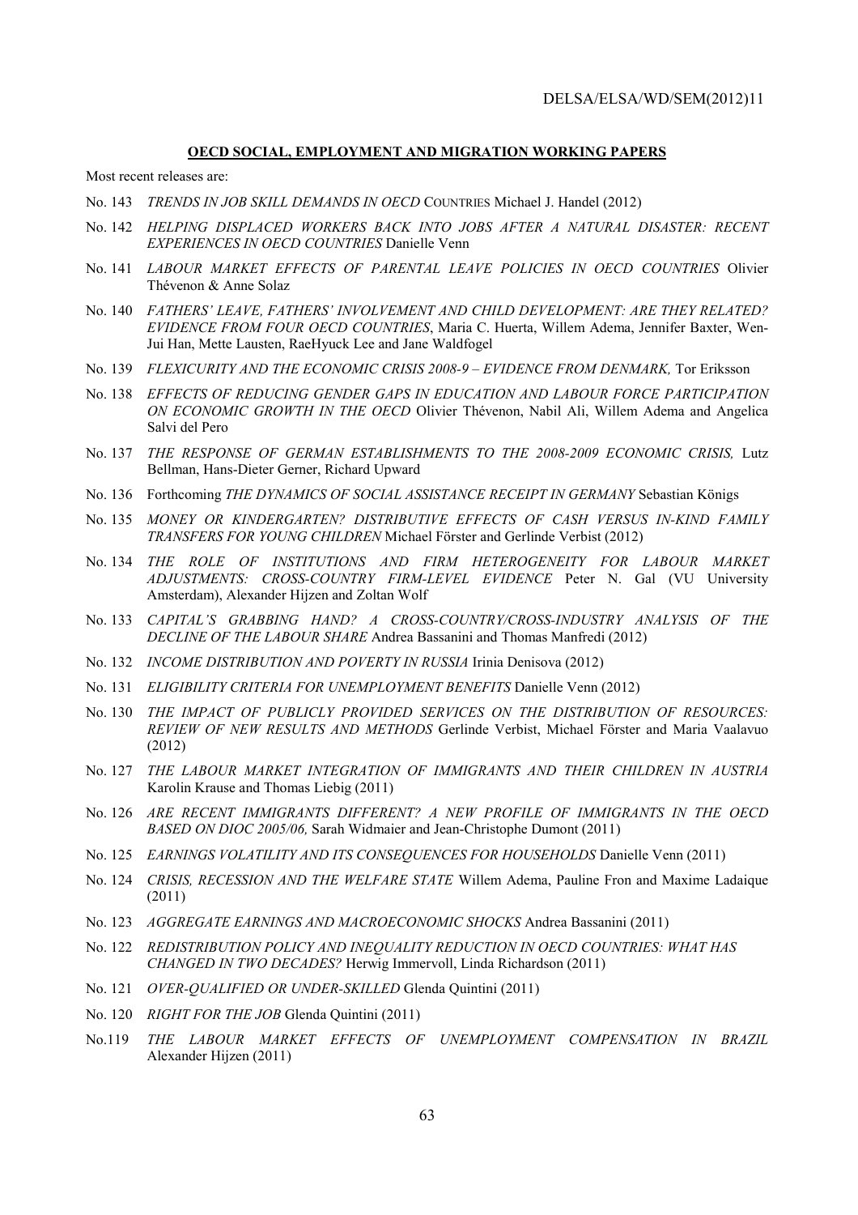**OECD SOCIAL, EMPLOYMENT AND MIGRATION WORKING PAPERS**

Most recent releases are:

No. 143 *TRENDS IN JOB SKILL DEMANDS IN OECD COUNTRIES* Michael J. Handel (2012)

No. 142 *HELPING DISPLACED WORKERS BACK INTO JOBS AFTER A NATURAL DISASTER: RECENT EXPERIENCES IN OECD COUNTRIES* Danielle Venn

No. 141 *LABOUR MARKET EFFECTS OF PARENTAL LEAVE POLICIES IN OECD COUNTRIES* Olivier Thévenon & Anne Solaz

No. 140 *FATHERS' LEAVE, FATHERS' INVOLVEMENT AND CHILD DEVELOPMENT: ARE THEY RELATED? EVIDENCE FROM FOUR OECD COUNTRIES*, Maria C. Huerta, Willem Adema, Jennifer Baxter, Wen-Jui Han, Mette Lausten, RaeHyuck Lee and Jane Waldfogel

No. 139 *FLEXICURITY AND THE ECONOMIC CRISIS 2008-9 – EVIDENCE FROM DENMARK,* Tor Eriksson

No. 138 *EFFECTS OF REDUCING GENDER GAPS IN EDUCATION AND LABOUR FORCE PARTICIPATION ON ECONOMIC GROWTH IN THE OECD* Olivier Thévenon, Nabil Ali, Willem Adema and Angelica Salvi del Pero

No. 137 *THE RESPONSE OF GERMAN ESTABLISHMENTS TO THE 2008-2009 ECONOMIC CRISIS,* Lutz Bellman, Hans-Dieter Gerner, Richard Upward

No. 136 Forthcoming *THE DYNAMICS OF SOCIAL ASSISTANCE RECEIPT IN GERMANY* Sebastian Königs

No. 135 *MONEY OR KINDERGARTEN? DISTRIBUTIVE EFFECTS OF CASH VERSUS IN-KIND FAMILY TRANSFERS FOR YOUNG CHILDREN* Michael Förster and Gerlinde Verbist (2012)

No. 134 *THE ROLE OF INSTITUTIONS AND FIRM HETEROGENEITY FOR LABOUR MARKET ADJUSTMENTS: CROSS-COUNTRY FIRM-LEVEL EVIDENCE* Peter N. Gal (VU University Amsterdam), Alexander Hijzen and Zoltan Wolf

No. 133 *CAPITAL'S GRABBING HAND? A CROSS-COUNTRY/CROSS-INDUSTRY ANALYSIS OF THE DECLINE OF THE LABOUR SHARE* Andrea Bassanini and Thomas Manfredi (2012)

No. 132 *INCOME DISTRIBUTION AND POVERTY IN RUSSIA* Irinia Denisova (2012)

No. 131 *ELIGIBILITY CRITERIA FOR UNEMPLOYMENT BENEFITS* Danielle Venn (2012)

No. 130 *THE IMPACT OF PUBLICLY PROVIDED SERVICES ON THE DISTRIBUTION OF RESOURCES: REVIEW OF NEW RESULTS AND METHODS* Gerlinde Verbist, Michael Förster and Maria Vaalavuo (2012)

No. 127 *THE LABOUR MARKET INTEGRATION OF IMMIGRANTS AND THEIR CHILDREN IN AUSTRIA* Karolin Krause and Thomas Liebig (2011)

No. 126 *ARE RECENT IMMIGRANTS DIFFERENT? A NEW PROFILE OF IMMIGRANTS IN THE OECD BASED ON DIOC 2005/06,* Sarah Widmaier and Jean-Christophe Dumont (2011)

No. 125 *EARNINGS VOLATILITY AND ITS CONSEQUENCES FOR HOUSEHOLDS* Danielle Venn (2011)

No. 124 *CRISIS, RECESSION AND THE WELFARE STATE* Willem Adema, Pauline Fron and Maxime Ladaique (2011)

No. 123 *AGGREGATE EARNINGS AND MACROECONOMIC SHOCKS* Andrea Bassanini (2011)

No. 122 *REDISTRIBUTION POLICY AND INEQUALITY REDUCTION IN OECD COUNTRIES: WHAT HAS CHANGED IN TWO DECADES?* Herwig Immervoll, Linda Richardson (2011)

No. 121 *OVER-QUALIFIED OR UNDER-SKILLED* Glenda Quintini (2011)

No. 120 *RIGHT FOR THE JOB* Glenda Quintini (2011)

No.119 *THE LABOUR MARKET EFFECTS OF UNEMPLOYMENT COMPENSATION IN BRAZIL* Alexander Hijzen (2011)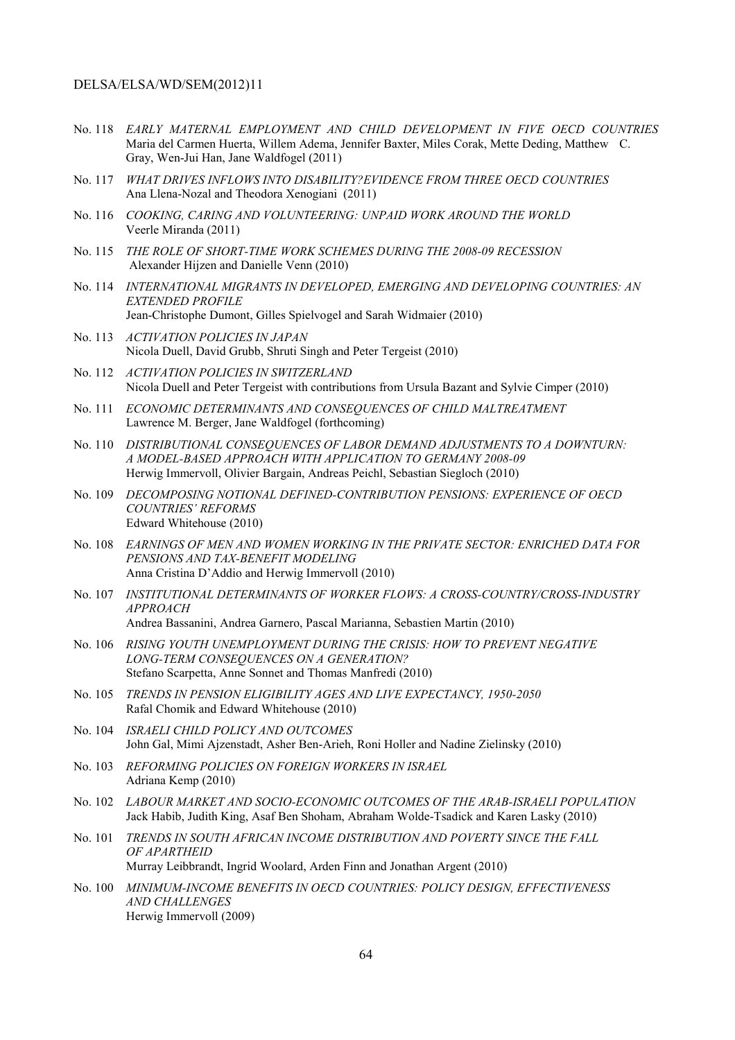No. 118 *EARLY MATERNAL EMPLOYMENT AND CHILD DEVELOPMENT IN FIVE OECD COUNTRIES*
Maria del Carmen Huerta, Willem Adema, Jennifer Baxter, Miles Corak, Mette Deding, Matthew C. Gray, Wen-Jui Han, Jane Waldfogel (2011)

No. 117 *WHAT DRIVES INFLOWS INTO DISABILITY?EVIDENCE FROM THREE OECD COUNTRIES*
Ana Llena-Nozal and Theodora Xenogiani (2011)

No. 116 *COOKING, CARING AND VOLUNTEERING: UNPAID WORK AROUND THE WORLD*
Veerle Miranda (2011)

No. 115 *THE ROLE OF SHORT-TIME WORK SCHEMES DURING THE 2008-09 RECESSION*
Alexander Hijzen and Danielle Venn (2010)

No. 114 *INTERNATIONAL MIGRANTS IN DEVELOPED, EMERGING AND DEVELOPING COUNTRIES: AN EXTENDED PROFILE*
Jean-Christophe Dumont, Gilles Spielvogel and Sarah Widmaier (2010)

No. 113 *ACTIVATION POLICIES IN JAPAN*
Nicola Duell, David Grubb, Shruti Singh and Peter Tergeist (2010)

No. 112 *ACTIVATION POLICIES IN SWITZERLAND*
Nicola Duell and Peter Tergeist with contributions from Ursula Bazant and Sylvie Cimper (2010)

No. 111 *ECONOMIC DETERMINANTS AND CONSEQUENCES OF CHILD MALTREATMENT*
Lawrence M. Berger, Jane Waldfogel (forthcoming)

No. 110 *DISTRIBUTIONAL CONSEQUENCES OF LABOR DEMAND ADJUSTMENTS TO A DOWNTURN: A MODEL-BASED APPROACH WITH APPLICATION TO GERMANY 2008-09*
Herwig Immervoll, Olivier Bargain, Andreas Peichl, Sebastian Siegloch (2010)

No. 109 *DECOMPOSING NOTIONAL DEFINED-CONTRIBUTION PENSIONS: EXPERIENCE OF OECD COUNTRIES' REFORMS*
Edward Whitehouse (2010)

No. 108 *EARNINGS OF MEN AND WOMEN WORKING IN THE PRIVATE SECTOR: ENRICHED DATA FOR PENSIONS AND TAX-BENEFIT MODELING*
Anna Cristina D'Addio and Herwig Immervoll (2010)

No. 107 *INSTITUTIONAL DETERMINANTS OF WORKER FLOWS: A CROSS-COUNTRY/CROSS-INDUSTRY APPROACH*
Andrea Bassanini, Andrea Garnero, Pascal Marianna, Sebastien Martin (2010)

No. 106 *RISING YOUTH UNEMPLOYMENT DURING THE CRISIS: HOW TO PREVENT NEGATIVE LONG-TERM CONSEQUENCES ON A GENERATION?*
Stefano Scarpetta, Anne Sonnet and Thomas Manfredi (2010)

No. 105 *TRENDS IN PENSION ELIGIBILITY AGES AND LIVE EXPECTANCY, 1950-2050*
Rafal Chomik and Edward Whitehouse (2010)

No. 104 *ISRAELI CHILD POLICY AND OUTCOMES*
John Gal, Mimi Ajzenstadt, Asher Ben-Arieh, Roni Holler and Nadine Zielinsky (2010)

No. 103 *REFORMING POLICIES ON FOREIGN WORKERS IN ISRAEL*
Adriana Kemp (2010)

No. 102 *LABOUR MARKET AND SOCIO-ECONOMIC OUTCOMES OF THE ARAB-ISRAELI POPULATION*
Jack Habib, Judith King, Asaf Ben Shoham, Abraham Wolde-Tsadick and Karen Lasky (2010)

No. 101 *TRENDS IN SOUTH AFRICAN INCOME DISTRIBUTION AND POVERTY SINCE THE FALL OF APARTHEID*
Murray Leibbrandt, Ingrid Woolard, Arden Finn and Jonathan Argent (2010)

No. 100 *MINIMUM-INCOME BENEFITS IN OECD COUNTRIES: POLICY DESIGN, EFFECTIVENESS AND CHALLENGES*
Herwig Immervoll (2009)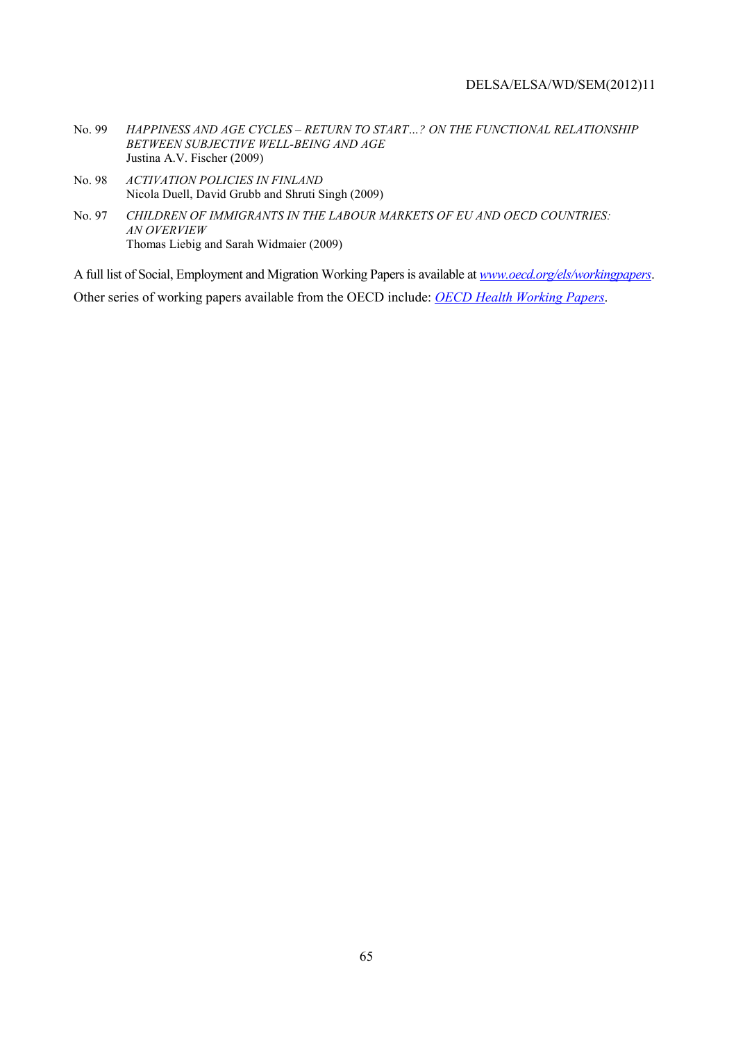No. 99 *HAPPINESS AND AGE CYCLES – RETURN TO START…? ON THE FUNCTIONAL RELATIONSHIP BETWEEN SUBJECTIVE WELL-BEING AND AGE*
Justina A.V. Fischer (2009)

No. 98 *ACTIVATION POLICIES IN FINLAND*
Nicola Duell, David Grubb and Shruti Singh (2009)

No. 97 *CHILDREN OF IMMIGRANTS IN THE LABOUR MARKETS OF EU AND OECD COUNTRIES: AN OVERVIEW*
Thomas Liebig and Sarah Widmaier (2009)

A full list of Social, Employment and Migration Working Papers is available at *www.oecd.org/els/workingpapers*.

Other series of working papers available from the OECD include: *OECD Health Working Papers*.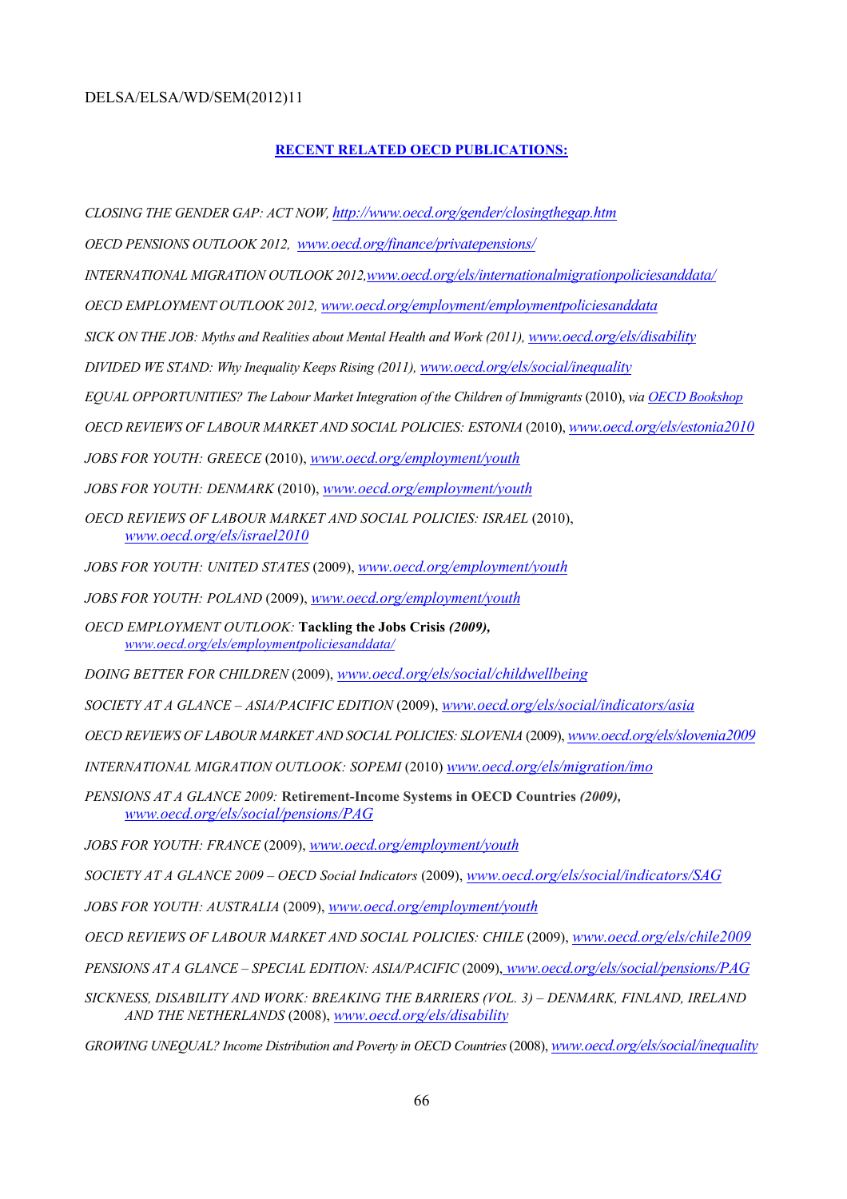**RECENT RELATED OECD PUBLICATIONS:**

*CLOSING THE GENDER GAP: ACT NOW, http://www.oecd.org/gender/closingthegap.htm*

*OECD PENSIONS OUTLOOK 2012, www.oecd.org/finance/privatepensions/*

*INTERNATIONAL MIGRATION OUTLOOK 2012, www.oecd.org/els/internationalmigrationpoliciesanddata/*

*OECD EMPLOYMENT OUTLOOK 2012, www.oecd.org/employment/employmentpoliciesanddata*

*SICK ON THE JOB: Myths and Realities about Mental Health and Work (2011), www.oecd.org/els/disability*

*DIVIDED WE STAND: Why Inequality Keeps Rising (2011), www.oecd.org/els/social/inequality*

*EQUAL OPPORTUNITIES? The Labour Market Integration of the Children of Immigrants* (2010), *via OECD Bookshop*

*OECD REVIEWS OF LABOUR MARKET AND SOCIAL POLICIES: ESTONIA* (2010), *www.oecd.org/els/estonia2010*

*JOBS FOR YOUTH: GREECE* (2010), *www.oecd.org/employment/youth*

*JOBS FOR YOUTH: DENMARK* (2010), *www.oecd.org/employment/youth*

*OECD REVIEWS OF LABOUR MARKET AND SOCIAL POLICIES: ISRAEL* (2010), *www.oecd.org/els/israel2010*

*JOBS FOR YOUTH: UNITED STATES* (2009), *www.oecd.org/employment/youth*

*JOBS FOR YOUTH: POLAND* (2009), *www.oecd.org/employment/youth*

*OECD EMPLOYMENT OUTLOOK:* **Tackling the Jobs Crisis** ***(2009),*** *www.oecd.org/els/employmentpoliciesanddata/*

*DOING BETTER FOR CHILDREN* (2009), *www.oecd.org/els/social/childwellbeing*

*SOCIETY AT A GLANCE – ASIA/PACIFIC EDITION* (2009), *www.oecd.org/els/social/indicators/asia*

*OECD REVIEWS OF LABOUR MARKET AND SOCIAL POLICIES: SLOVENIA* (2009), *www.oecd.org/els/slovenia2009*

*INTERNATIONAL MIGRATION OUTLOOK: SOPEMI* (2010) *www.oecd.org/els/migration/imo*

*PENSIONS AT A GLANCE 2009:* **Retirement-Income Systems in OECD Countries** ***(2009),*** *www.oecd.org/els/social/pensions/PAG*

*JOBS FOR YOUTH: FRANCE* (2009), *www.oecd.org/employment/youth*

*SOCIETY AT A GLANCE 2009 – OECD Social Indicators* (2009), *www.oecd.org/els/social/indicators/SAG*

*JOBS FOR YOUTH: AUSTRALIA* (2009), *www.oecd.org/employment/youth*

*OECD REVIEWS OF LABOUR MARKET AND SOCIAL POLICIES: CHILE* (2009), *www.oecd.org/els/chile2009*

*PENSIONS AT A GLANCE – SPECIAL EDITION: ASIA/PACIFIC* (2009), *www.oecd.org/els/social/pensions/PAG*

*SICKNESS, DISABILITY AND WORK: BREAKING THE BARRIERS (VOL. 3) – DENMARK, FINLAND, IRELAND AND THE NETHERLANDS* (2008), *www.oecd.org/els/disability*

*GROWING UNEQUAL? Income Distribution and Poverty in OECD Countries* (2008), *www.oecd.org/els/social/inequality*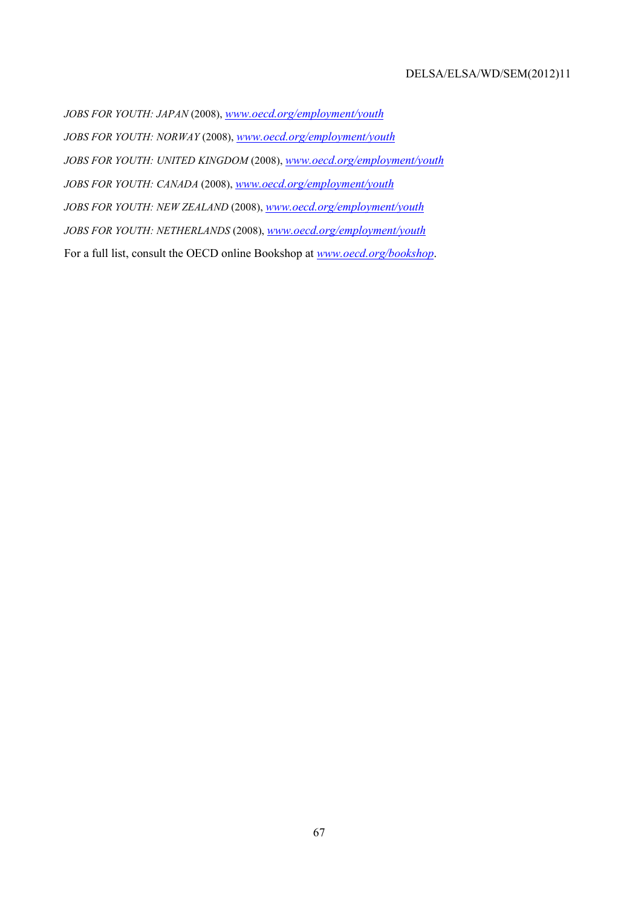*JOBS FOR YOUTH: JAPAN* (2008), *www.oecd.org/employment/youth*

*JOBS FOR YOUTH: NORWAY* (2008), *www.oecd.org/employment/youth*

*JOBS FOR YOUTH: UNITED KINGDOM* (2008), *www.oecd.org/employment/youth*

*JOBS FOR YOUTH: CANADA* (2008), *www.oecd.org/employment/youth*

*JOBS FOR YOUTH: NEW ZEALAND* (2008), *www.oecd.org/employment/youth*

*JOBS FOR YOUTH: NETHERLANDS* (2008), *www.oecd.org/employment/youth*

For a full list, consult the OECD online Bookshop at *www.oecd.org/bookshop*.